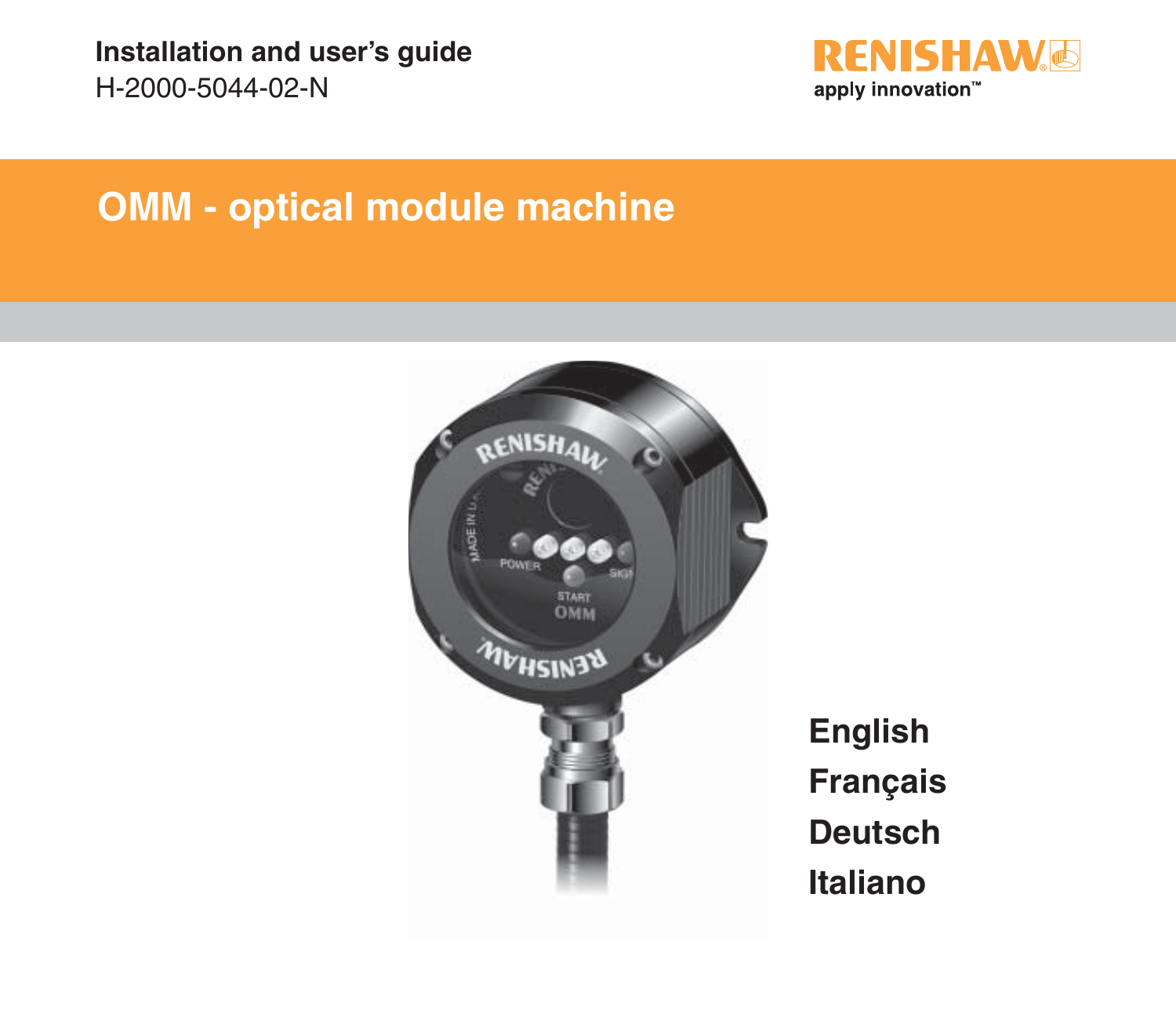**Installation and user's guide**
H-2000-5044-02-N

RENISHAW
apply innovation™

# OMM - optical module machine

English
Français
Deutsch
Italiano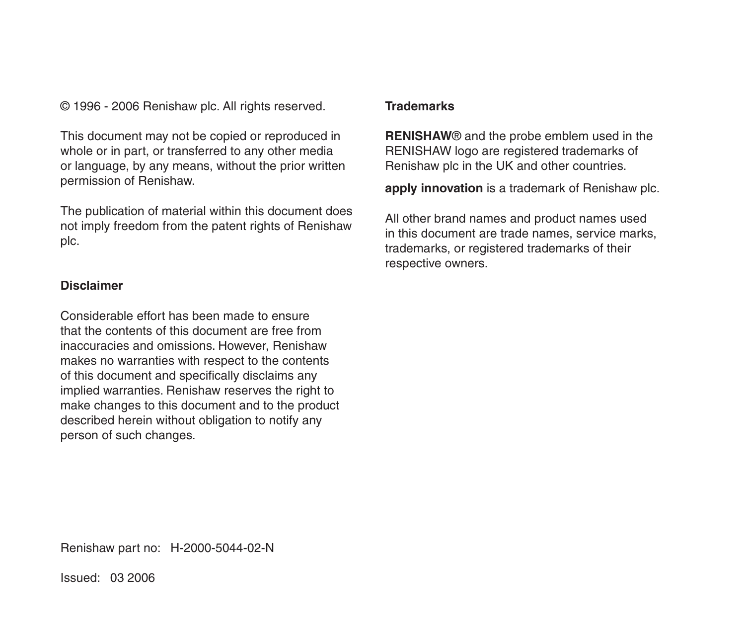© 1996 - 2006 Renishaw plc. All rights reserved.

This document may not be copied or reproduced in whole or in part, or transferred to any other media or language, by any means, without the prior written permission of Renishaw.

The publication of material within this document does not imply freedom from the patent rights of Renishaw plc.

**Disclaimer**

Considerable effort has been made to ensure that the contents of this document are free from inaccuracies and omissions. However, Renishaw makes no warranties with respect to the contents of this document and specifically disclaims any implied warranties. Renishaw reserves the right to make changes to this document and to the product described herein without obligation to notify any person of such changes.

Renishaw part no:   H-2000-5044-02-N

Issued:   03 2006

**Trademarks**

**RENISHAW**® and the probe emblem used in the RENISHAW logo are registered trademarks of Renishaw plc in the UK and other countries.

**apply innovation** is a trademark of Renishaw plc.

All other brand names and product names used in this document are trade names, service marks, trademarks, or registered trademarks of their respective owners.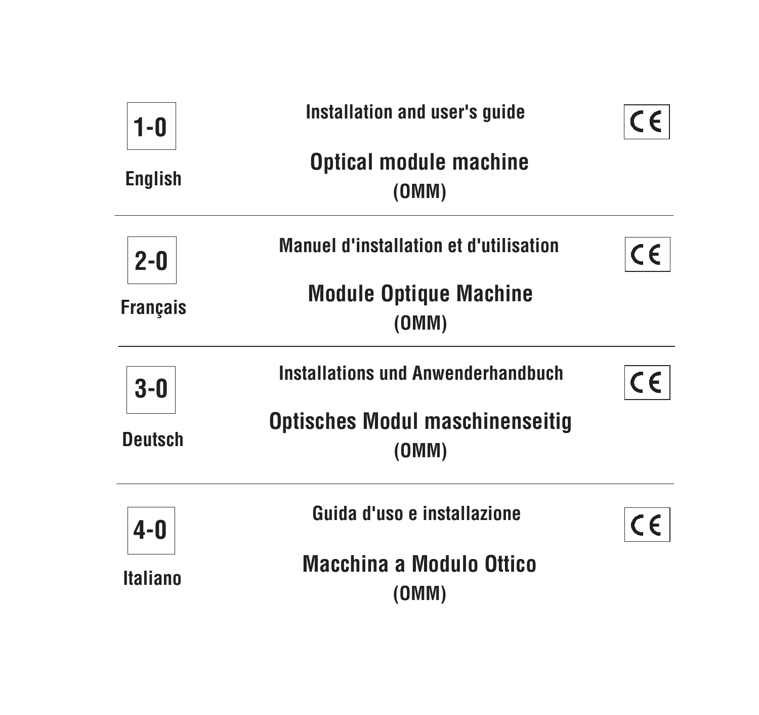**1-0**

**English**

**Installation and user's guide**

## Optical module machine
**(OMM)**

CE

---

**2-0**

**Français**

**Manuel d'installation et d'utilisation**

## Module Optique Machine
**(OMM)**

CE

---

**3-0**

**Deutsch**

**Installations und Anwenderhandbuch**

## Optisches Modul maschinenseitig
**(OMM)**

CE

---

**4-0**

**Italiano**

**Guida d'uso e installazione**

## Macchina a Modulo Ottico
**(OMM)**

CE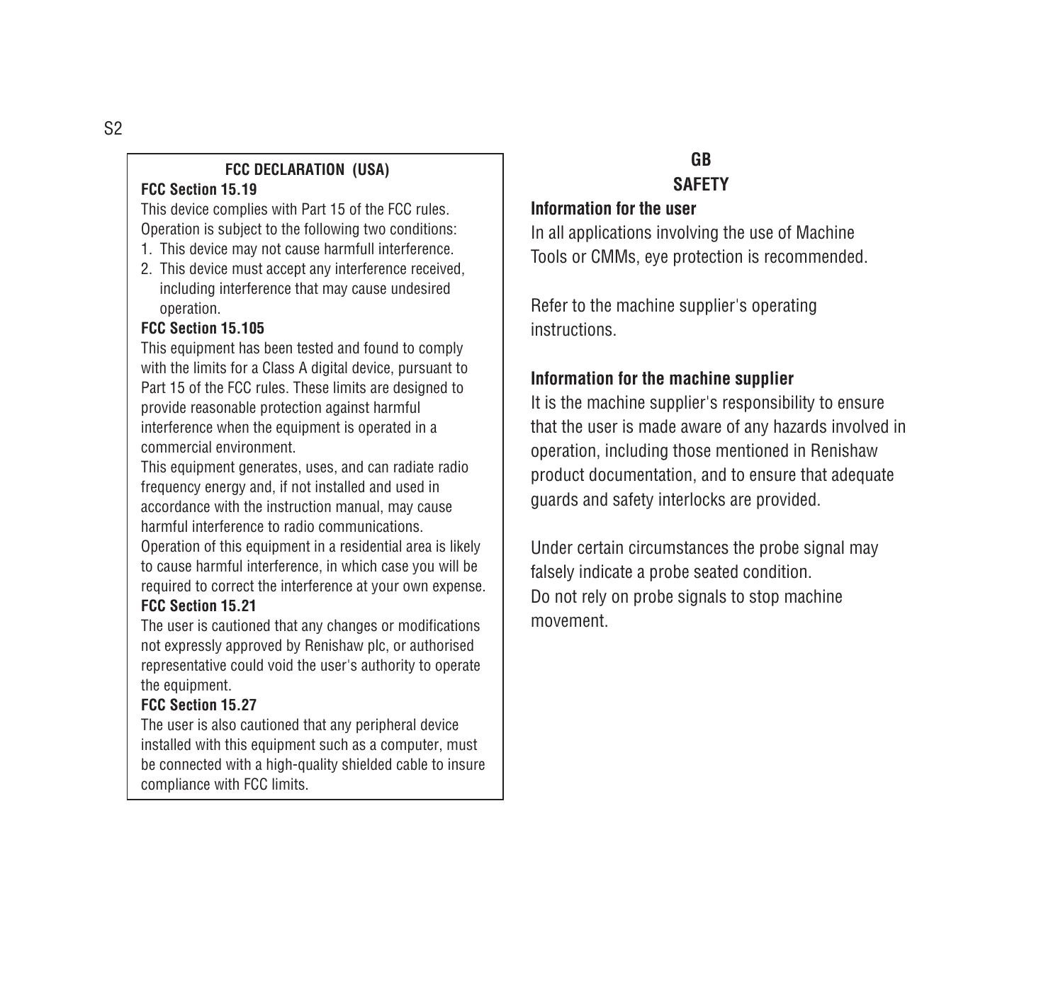## FCC DECLARATION (USA)

**FCC Section 15.19**

This device complies with Part 15 of the FCC rules. Operation is subject to the following two conditions:

1. This device may not cause harmfull interference.
2. This device must accept any interference received, including interference that may cause undesired operation.

**FCC Section 15.105**

This equipment has been tested and found to comply with the limits for a Class A digital device, pursuant to Part 15 of the FCC rules. These limits are designed to provide reasonable protection against harmful interference when the equipment is operated in a commercial environment.

This equipment generates, uses, and can radiate radio frequency energy and, if not installed and used in accordance with the instruction manual, may cause harmful interference to radio communications.

Operation of this equipment in a residential area is likely to cause harmful interference, in which case you will be required to correct the interference at your own expense.

**FCC Section 15.21**

The user is cautioned that any changes or modifications not expressly approved by Renishaw plc, or authorised representative could void the user's authority to operate the equipment.

**FCC Section 15.27**

The user is also cautioned that any peripheral device installed with this equipment such as a computer, must be connected with a high-quality shielded cable to insure compliance with FCC limits.

## GB

## SAFETY

**Information for the user**

In all applications involving the use of Machine Tools or CMMs, eye protection is recommended.

Refer to the machine supplier's operating instructions.

**Information for the machine supplier**

It is the machine supplier's responsibility to ensure that the user is made aware of any hazards involved in operation, including those mentioned in Renishaw product documentation, and to ensure that adequate guards and safety interlocks are provided.

Under certain circumstances the probe signal may falsely indicate a probe seated condition.
Do not rely on probe signals to stop machine movement.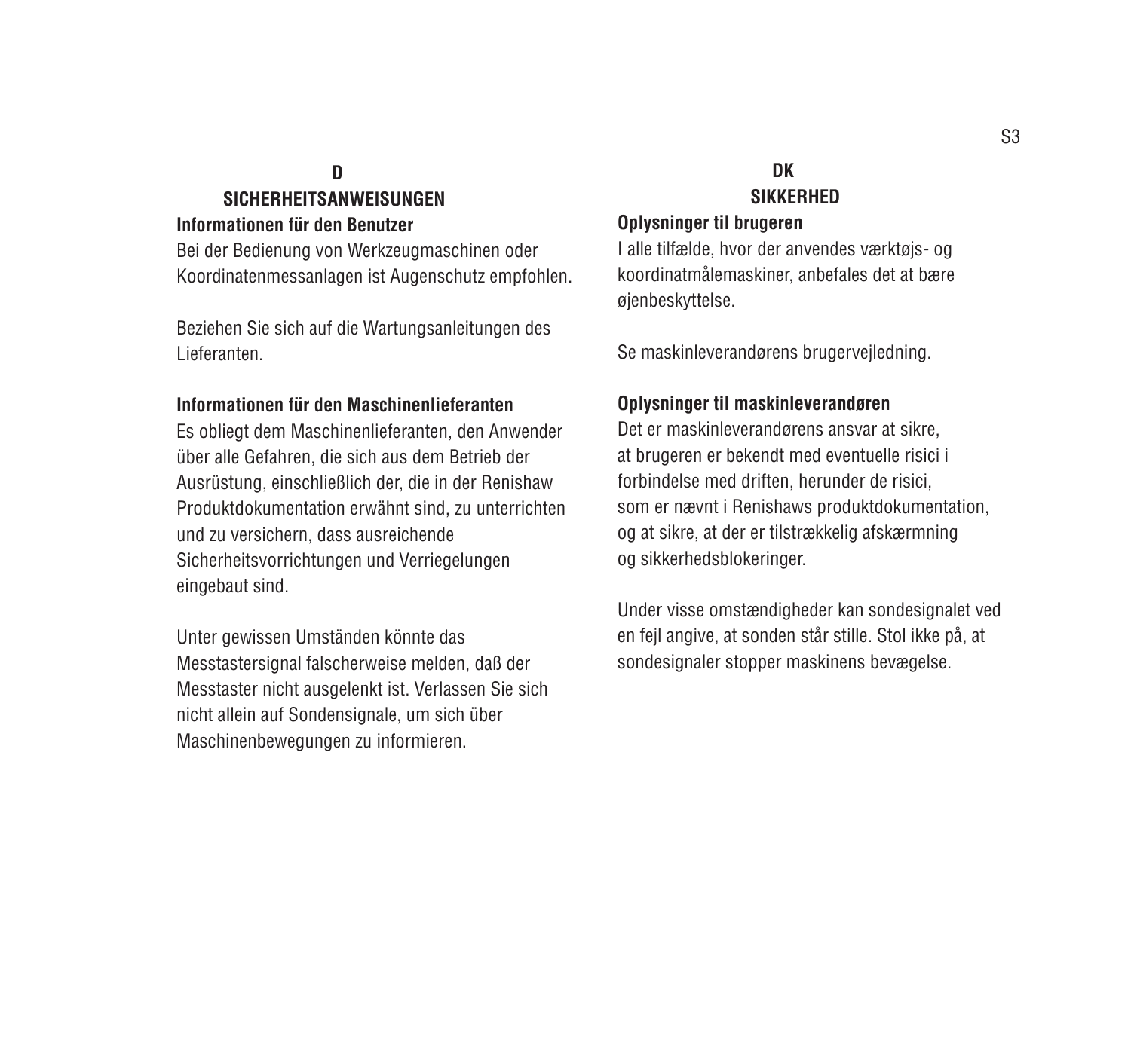# D

## SICHERHEITSANWEISUNGEN

### Informationen für den Benutzer

Bei der Bedienung von Werkzeugmaschinen oder Koordinatenmessanlagen ist Augenschutz empfohlen.

Beziehen Sie sich auf die Wartungsanleitungen des Lieferanten.

### Informationen für den Maschinenlieferanten

Es obliegt dem Maschinenlieferanten, den Anwender über alle Gefahren, die sich aus dem Betrieb der Ausrüstung, einschließlich der, die in der Renishaw Produktdokumentation erwähnt sind, zu unterrichten und zu versichern, dass ausreichende Sicherheitsvorrichtungen und Verriegelungen eingebaut sind.

Unter gewissen Umständen könnte das Messtastersignal falscherweise melden, daß der Messtaster nicht ausgelenkt ist. Verlassen Sie sich nicht allein auf Sondensignale, um sich über Maschinenbewegungen zu informieren.

# DK

## SIKKERHED

### Oplysninger til brugeren

I alle tilfælde, hvor der anvendes værktøjs- og koordinatmålemaskiner, anbefales det at bære øjenbeskyttelse.

Se maskinleverandørens brugervejledning.

### Oplysninger til maskinleverandøren

Det er maskinleverandørens ansvar at sikre, at brugeren er bekendt med eventuelle risici i forbindelse med driften, herunder de risici, som er nævnt i Renishaws produktdokumentation, og at sikre, at der er tilstrækkelig afskærmning og sikkerhedsblokeringer.

Under visse omstændigheder kan sondesignalet ved en fejl angive, at sonden står stille. Stol ikke på, at sondesignaler stopper maskinens bevægelse.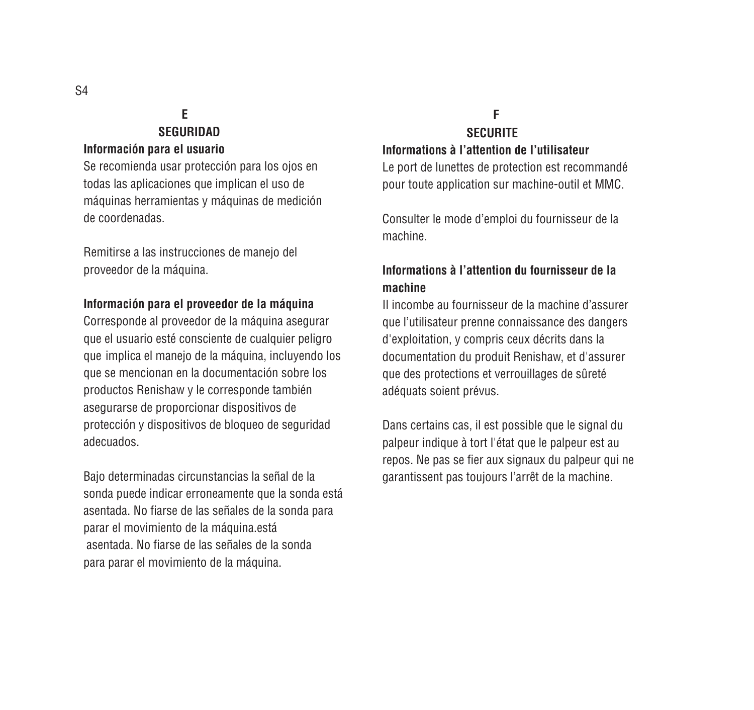## E

## SEGURIDAD

### Información para el usuario

Se recomienda usar protección para los ojos en todas las aplicaciones que implican el uso de máquinas herramientas y máquinas de medición de coordenadas.

Remitirse a las instrucciones de manejo del proveedor de la máquina.

### Información para el proveedor de la máquina

Corresponde al proveedor de la máquina asegurar que el usuario esté consciente de cualquier peligro que implica el manejo de la máquina, incluyendo los que se mencionan en la documentación sobre los productos Renishaw y le corresponde también asegurarse de proporcionar dispositivos de protección y dispositivos de bloqueo de seguridad adecuados.

Bajo determinadas circunstancias la señal de la sonda puede indicar erroneamente que la sonda está asentada. No fiarse de las señales de la sonda para parar el movimiento de la máquina.está asentada. No fiarse de las señales de la sonda para parar el movimiento de la máquina.

## F

## SECURITE

### Informations à l'attention de l'utilisateur

Le port de lunettes de protection est recommandé pour toute application sur machine-outil et MMC.

Consulter le mode d'emploi du fournisseur de la machine.

### Informations à l'attention du fournisseur de la machine

Il incombe au fournisseur de la machine d'assurer que l'utilisateur prenne connaissance des dangers d'exploitation, y compris ceux décrits dans la documentation du produit Renishaw, et d'assurer que des protections et verrouillages de sûreté adéquats soient prévus.

Dans certains cas, il est possible que le signal du palpeur indique à tort l'état que le palpeur est au repos. Ne pas se fier aux signaux du palpeur qui ne garantissent pas toujours l'arrêt de la machine.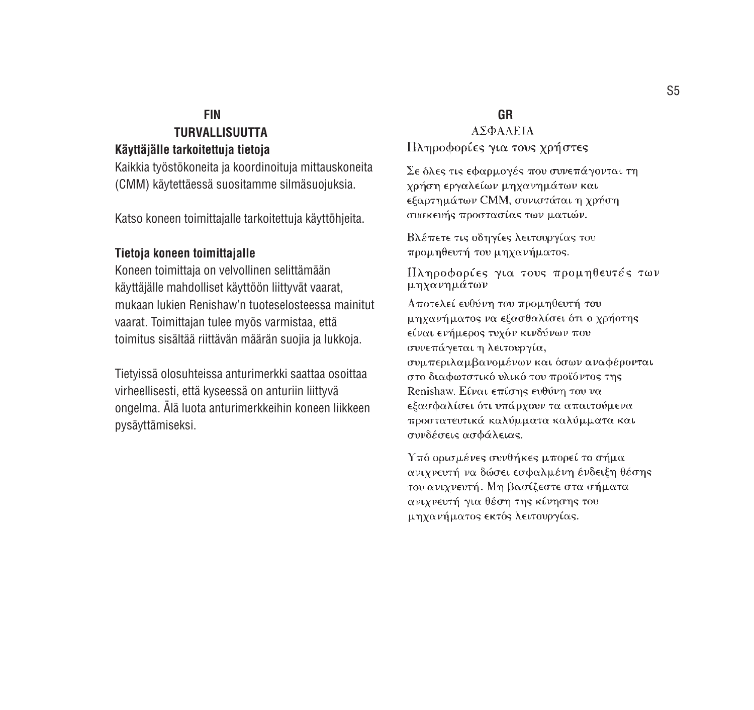## FIN

## TURVALLISUUTTA

### Käyttäjälle tarkoitettuja tietoja

Kaikkia työstökoneita ja koordinoituja mittauskoneita (CMM) käytettäessä suositamme silmäsuojuksia.

Katso koneen toimittajalle tarkoitettuja käyttöhjeita.

### Tietoja koneen toimittajalle

Koneen toimittaja on velvollinen selittämään käyttäjälle mahdolliset käyttöön liittyvät vaarat, mukaan lukien Renishaw'n tuoteselosteessa mainitut vaarat. Toimittajan tulee myös varmistaa, että toimitus sisältää riittävän määrän suojia ja lukkoja.

Tietyissä olosuhteissa anturimerkki saattaa osoittaa virheellisesti, että kyseessä on anturiin liittyvä ongelma. Älä luota anturimerkkeihin koneen liikkeen pysäyttämiseksi.

## GR

## ΑΣΦΑΛΕΙΑ

### Πληροφορίες για τους χρήστες

Σε όλες τις εφαρμογές που συνεπάγονται τη χρήση εργαλείων μηχανημάτων και εξαρτημάτων CMM, συνιστάται η χρήση συσκευής προστασίας των ματιών.

Βλέπετε τις οδηγίες λειτουργίας του προμηθευτή του μηχανήματος.

### Πληροφορίες για τους προμηθευτές των μηχανημάτων

Αποτελεί ευθύνη του προμηθευτή του μηχανήματος να εξασθαλίσει ότι ο χρήστης είναι ενήμερος τυχόν κινδύνων που συνεπάγεται η λειτουργία, συμπεριλαμβανομένων και όσων αναφέρονται στο διαφωτιστικό υλικό του προϊόντος της Renishaw. Είναι επίσης ευθύνη του να εξασφαλίσει ότι υπάρχουν τα απαιτούμενα προστατευτικά καλύμματα καλύμματα και συνδέσεις ασφάλειας.

Υπό ορισμένες συνθήκες μπορεί το σήμα ανιχνευτή να δώσει εσφαλμένη ένδειξη θέσης του ανιχνευτή. Μη βασίζεστε στα σήματα ανιχνευτή για θέση της κίνησης του μηχανήματος εκτός λειτουργίας.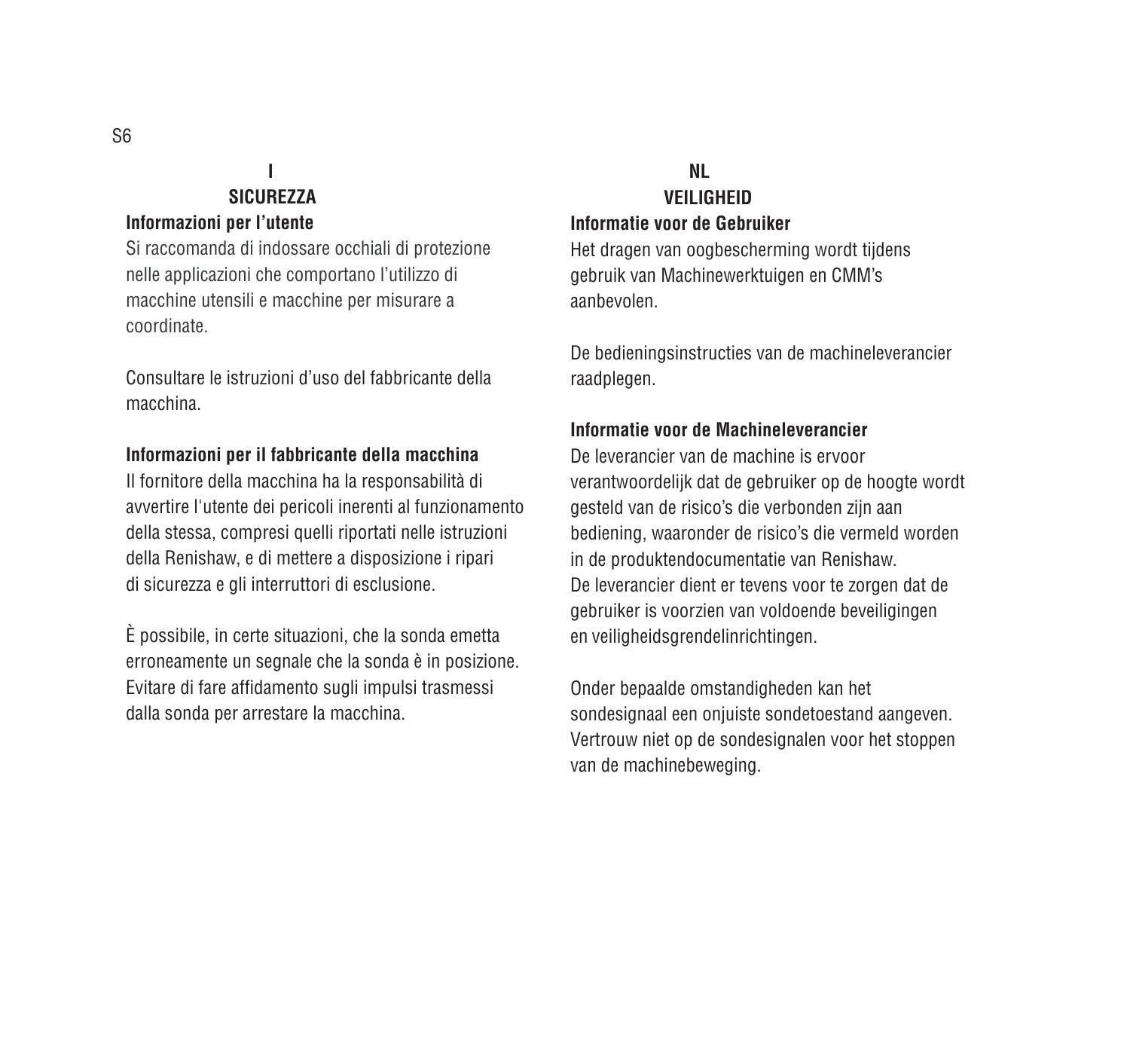## I

### SICUREZZA

**Informazioni per l'utente**

Si raccomanda di indossare occhiali di protezione nelle applicazioni che comportano l'utilizzo di macchine utensili e macchine per misurare a coordinate.

Consultare le istruzioni d'uso del fabbricante della macchina.

**Informazioni per il fabbricante della macchina**

Il fornitore della macchina ha la responsabilità di avvertire l'utente dei pericoli inerenti al funzionamento della stessa, compresi quelli riportati nelle istruzioni della Renishaw, e di mettere a disposizione i ripari di sicurezza e gli interruttori di esclusione.

È possibile, in certe situazioni, che la sonda emetta erroneamente un segnale che la sonda è in posizione. Evitare di fare affidamento sugli impulsi trasmessi dalla sonda per arrestare la macchina.

## NL

### VEILIGHEID

**Informatie voor de Gebruiker**

Het dragen van oogbescherming wordt tijdens gebruik van Machinewerktuigen en CMM's aanbevolen.

De bedieningsinstructies van de machineleverancier raadplegen.

**Informatie voor de Machineleverancier**

De leverancier van de machine is ervoor verantwoordelijk dat de gebruiker op de hoogte wordt gesteld van de risico's die verbonden zijn aan bediening, waaronder de risico's die vermeld worden in de produktendocumentatie van Renishaw. De leverancier dient er tevens voor te zorgen dat de gebruiker is voorzien van voldoende beveiligingen en veiligheidsgrendelinrichtingen.

Onder bepaalde omstandigheden kan het sondesignaal een onjuiste sondetoestand aangeven. Vertrouw niet op de sondesignalen voor het stoppen van de machinebeweging.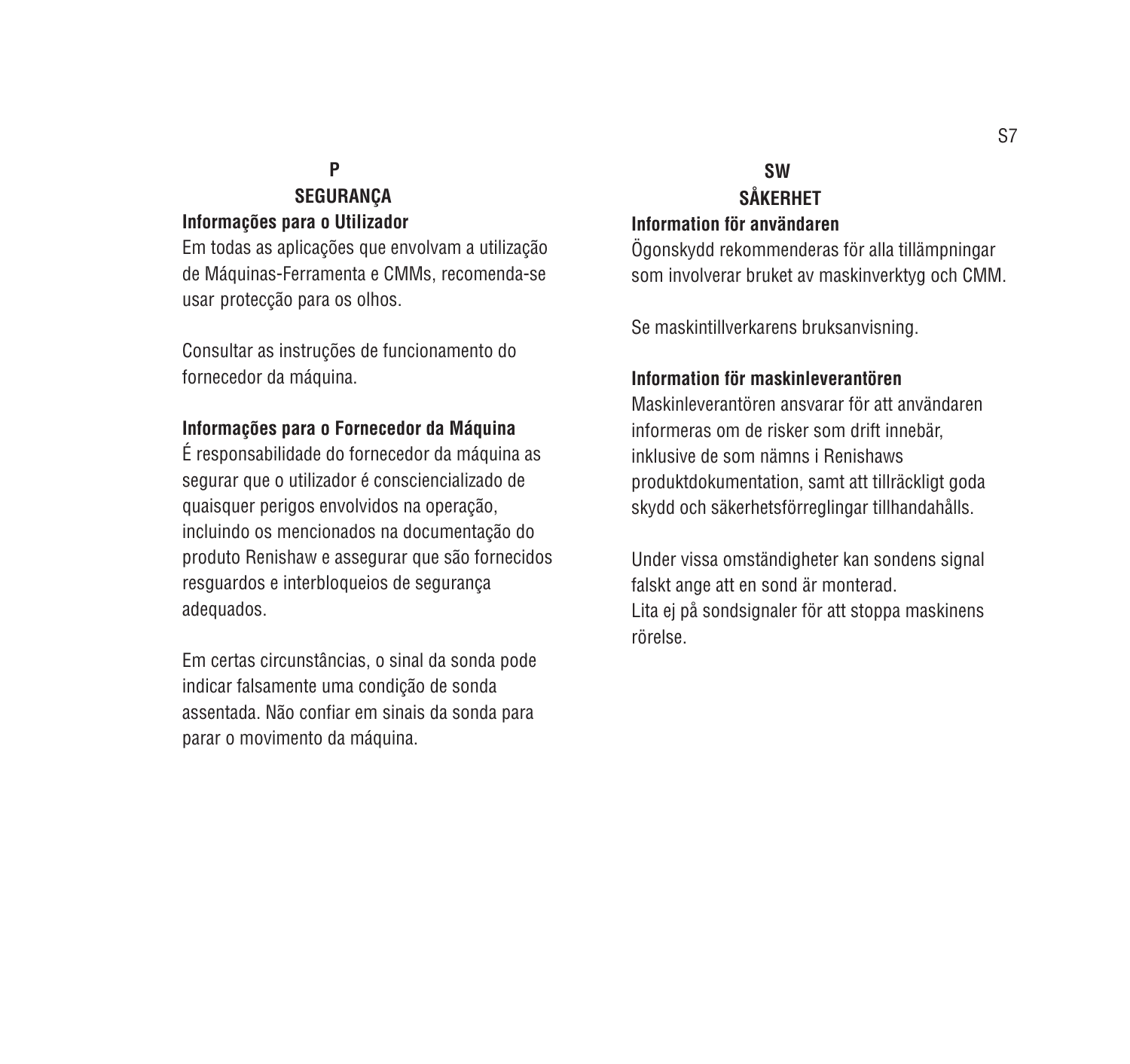## P

## SEGURANÇA

**Informações para o Utilizador**

Em todas as aplicações que envolvam a utilização de Máquinas-Ferramenta e CMMs, recomenda-se usar protecção para os olhos.

Consultar as instruções de funcionamento do fornecedor da máquina.

**Informações para o Fornecedor da Máquina**

É responsabilidade do fornecedor da máquina as segurar que o utilizador é consciencializado de quaisquer perigos envolvidos na operação, incluindo os mencionados na documentação do produto Renishaw e assegurar que são fornecidos resguardos e interbloqueios de segurança adequados.

Em certas circunstâncias, o sinal da sonda pode indicar falsamente uma condição de sonda assentada. Não confiar em sinais da sonda para parar o movimento da máquina.

## SW

## SÅKERHET

**Information för användaren**

Ögonskydd rekommenderas för alla tillämpningar som involverar bruket av maskinverktyg och CMM.

Se maskintillverkarens bruksanvisning.

**Information för maskinleverantören**

Maskinleverantören ansvarar för att användaren informeras om de risker som drift innebär, inklusive de som nämns i Renishaws produktdokumentation, samt att tillräckligt goda skydd och säkerhetsförreglingar tillhandahålls.

Under vissa omständigheter kan sondens signal falskt ange att en sond är monterad.
Lita ej på sondsignaler för att stoppa maskinens rörelse.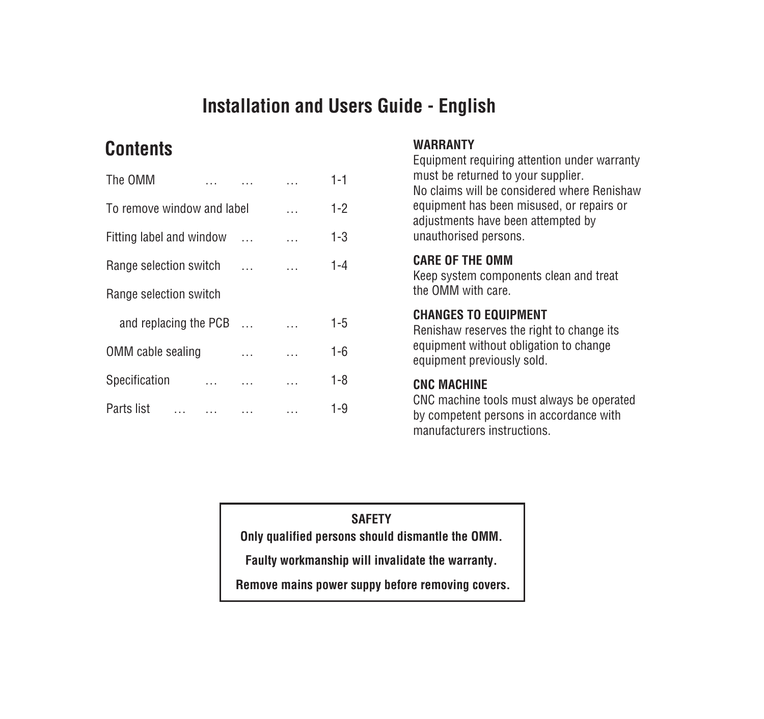# Installation and Users Guide - English

## Contents

| | |
|---|---|
| The OMM … … … | 1-1 |
| To remove window and label … | 1-2 |
| Fitting label and window … … | 1-3 |
| Range selection switch … … | 1-4 |
| Range selection switch and replacing the PCB … … | 1-5 |
| OMM cable sealing … … | 1-6 |
| Specification … … … | 1-8 |
| Parts list … … … … | 1-9 |

**WARRANTY**
Equipment requiring attention under warranty must be returned to your supplier.
No claims will be considered where Renishaw equipment has been misused, or repairs or adjustments have been attempted by unauthorised persons.

**CARE OF THE OMM**
Keep system components clean and treat the OMM with care.

**CHANGES TO EQUIPMENT**
Renishaw reserves the right to change its equipment without obligation to change equipment previously sold.

**CNC MACHINE**
CNC machine tools must always be operated by competent persons in accordance with manufacturers instructions.

**SAFETY**

**Only qualified persons should dismantle the OMM.**

**Faulty workmanship will invalidate the warranty.**

**Remove mains power suppy before removing covers.**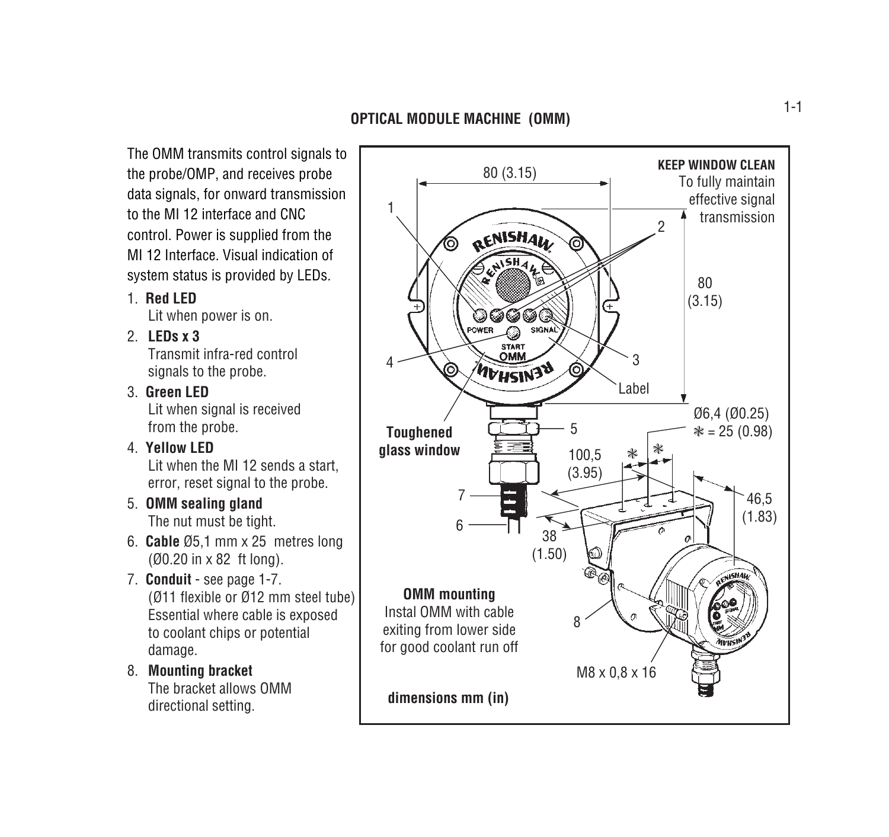# OPTICAL MODULE MACHINE (OMM)

The OMM transmits control signals to the probe/OMP, and receives probe data signals, for onward transmission to the MI 12 interface and CNC control. Power is supplied from the MI 12 Interface. Visual indication of system status is provided by LEDs.

1. **Red LED**
   Lit when power is on.
2. **LEDs x 3**
   Transmit infra-red control signals to the probe.
3. **Green LED**
   Lit when signal is received from the probe.
4. **Yellow LED**
   Lit when the MI 12 sends a start, error, reset signal to the probe.
5. **OMM sealing gland**
   The nut must be tight.
6. **Cable** Ø5,1 mm x 25 metres long (Ø0.20 in x 82 ft long).
7. **Conduit** - see page 1-7.
   (Ø11 flexible or Ø12 mm steel tube) Essential where cable is exposed to coolant chips or potential damage.
8. **Mounting bracket**
   The bracket allows OMM directional setting.

**KEEP WINDOW CLEAN**
To fully maintain effective signal transmission

80 (3.15)

80 (3.15)

Label

**Toughened glass window**

Ø6,4 (Ø0.25)
* = 25 (0.98)

100,5 (3.95)

46,5 (1.83)

38 (1.50)

**OMM mounting**
Instal OMM with cable exiting from lower side for good coolant run off

M8 x 0,8 x 16

**dimensions mm (in)**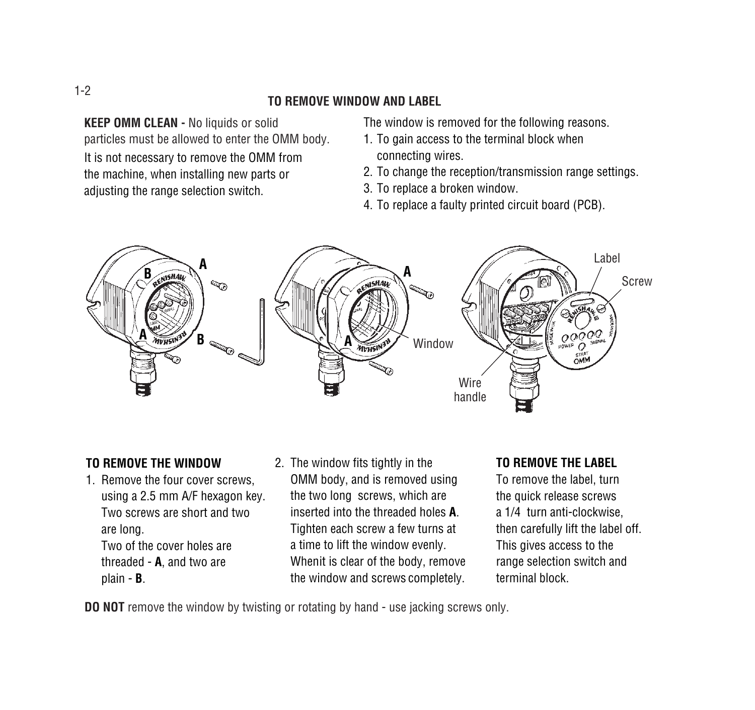## TO REMOVE WINDOW AND LABEL

**KEEP OMM CLEAN -** No liquids or solid particles must be allowed to enter the OMM body.

It is not necessary to remove the OMM from the machine, when installing new parts or adjusting the range selection switch.

The window is removed for the following reasons.

1. To gain access to the terminal block when connecting wires.
2. To change the reception/transmission range settings.
3. To replace a broken window.
4. To replace a faulty printed circuit board (PCB).

A B A B A A Window Label Screw Wire handle

### TO REMOVE THE WINDOW

1. Remove the four cover screws, using a 2.5 mm A/F hexagon key. Two screws are short and two are long.
   Two of the cover holes are threaded - **A**, and two are plain - **B**.
2. The window fits tightly in the OMM body, and is removed using the two long screws, which are inserted into the threaded holes **A**. Tighten each screw a few turns at a time to lift the window evenly. Whenit is clear of the body, remove the window and screws completely.

### TO REMOVE THE LABEL

To remove the label, turn the quick release screws a 1/4 turn anti-clockwise, then carefully lift the label off. This gives access to the range selection switch and terminal block.

**DO NOT** remove the window by twisting or rotating by hand - use jacking screws only.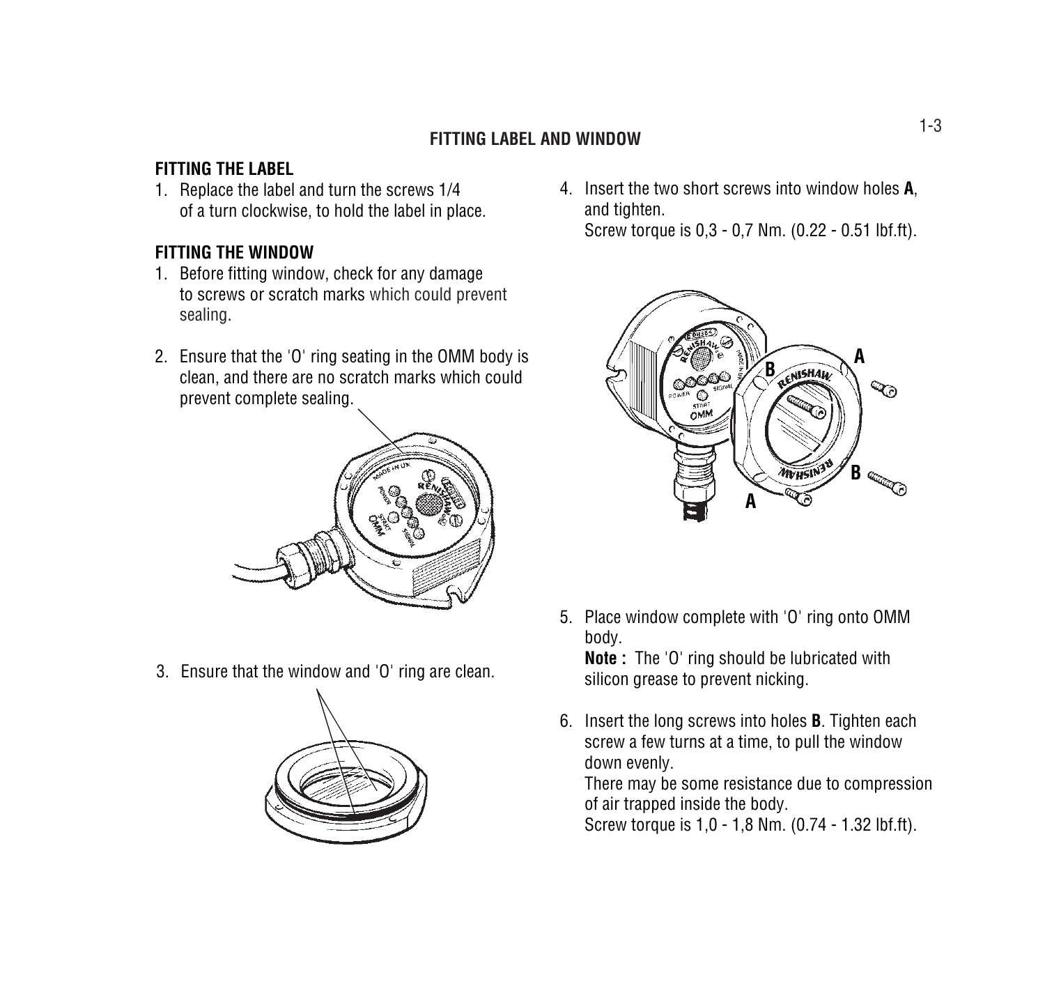## FITTING LABEL AND WINDOW

### FITTING THE LABEL

1. Replace the label and turn the screws 1/4 of a turn clockwise, to hold the label in place.

### FITTING THE WINDOW

1. Before fitting window, check for any damage to screws or scratch marks which could prevent sealing.
2. Ensure that the 'O' ring seating in the OMM body is clean, and there are no scratch marks which could prevent complete sealing.
3. Ensure that the window and 'O' ring are clean.
4. Insert the two short screws into window holes **A**, and tighten.
   Screw torque is 0,3 - 0,7 Nm. (0.22 - 0.51 lbf.ft).
5. Place window complete with 'O' ring onto OMM body.
   **Note :** The 'O' ring should be lubricated with silicon grease to prevent nicking.
6. Insert the long screws into holes **B**. Tighten each screw a few turns at a time, to pull the window down evenly.
   There may be some resistance due to compression of air trapped inside the body.
   Screw torque is 1,0 - 1,8 Nm. (0.74 - 1.32 lbf.ft).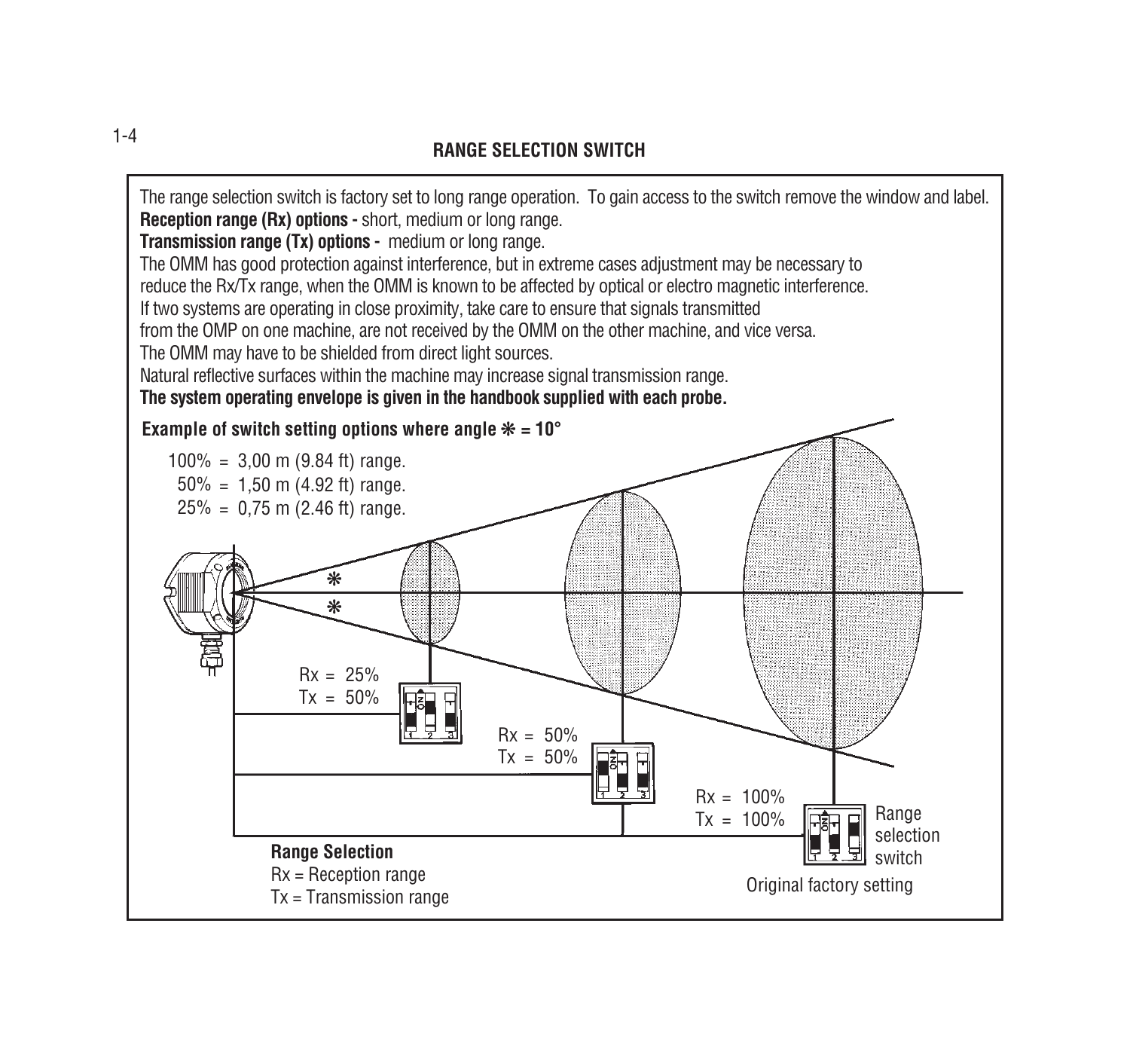# RANGE SELECTION SWITCH

The range selection switch is factory set to long range operation. To gain access to the switch remove the window and label.

**Reception range (Rx) options -** short, medium or long range.

**Transmission range (Tx) options -** medium or long range.

The OMM has good protection against interference, but in extreme cases adjustment may be necessary to reduce the Rx/Tx range, when the OMM is known to be affected by optical or electro magnetic interference.

If two systems are operating in close proximity, take care to ensure that signals transmitted from the OMP on one machine, are not received by the OMM on the other machine, and vice versa.

The OMM may have to be shielded from direct light sources.

Natural reflective surfaces within the machine may increase signal transmission range.

**The system operating envelope is given in the handbook supplied with each probe.**

**Example of switch setting options where angle ✻ = 10°**

100% = 3,00 m (9.84 ft) range.
50% = 1,50 m (4.92 ft) range.
25% = 0,75 m (2.46 ft) range.

Rx = 25%
Tx = 50%

Rx = 50%
Tx = 50%

Rx = 100%
Tx = 100%

Range selection switch

Original factory setting

**Range Selection**
Rx = Reception range
Tx = Transmission range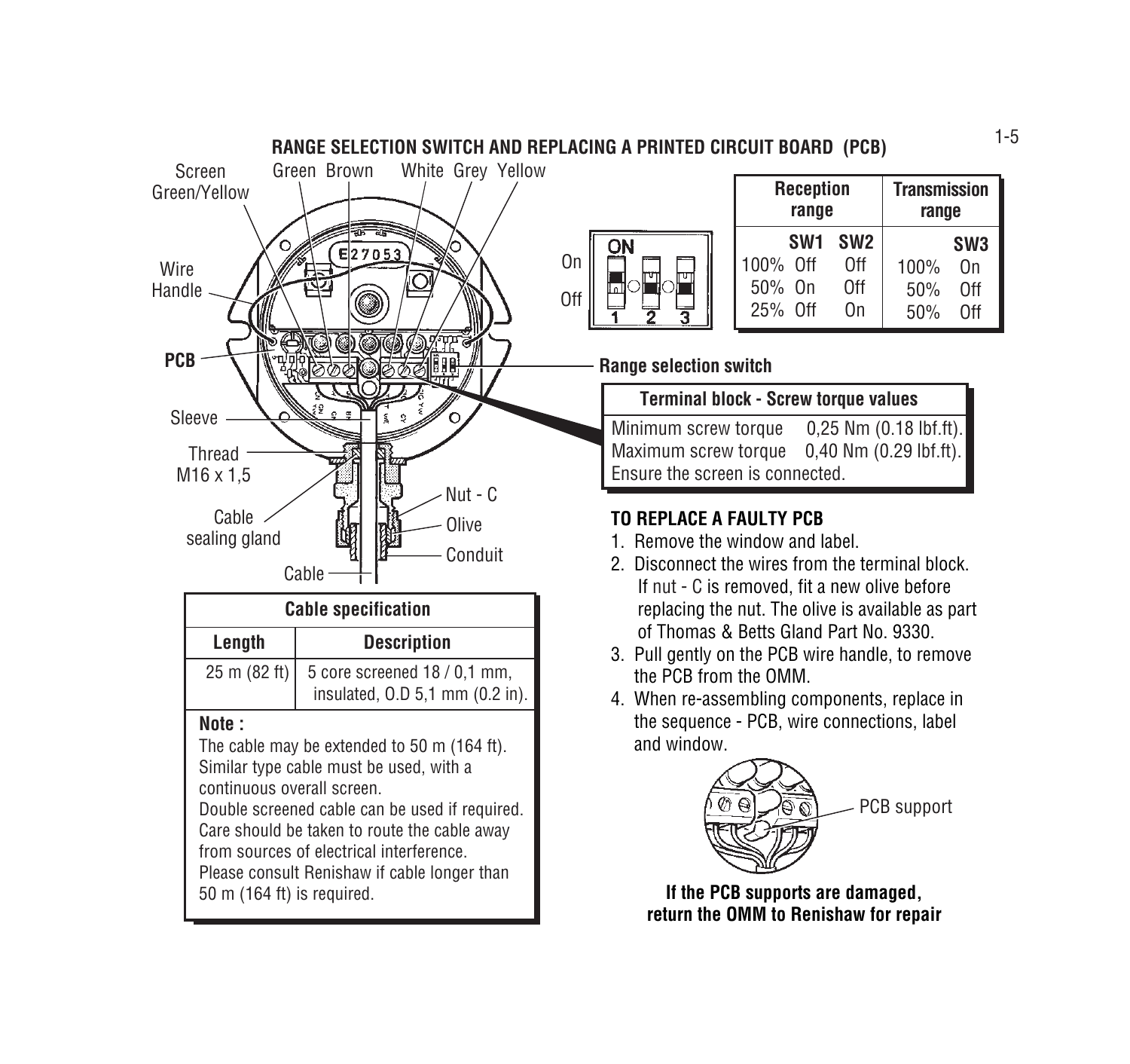## RANGE SELECTION SWITCH AND REPLACING A PRINTED CIRCUIT BOARD (PCB)

Screen Green/Yellow, Green, Brown, White, Grey, Yellow

Wire Handle

**PCB**

Sleeve

Thread M16 x 1,5

Cable sealing gland

Cable

Nut - C

Olive

Conduit

On

Off

**Range selection switch**

| Reception range | | | Transmission range | |
|---|---|---|---|---|
| | SW1 | SW2 | | SW3 |
| 100% | Off | Off | 100% | On |
| 50% | On | Off | 50% | Off |
| 25% | Off | On | 50% | Off |

| Terminal block - Screw torque values | |
|---|---|
| Minimum screw torque | 0,25 Nm (0.18 lbf.ft). |
| Maximum screw torque | 0,40 Nm (0.29 lbf.ft). |
| Ensure the screen is connected. | |

| Cable specification | |
|---|---|
| **Length** | **Description** |
| 25 m (82 ft) | 5 core screened 18 / 0,1 mm, insulated, O.D 5,1 mm (0.2 in). |

**Note :**

The cable may be extended to 50 m (164 ft). Similar type cable must be used, with a continuous overall screen.

Double screened cable can be used if required.

Care should be taken to route the cable away from sources of electrical interference.

Please consult Renishaw if cable longer than 50 m (164 ft) is required.

### TO REPLACE A FAULTY PCB

1. Remove the window and label.
2. Disconnect the wires from the terminal block. If nut - C is removed, fit a new olive before replacing the nut. The olive is available as part of Thomas & Betts Gland Part No. 9330.
3. Pull gently on the PCB wire handle, to remove the PCB from the OMM.
4. When re-assembling components, replace in the sequence - PCB, wire connections, label and window.

PCB support

**If the PCB supports are damaged, return the OMM to Renishaw for repair**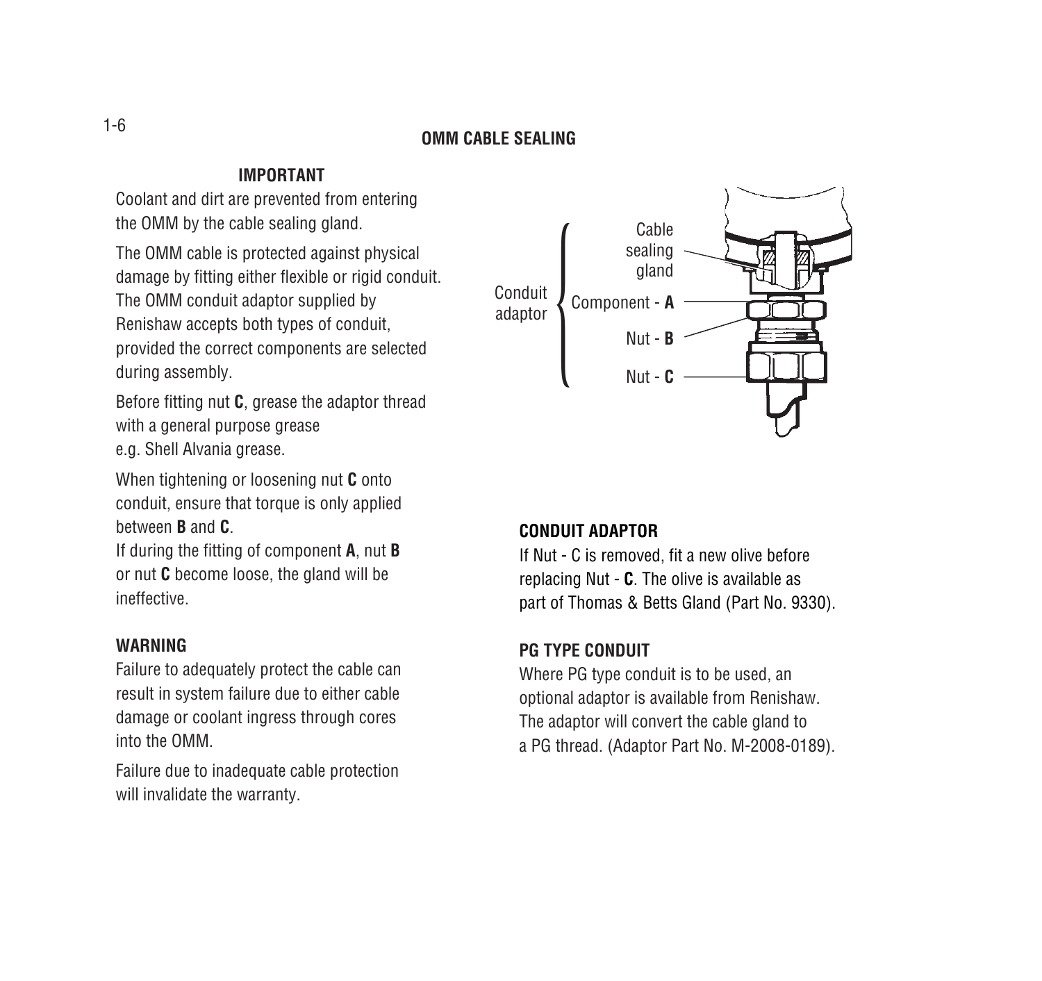# OMM CABLE SEALING

### IMPORTANT

Coolant and dirt are prevented from entering the OMM by the cable sealing gland.

The OMM cable is protected against physical damage by fitting either flexible or rigid conduit. The OMM conduit adaptor supplied by Renishaw accepts both types of conduit, provided the correct components are selected during assembly.

Before fitting nut **C**, grease the adaptor thread with a general purpose grease e.g. Shell Alvania grease.

When tightening or loosening nut **C** onto conduit, ensure that torque is only applied between **B** and **C**.
If during the fitting of component **A**, nut **B** or nut **C** become loose, the gland will be ineffective.

### WARNING

Failure to adequately protect the cable can result in system failure due to either cable damage or coolant ingress through cores into the OMM.

Failure due to inadequate cable protection will invalidate the warranty.

Conduit adaptor
Cable sealing gland
Component - **A**
Nut - **B**
Nut - **C**

### CONDUIT ADAPTOR

If Nut - C is removed, fit a new olive before replacing Nut - **C**. The olive is available as part of Thomas & Betts Gland (Part No. 9330).

### PG TYPE CONDUIT

Where PG type conduit is to be used, an optional adaptor is available from Renishaw. The adaptor will convert the cable gland to a PG thread. (Adaptor Part No. M-2008-0189).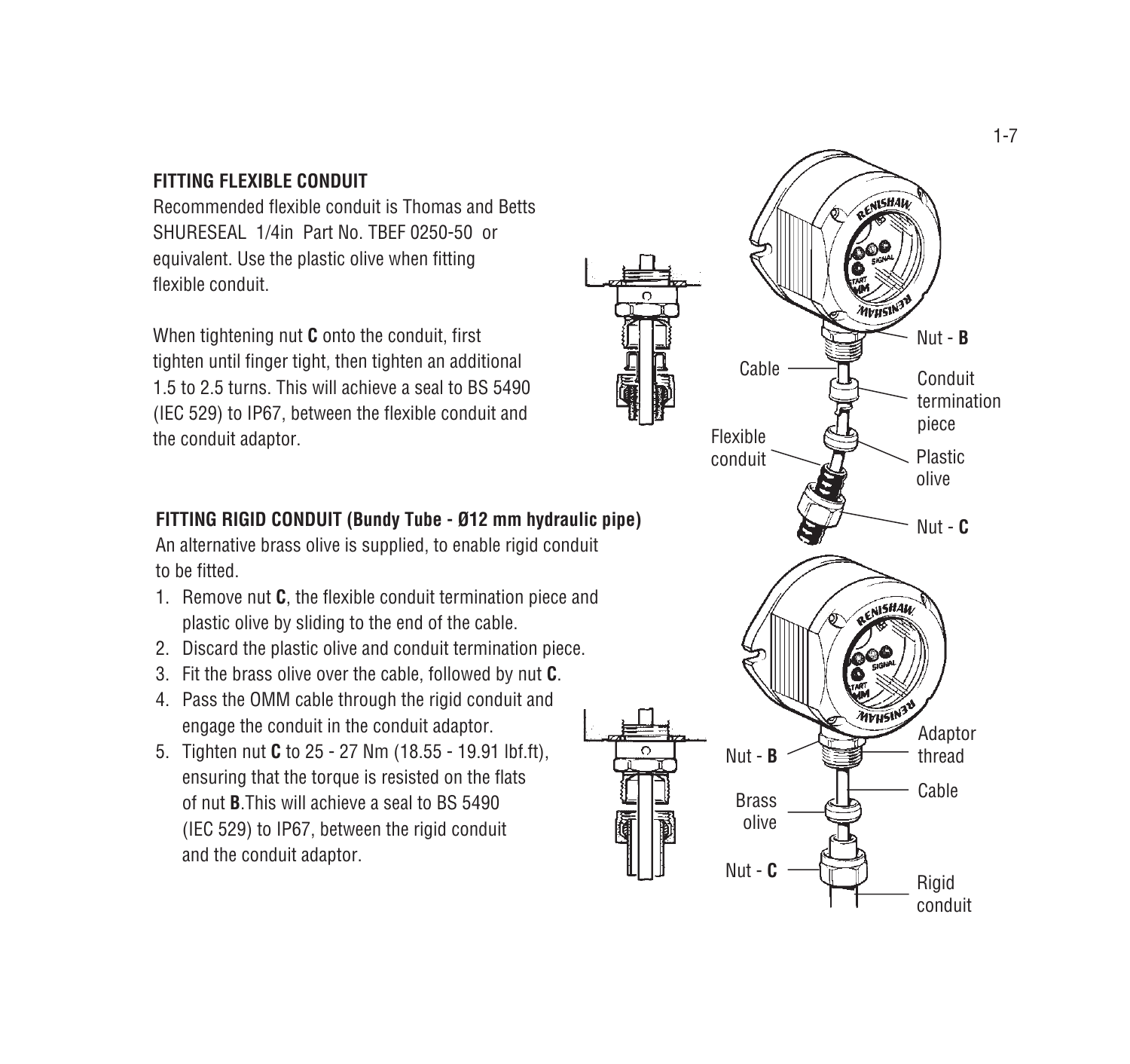## FITTING FLEXIBLE CONDUIT

Recommended flexible conduit is Thomas and Betts SHURESEAL 1/4in Part No. TBEF 0250-50 or equivalent. Use the plastic olive when fitting flexible conduit.

When tightening nut **C** onto the conduit, first tighten until finger tight, then tighten an additional 1.5 to 2.5 turns. This will achieve a seal to BS 5490 (IEC 529) to IP67, between the flexible conduit and the conduit adaptor.

Nut - **B**

Cable

Conduit termination piece

Flexible conduit

Plastic olive

Nut - **C**

## FITTING RIGID CONDUIT (Bundy Tube - Ø12 mm hydraulic pipe)

An alternative brass olive is supplied, to enable rigid conduit to be fitted.

1. Remove nut **C**, the flexible conduit termination piece and plastic olive by sliding to the end of the cable.
2. Discard the plastic olive and conduit termination piece.
3. Fit the brass olive over the cable, followed by nut **C**.
4. Pass the OMM cable through the rigid conduit and engage the conduit in the conduit adaptor.
5. Tighten nut **C** to 25 - 27 Nm (18.55 - 19.91 lbf.ft), ensuring that the torque is resisted on the flats of nut **B**.This will achieve a seal to BS 5490 (IEC 529) to IP67, between the rigid conduit and the conduit adaptor.

Adaptor thread

Nut - **B**

Cable

Brass olive

Nut - **C**

Rigid conduit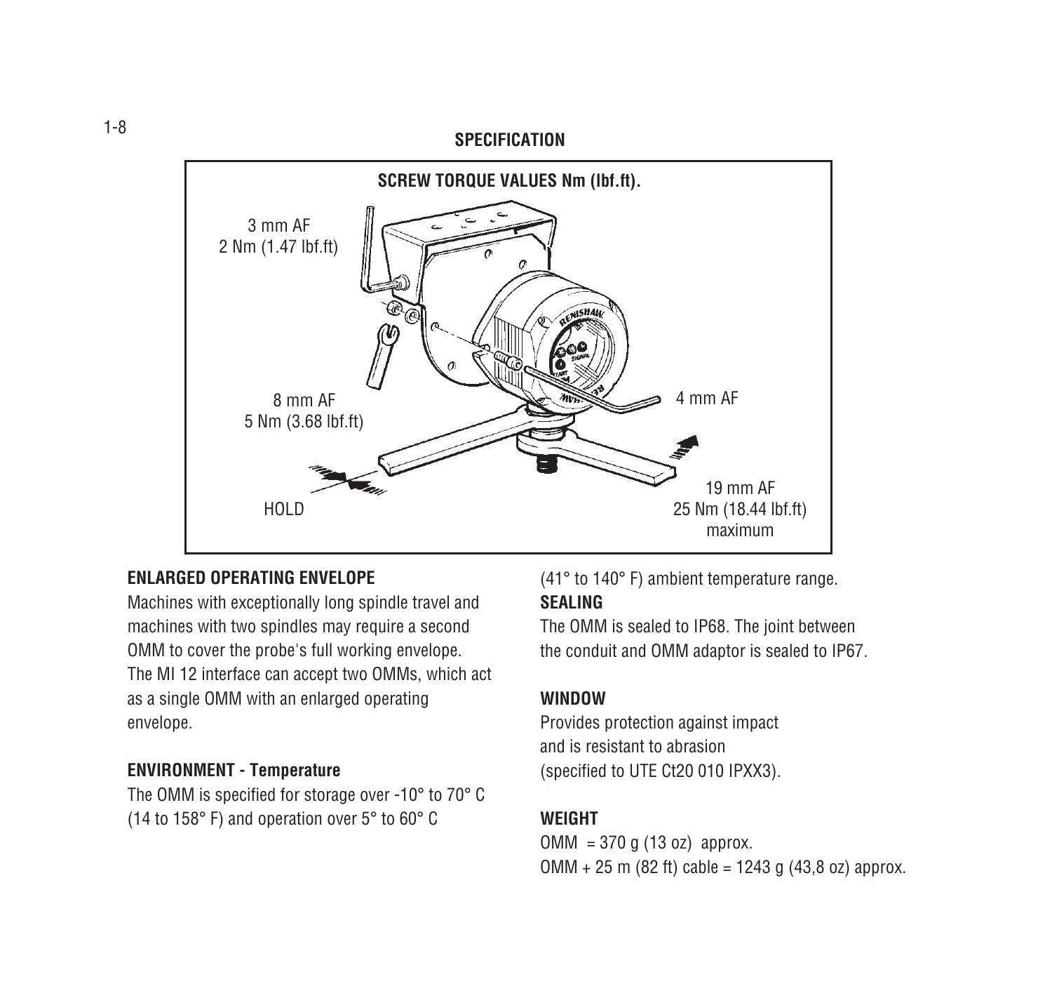## SPECIFICATION

**SCREW TORQUE VALUES Nm (lbf.ft).**

3 mm AF
2 Nm (1.47 lbf.ft)

8 mm AF
5 Nm (3.68 lbf.ft)

4 mm AF

HOLD

19 mm AF
25 Nm (18.44 lbf.ft)
maximum

### ENLARGED OPERATING ENVELOPE

Machines with exceptionally long spindle travel and machines with two spindles may require a second OMM to cover the probe's full working envelope. The MI 12 interface can accept two OMMs, which act as a single OMM with an enlarged operating envelope.

### ENVIRONMENT - Temperature

The OMM is specified for storage over -10° to 70° C (14 to 158° F) and operation over 5° to 60° C (41° to 140° F) ambient temperature range.

### SEALING

The OMM is sealed to IP68. The joint between the conduit and OMM adaptor is sealed to IP67.

### WINDOW

Provides protection against impact and is resistant to abrasion (specified to UTE Ct20 010 IPXX3).

### WEIGHT

OMM = 370 g (13 oz) approx.
OMM + 25 m (82 ft) cable = 1243 g (43,8 oz) approx.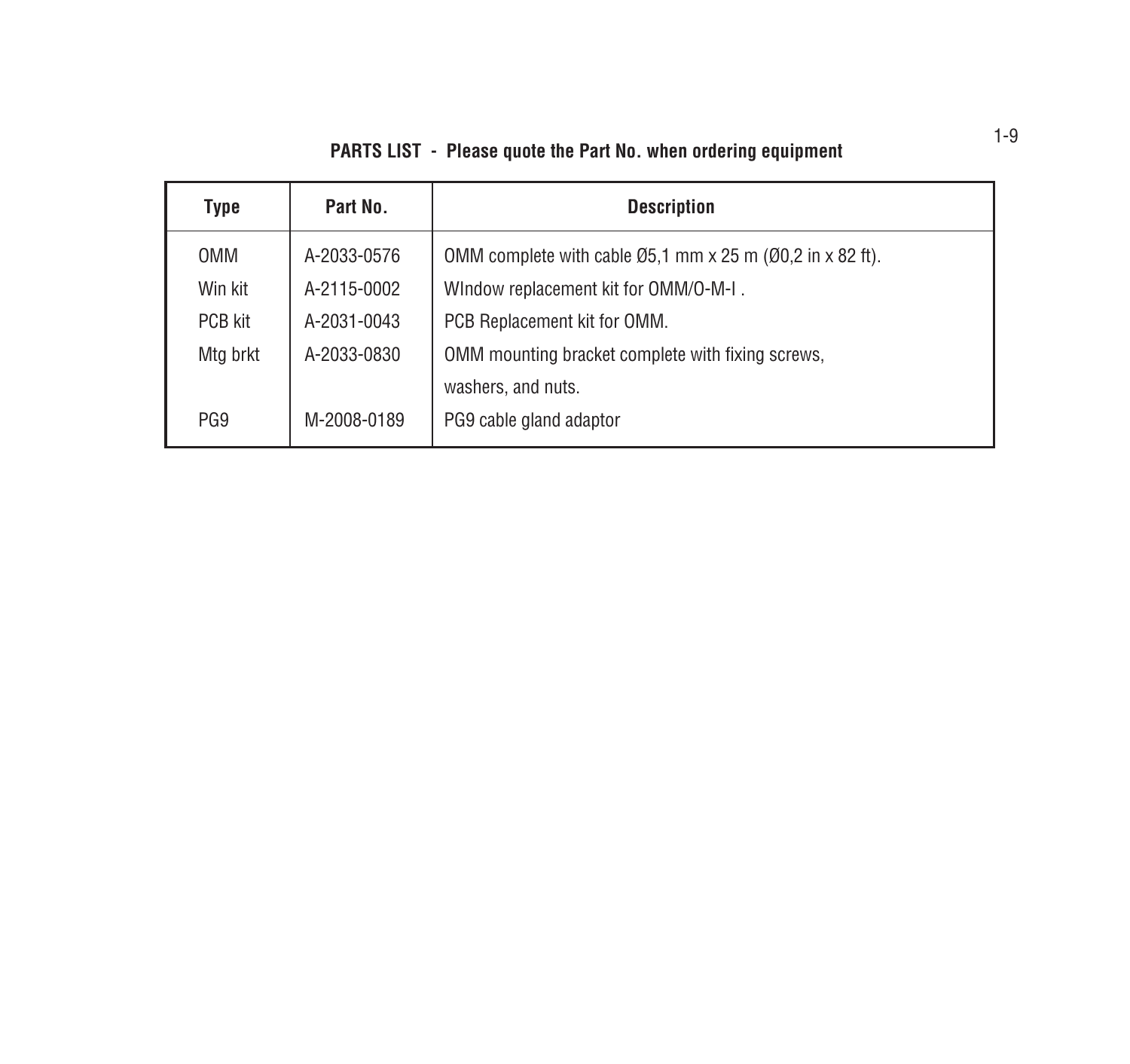**PARTS LIST - Please quote the Part No. when ordering equipment**

| Type | Part No. | Description |
|---|---|---|
| OMM | A-2033-0576 | OMM complete with cable Ø5,1 mm x 25 m (Ø0,2 in x 82 ft). |
| Win kit | A-2115-0002 | WIndow replacement kit for OMM/O-M-I . |
| PCB kit | A-2031-0043 | PCB Replacement kit for OMM. |
| Mtg brkt | A-2033-0830 | OMM mounting bracket complete with fixing screws, washers, and nuts. |
| PG9 | M-2008-0189 | PG9 cable gland adaptor |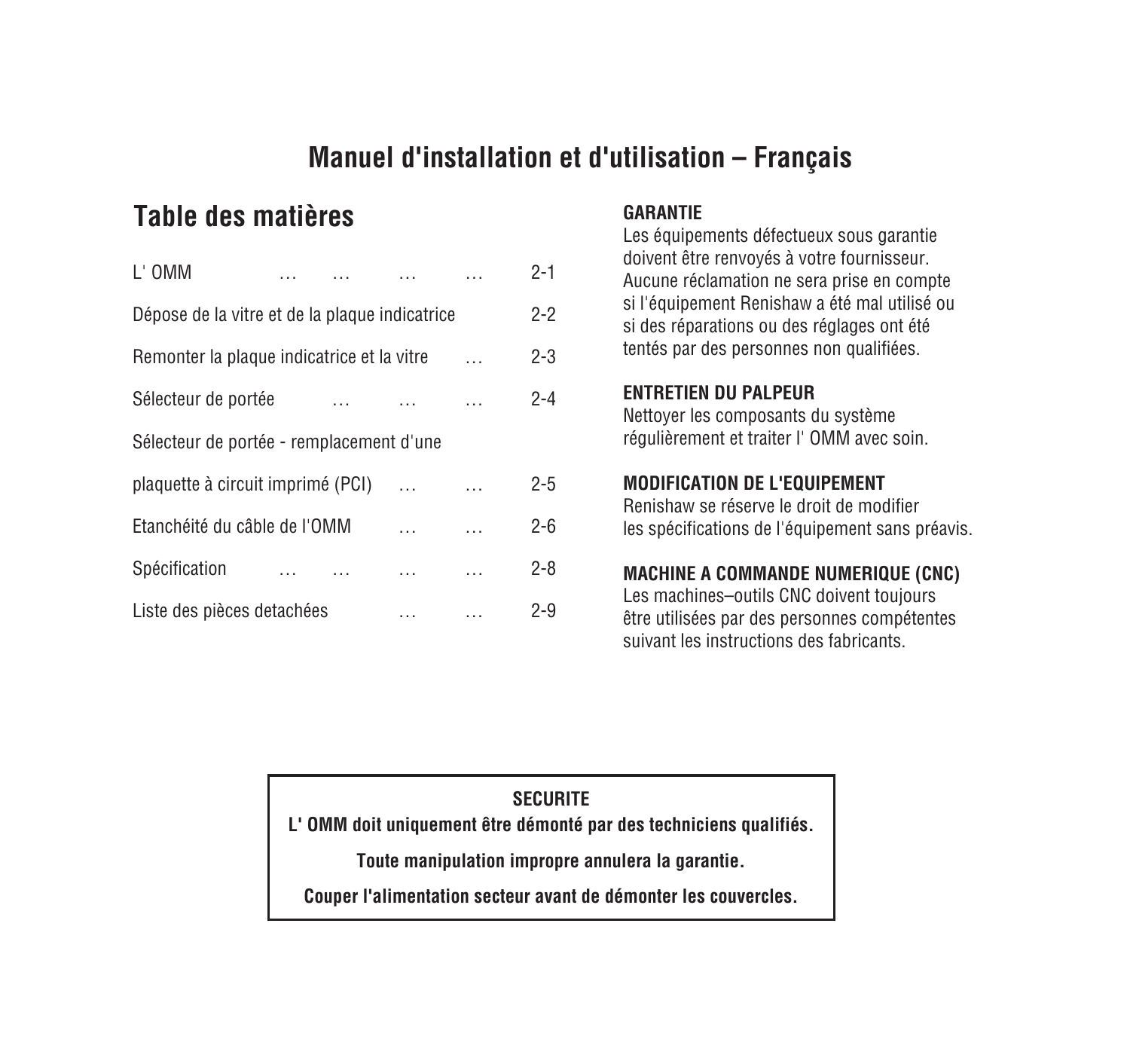# Manuel d'installation et d'utilisation – Français

## Table des matières

| | |
|---|---|
| L' OMM … … … … | 2-1 |
| Dépose de la vitre et de la plaque indicatrice | 2-2 |
| Remonter la plaque indicatrice et la vitre … | 2-3 |
| Sélecteur de portée … … … | 2-4 |
| Sélecteur de portée - remplacement d'une plaquette à circuit imprimé (PCI) … … | 2-5 |
| Etanchéité du câble de l'OMM … … | 2-6 |
| Spécification … … … … | 2-8 |
| Liste des pièces detachées … … | 2-9 |

**GARANTIE**
Les équipements défectueux sous garantie doivent être renvoyés à votre fournisseur. Aucune réclamation ne sera prise en compte si l'équipement Renishaw a été mal utilisé ou si des réparations ou des réglages ont été tentés par des personnes non qualifiées.

**ENTRETIEN DU PALPEUR**
Nettoyer les composants du système régulièrement et traiter l' OMM avec soin.

**MODIFICATION DE L'EQUIPEMENT**
Renishaw se réserve le droit de modifier les spécifications de l'équipement sans préavis.

**MACHINE A COMMANDE NUMERIQUE (CNC)**
Les machines–outils CNC doivent toujours être utilisées par des personnes compétentes suivant les instructions des fabricants.

**SECURITE**

**L' OMM doit uniquement être démonté par des techniciens qualifiés.**

**Toute manipulation impropre annulera la garantie.**

**Couper l'alimentation secteur avant de démonter les couvercles.**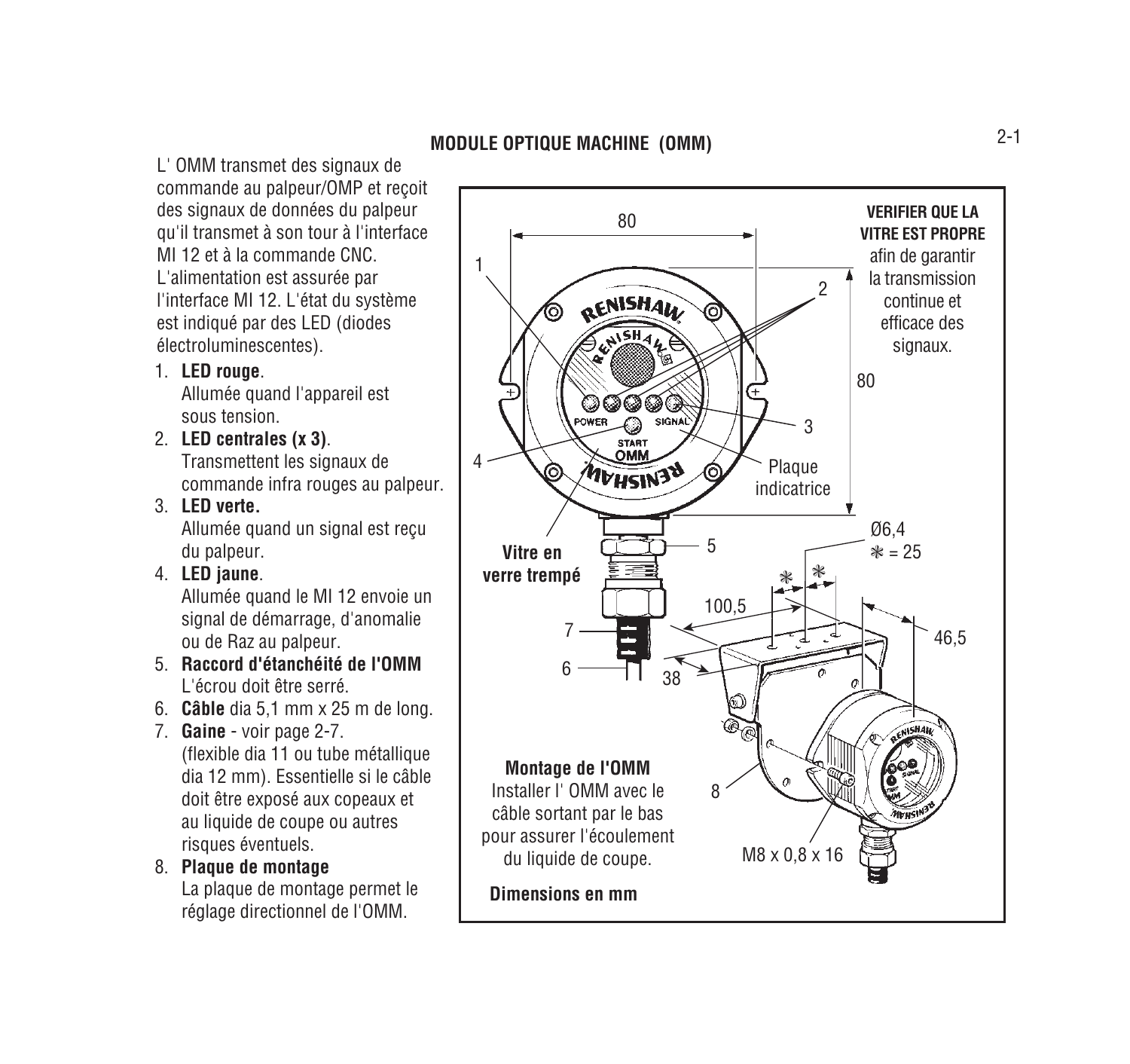## MODULE OPTIQUE MACHINE (OMM)

L' OMM transmet des signaux de commande au palpeur/OMP et reçoit des signaux de données du palpeur qu'il transmet à son tour à l'interface MI 12 et à la commande CNC. L'alimentation est assurée par l'interface MI 12. L'état du système est indiqué par des LED (diodes électroluminescentes).

1. **LED rouge**.
   Allumée quand l'appareil est sous tension.
2. **LED centrales (x 3)**.
   Transmettent les signaux de commande infra rouges au palpeur.
3. **LED verte.**
   Allumée quand un signal est reçu du palpeur.
4. **LED jaune**.
   Allumée quand le MI 12 envoie un signal de démarrage, d'anomalie ou de Raz au palpeur.
5. **Raccord d'étanchéité de l'OMM**
   L'écrou doit être serré.
6. **Câble** dia 5,1 mm x 25 m de long.
7. **Gaine** - voir page 2-7.
   (flexible dia 11 ou tube métallique dia 12 mm). Essentielle si le câble doit être exposé aux copeaux et au liquide de coupe ou autres risques éventuels.
8. **Plaque de montage**
   La plaque de montage permet le réglage directionnel de l'OMM.

**VERIFIER QUE LA VITRE EST PROPRE** afin de garantir la transmission continue et efficace des signaux.

80 — 80 — 1 — 2 — 3 — 4 — Plaque indicatrice — 5 — 6 — 7 — 8 — **Vitre en verre trempé** — Ø6,4 — * = 25 — 100,5 — 38 — 46,5 — M8 x 0,8 x 16

**Montage de l'OMM**
Installer l' OMM avec le câble sortant par le bas pour assurer l'écoulement du liquide de coupe.

**Dimensions en mm**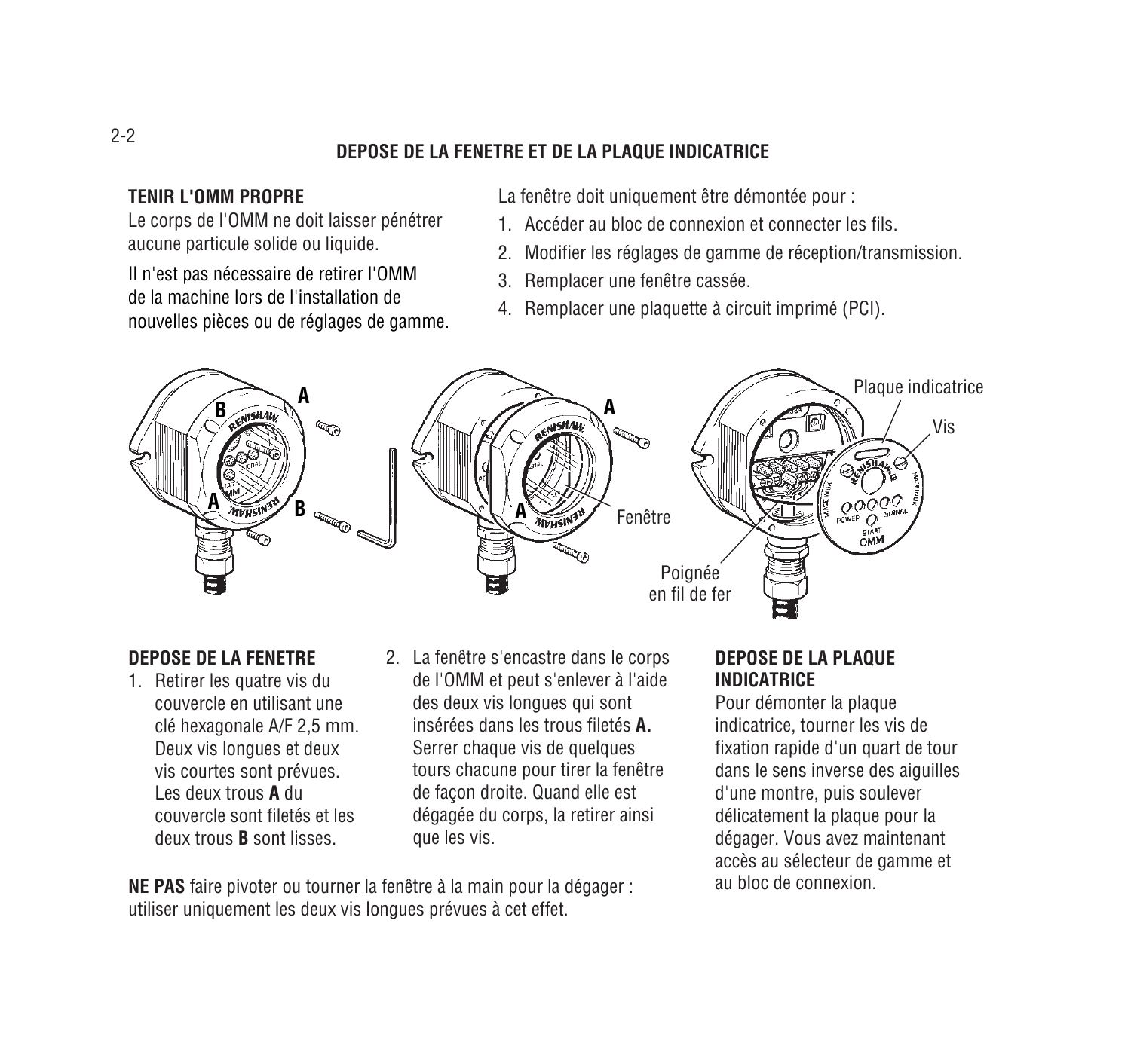## DEPOSE DE LA FENETRE ET DE LA PLAQUE INDICATRICE

### TENIR L'OMM PROPRE

Le corps de l'OMM ne doit laisser pénétrer aucune particule solide ou liquide.

Il n'est pas nécessaire de retirer l'OMM de la machine lors de l'installation de nouvelles pièces ou de réglages de gamme.

La fenêtre doit uniquement être démontée pour :

1. Accéder au bloc de connexion et connecter les fils.
2. Modifier les réglages de gamme de réception/transmission.
3. Remplacer une fenêtre cassée.
4. Remplacer une plaquette à circuit imprimé (PCI).

A B A B A A Fenêtre Plaque indicatrice Vis Poignée en fil de fer

### DEPOSE DE LA FENETRE

1. Retirer les quatre vis du couvercle en utilisant une clé hexagonale A/F 2,5 mm. Deux vis longues et deux vis courtes sont prévues. Les deux trous **A** du couvercle sont filetés et les deux trous **B** sont lisses.
2. La fenêtre s'encastre dans le corps de l'OMM et peut s'enlever à l'aide des deux vis longues qui sont insérées dans les trous filetés **A.** Serrer chaque vis de quelques tours chacune pour tirer la fenêtre de façon droite. Quand elle est dégagée du corps, la retirer ainsi que les vis.

**NE PAS** faire pivoter ou tourner la fenêtre à la main pour la dégager : utiliser uniquement les deux vis longues prévues à cet effet.

### DEPOSE DE LA PLAQUE INDICATRICE

Pour démonter la plaque indicatrice, tourner les vis de fixation rapide d'un quart de tour dans le sens inverse des aiguilles d'une montre, puis soulever délicatement la plaque pour la dégager. Vous avez maintenant accès au sélecteur de gamme et au bloc de connexion.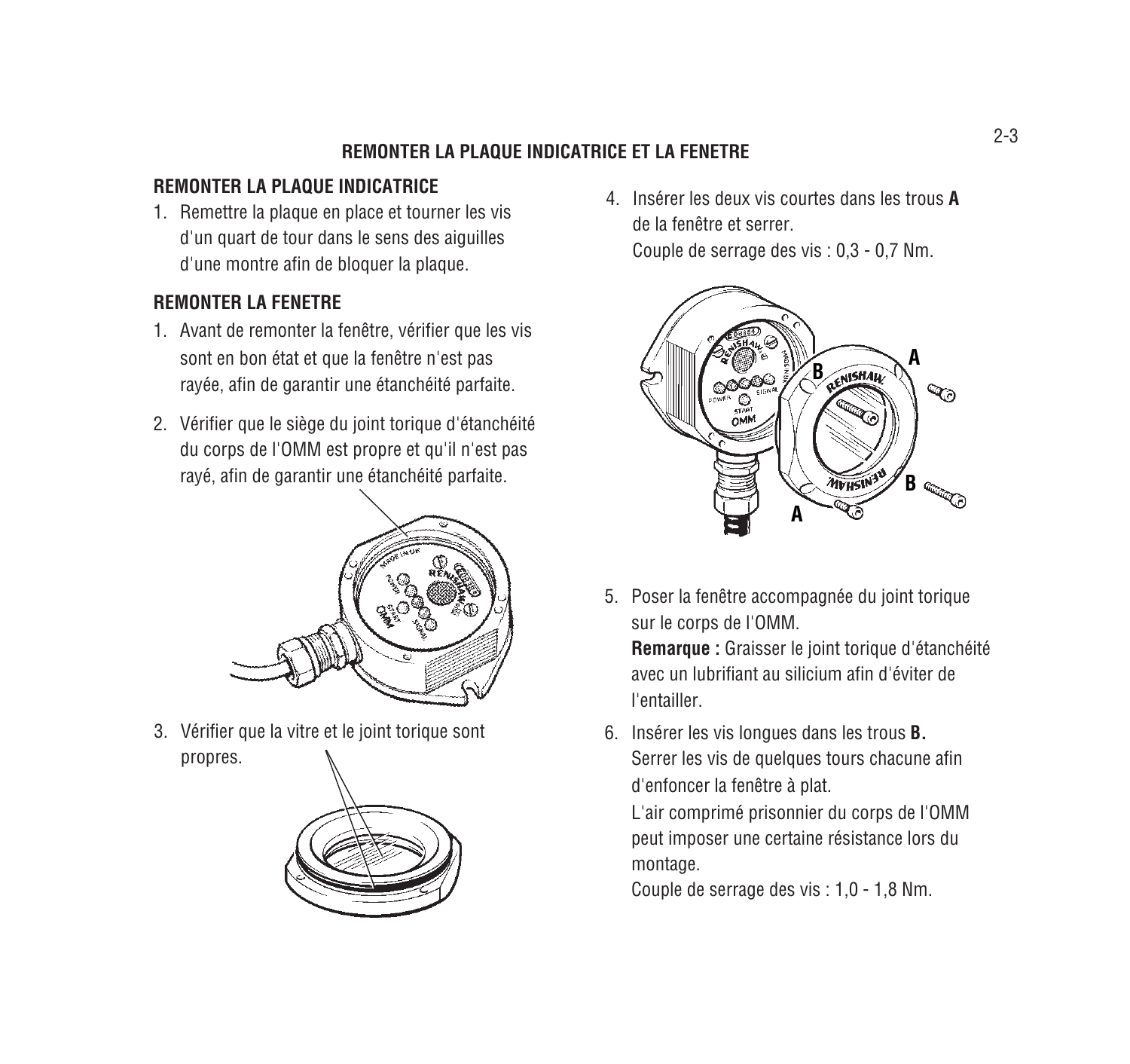# REMONTER LA PLAQUE INDICATRICE ET LA FENETRE

## REMONTER LA PLAQUE INDICATRICE

1. Remettre la plaque en place et tourner les vis d'un quart de tour dans le sens des aiguilles d'une montre afin de bloquer la plaque.

## REMONTER LA FENETRE

1. Avant de remonter la fenêtre, vérifier que les vis sont en bon état et que la fenêtre n'est pas rayée, afin de garantir une étanchéité parfaite.
2. Vérifier que le siège du joint torique d'étanchéité du corps de l'OMM est propre et qu'il n'est pas rayé, afin de garantir une étanchéité parfaite.
3. Vérifier que la vitre et le joint torique sont propres.
4. Insérer les deux vis courtes dans les trous **A** de la fenêtre et serrer.
   Couple de serrage des vis : 0,3 - 0,7 Nm.
5. Poser la fenêtre accompagnée du joint torique sur le corps de l'OMM.
   **Remarque :** Graisser le joint torique d'étanchéité avec un lubrifiant au silicium afin d'éviter de l'entailler.
6. Insérer les vis longues dans les trous **B.**
   Serrer les vis de quelques tours chacune afin d'enfoncer la fenêtre à plat.
   L'air comprimé prisonnier du corps de l'OMM peut imposer une certaine résistance lors du montage.
   Couple de serrage des vis : 1,0 - 1,8 Nm.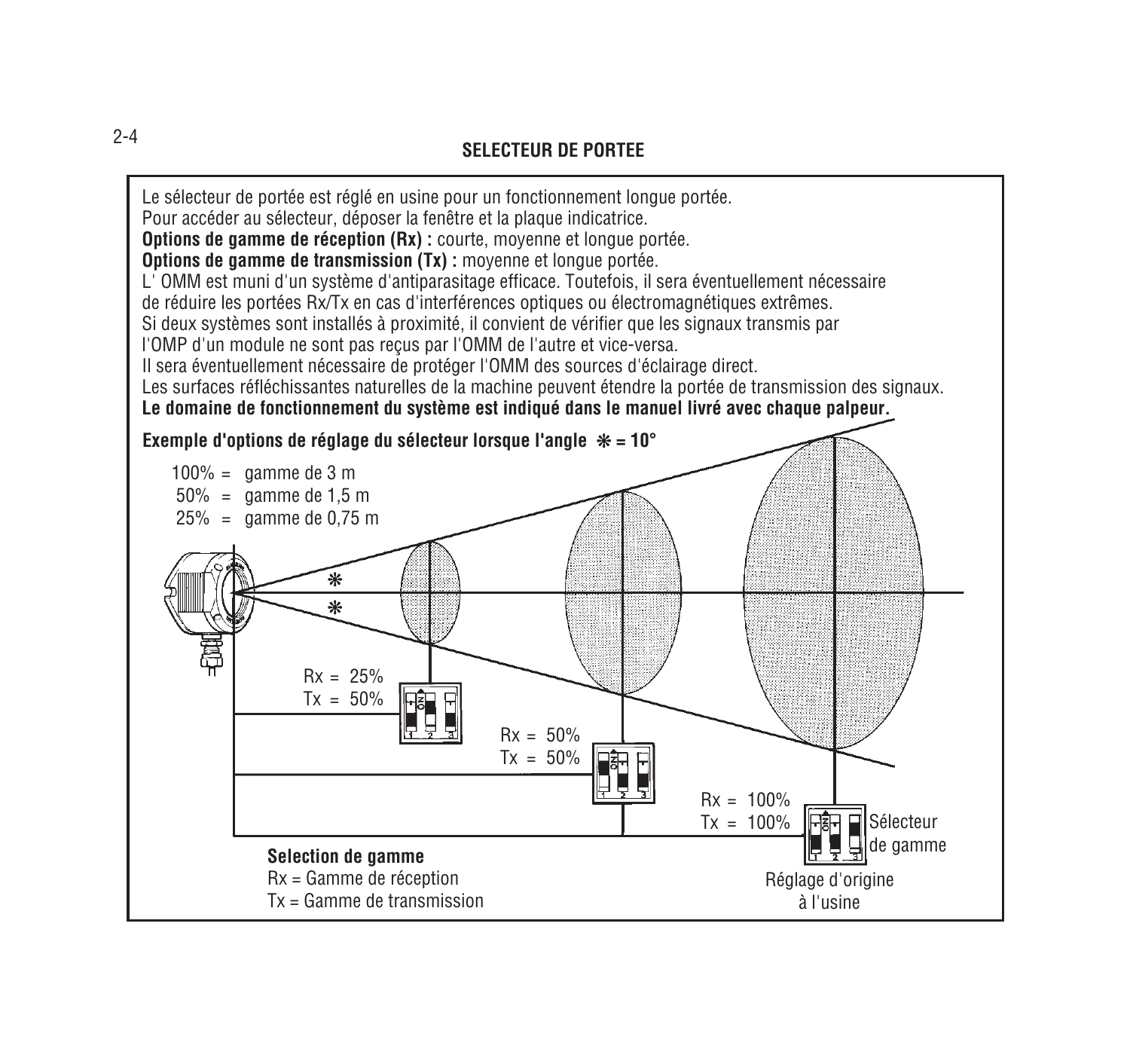## SELECTEUR DE PORTEE

Le sélecteur de portée est réglé en usine pour un fonctionnement longue portée.
Pour accéder au sélecteur, déposer la fenêtre et la plaque indicatrice.
**Options de gamme de réception (Rx) :** courte, moyenne et longue portée.
**Options de gamme de transmission (Tx) :** moyenne et longue portée.
L' OMM est muni d'un système d'antiparasitage efficace. Toutefois, il sera éventuellement nécessaire de réduire les portées Rx/Tx en cas d'interférences optiques ou électromagnétiques extrêmes.
Si deux systèmes sont installés à proximité, il convient de vérifier que les signaux transmis par l'OMP d'un module ne sont pas reçus par l'OMM de l'autre et vice-versa.
Il sera éventuellement nécessaire de protéger l'OMM des sources d'éclairage direct.
Les surfaces réfléchissantes naturelles de la machine peuvent étendre la portée de transmission des signaux.
**Le domaine de fonctionnement du système est indiqué dans le manuel livré avec chaque palpeur.**

**Exemple d'options de réglage du sélecteur lorsque l'angle ✻ = 10°**

100% = gamme de 3 m
50% = gamme de 1,5 m
25% = gamme de 0,75 m

Rx = 25%
Tx = 50%

Rx = 50%
Tx = 50%

Rx = 100%
Tx = 100%

Sélecteur de gamme

Réglage d'origine à l'usine

**Selection de gamme**
Rx = Gamme de réception
Tx = Gamme de transmission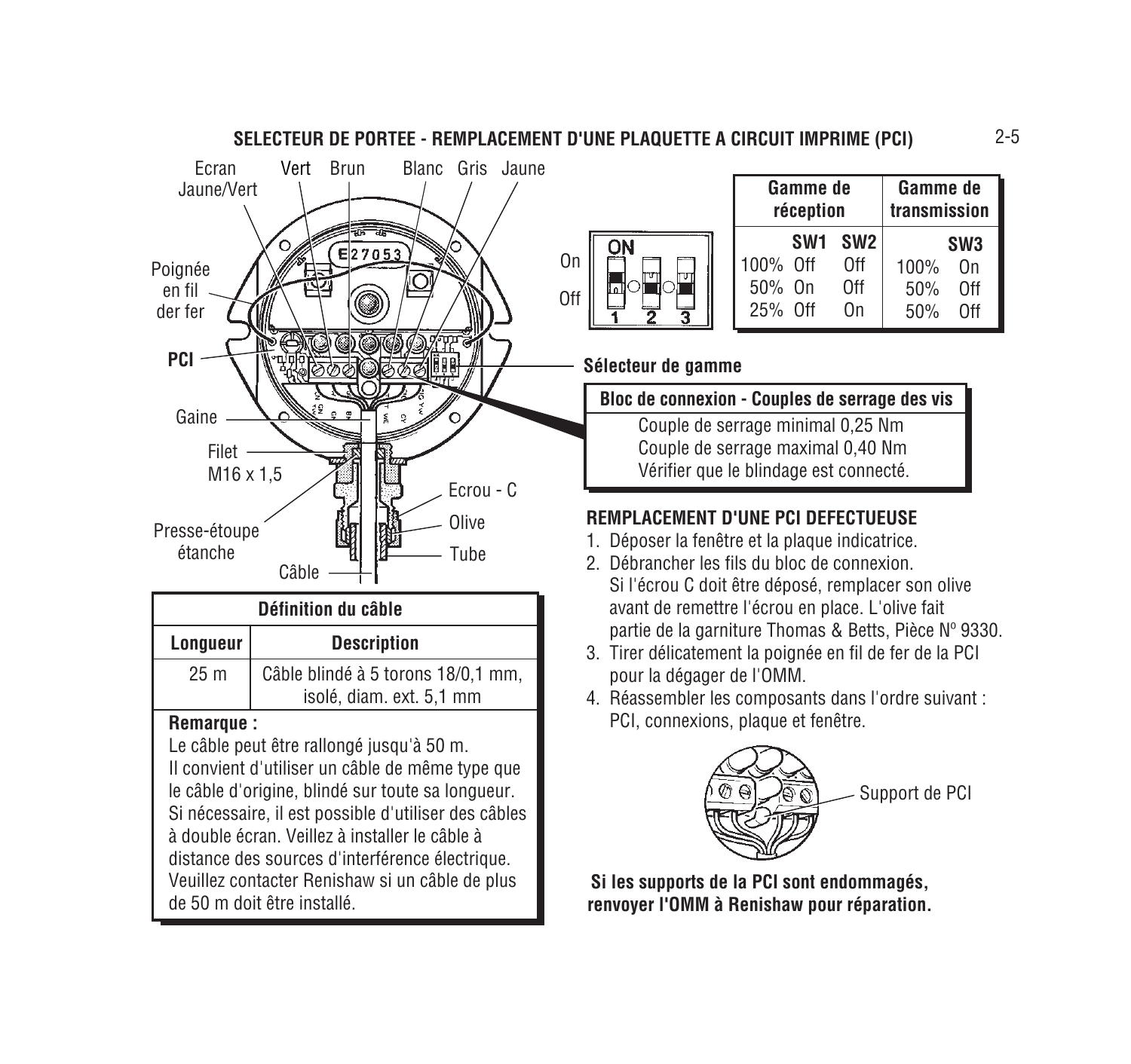## SELECTEUR DE PORTEE - REMPLACEMENT D'UNE PLAQUETTE A CIRCUIT IMPRIME (PCI)

Ecran Jaune/Vert, Vert, Brun, Blanc, Gris, Jaune

Poignée en fil der fer

PCI

Gaine

Filet M16 x 1,5

Presse-étoupe étanche

Câble

Ecrou - C

Olive

Tube

On / Off

| Gamme de réception | | | Gamme de transmission | |
|---|---|---|---|---|
| | SW1 | SW2 | | SW3 |
| 100% | Off | Off | 100% | On |
| 50% | On | Off | 50% | Off |
| 25% | Off | On | 50% | Off |

**Sélecteur de gamme**

| Bloc de connexion - Couples de serrage des vis |
|---|
| Couple de serrage minimal 0,25 Nm |
| Couple de serrage maximal 0,40 Nm |
| Vérifier que le blindage est connecté. |

| Définition du câble | |
|---|---|
| **Longueur** | **Description** |
| 25 m | Câble blindé à 5 torons 18/0,1 mm, isolé, diam. ext. 5,1 mm |

**Remarque :**

Le câble peut être rallongé jusqu'à 50 m.
Il convient d'utiliser un câble de même type que le câble d'origine, blindé sur toute sa longueur. Si nécessaire, il est possible d'utiliser des câbles à double écran. Veillez à installer le câble à distance des sources d'interférence électrique. Veuillez contacter Renishaw si un câble de plus de 50 m doit être installé.

### REMPLACEMENT D'UNE PCI DEFECTUEUSE

1. Déposer la fenêtre et la plaque indicatrice.
2. Débrancher les fils du bloc de connexion.
   Si l'écrou C doit être déposé, remplacer son olive avant de remettre l'écrou en place. L'olive fait partie de la garniture Thomas & Betts, Pièce Nº 9330.
3. Tirer délicatement la poignée en fil de fer de la PCI pour la dégager de l'OMM.
4. Réassembler les composants dans l'ordre suivant : PCI, connexions, plaque et fenêtre.

Support de PCI

**Si les supports de la PCI sont endommagés, renvoyer l'OMM à Renishaw pour réparation.**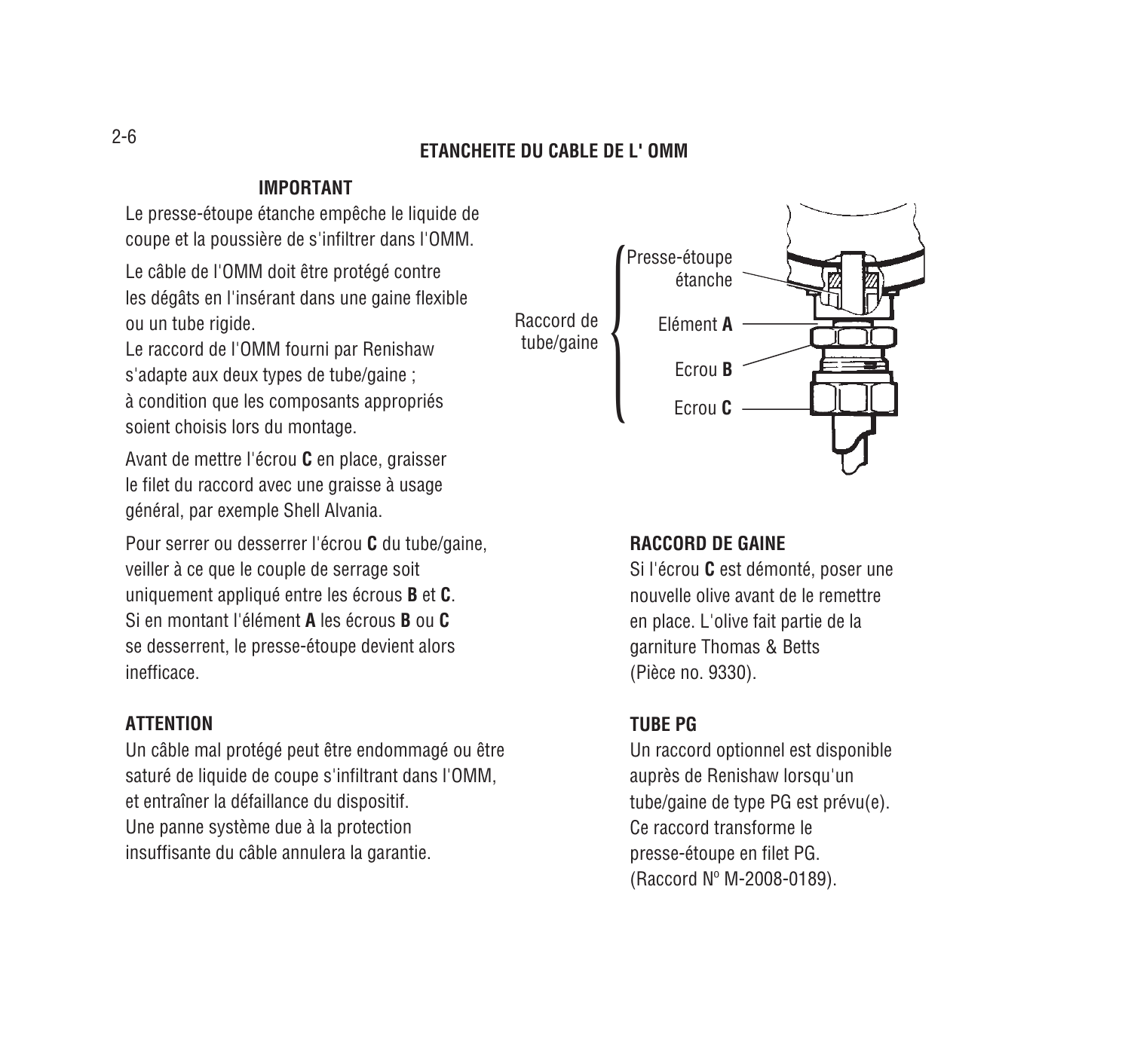# ETANCHEITE DU CABLE DE L' OMM

### IMPORTANT

Le presse-étoupe étanche empêche le liquide de coupe et la poussière de s'infiltrer dans l'OMM.

Le câble de l'OMM doit être protégé contre les dégâts en l'insérant dans une gaine flexible ou un tube rigide.

Le raccord de l'OMM fourni par Renishaw s'adapte aux deux types de tube/gaine ; à condition que les composants appropriés soient choisis lors du montage.

Avant de mettre l'écrou **C** en place, graisser le filet du raccord avec une graisse à usage général, par exemple Shell Alvania.

Pour serrer ou desserrer l'écrou **C** du tube/gaine, veiller à ce que le couple de serrage soit uniquement appliqué entre les écrous **B** et **C**. Si en montant l'élément **A** les écrous **B** ou **C** se desserrent, le presse-étoupe devient alors inefficace.

### ATTENTION

Un câble mal protégé peut être endommagé ou être saturé de liquide de coupe s'infiltrant dans l'OMM, et entraîner la défaillance du dispositif. Une panne système due à la protection insuffisante du câble annulera la garantie.

Raccord de tube/gaine: Presse-étoupe étanche, Elément **A**, Ecrou **B**, Ecrou **C**

### RACCORD DE GAINE

Si l'écrou **C** est démonté, poser une nouvelle olive avant de le remettre en place. L'olive fait partie de la garniture Thomas & Betts (Pièce no. 9330).

### TUBE PG

Un raccord optionnel est disponible auprès de Renishaw lorsqu'un tube/gaine de type PG est prévu(e). Ce raccord transforme le presse-étoupe en filet PG. (Raccord Nº M-2008-0189).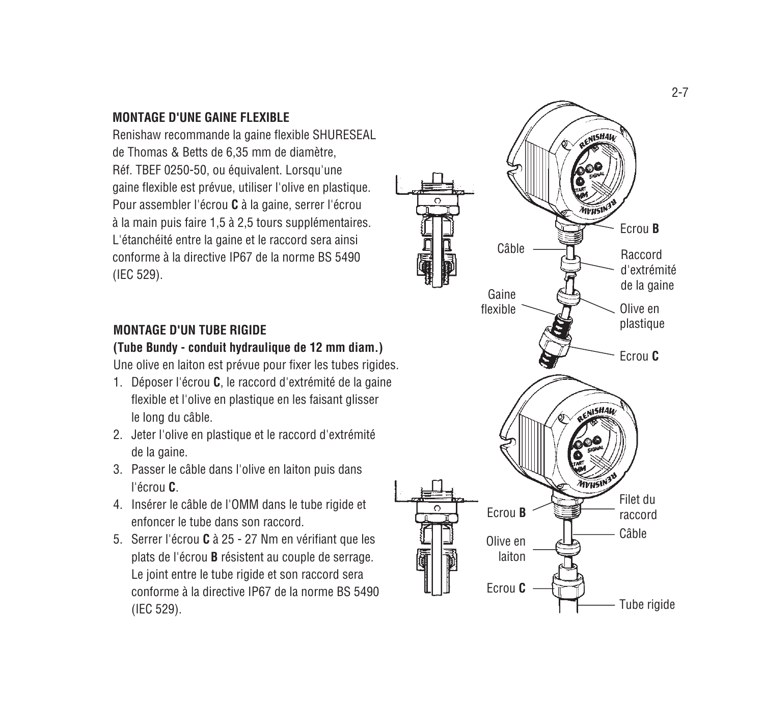## MONTAGE D'UNE GAINE FLEXIBLE

Renishaw recommande la gaine flexible SHURESEAL de Thomas & Betts de 6,35 mm de diamètre, Réf. TBEF 0250-50, ou équivalent. Lorsqu'une gaine flexible est prévue, utiliser l'olive en plastique. Pour assembler l'écrou **C** à la gaine, serrer l'écrou à la main puis faire 1,5 à 2,5 tours supplémentaires. L'étanchéité entre la gaine et le raccord sera ainsi conforme à la directive IP67 de la norme BS 5490 (IEC 529).

Ecrou **B**

Câble

Raccord d'extrémité de la gaine

Gaine flexible

Olive en plastique

Ecrou **C**

## MONTAGE D'UN TUBE RIGIDE

### (Tube Bundy - conduit hydraulique de 12 mm diam.)

Une olive en laiton est prévue pour fixer les tubes rigides.

1. Déposer l'écrou **C**, le raccord d'extrémité de la gaine flexible et l'olive en plastique en les faisant glisser le long du câble.
2. Jeter l'olive en plastique et le raccord d'extrémité de la gaine.
3. Passer le câble dans l'olive en laiton puis dans l'écrou **C**.
4. Insérer le câble de l'OMM dans le tube rigide et enfoncer le tube dans son raccord.
5. Serrer l'écrou **C** à 25 - 27 Nm en vérifiant que les plats de l'écrou **B** résistent au couple de serrage. Le joint entre le tube rigide et son raccord sera conforme à la directive IP67 de la norme BS 5490 (IEC 529).

Filet du raccord

Ecrou **B**

Câble

Olive en laiton

Ecrou **C**

Tube rigide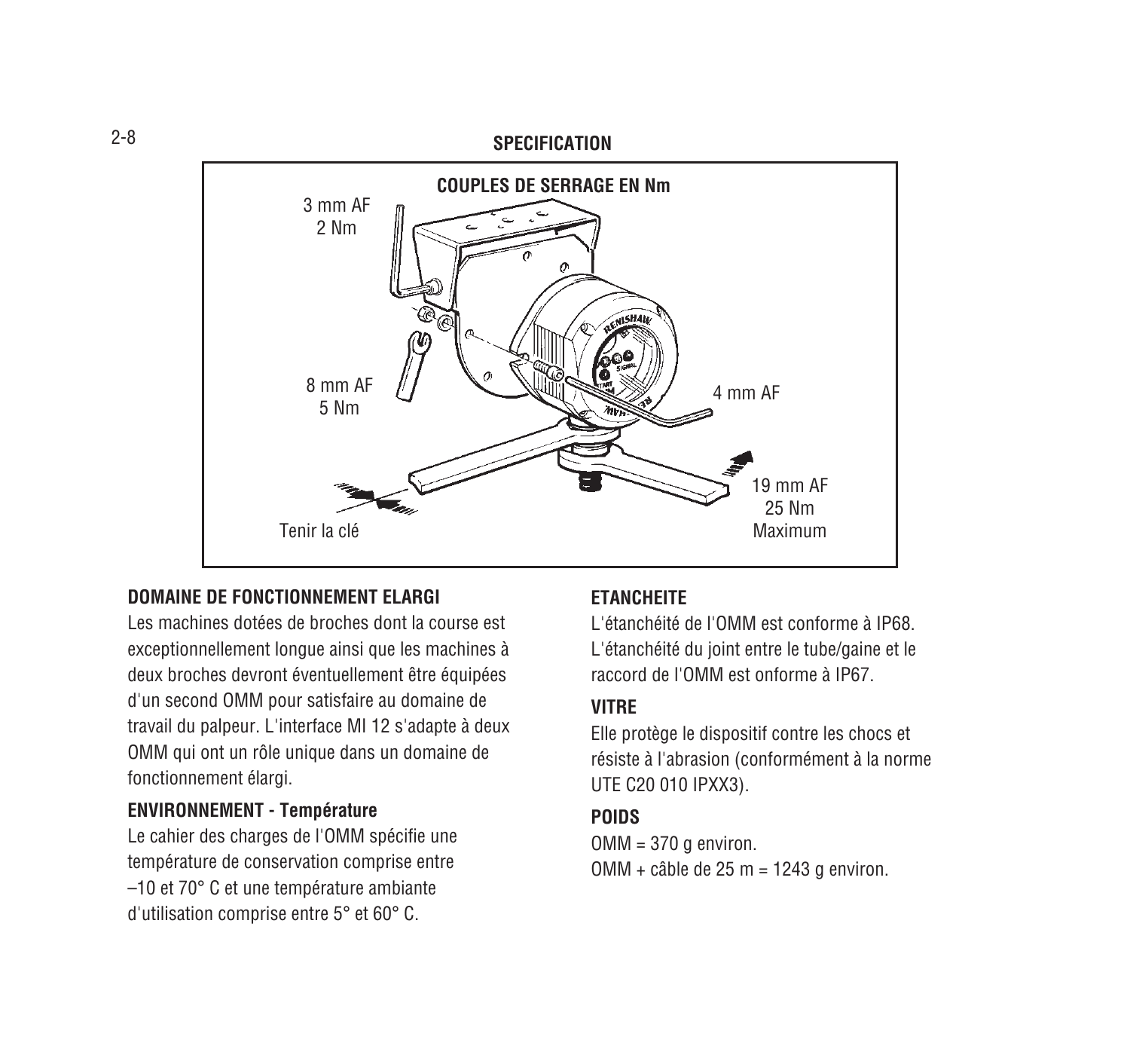## SPECIFICATION

**COUPLES DE SERRAGE EN Nm**

3 mm AF
2 Nm

8 mm AF
5 Nm

4 mm AF

19 mm AF
25 Nm
Maximum

Tenir la clé

### DOMAINE DE FONCTIONNEMENT ELARGI

Les machines dotées de broches dont la course est exceptionnellement longue ainsi que les machines à deux broches devront éventuellement être équipées d'un second OMM pour satisfaire au domaine de travail du palpeur. L'interface MI 12 s'adapte à deux OMM qui ont un rôle unique dans un domaine de fonctionnement élargi.

### ENVIRONNEMENT - Température

Le cahier des charges de l'OMM spécifie une température de conservation comprise entre –10 et 70° C et une température ambiante d'utilisation comprise entre 5° et 60° C.

### ETANCHEITE

L'étanchéité de l'OMM est conforme à IP68.
L'étanchéité du joint entre le tube/gaine et le raccord de l'OMM est onforme à IP67.

### VITRE

Elle protège le dispositif contre les chocs et résiste à l'abrasion (conformément à la norme UTE C20 010 IPXX3).

### POIDS

OMM = 370 g environ.
OMM + câble de 25 m = 1243 g environ.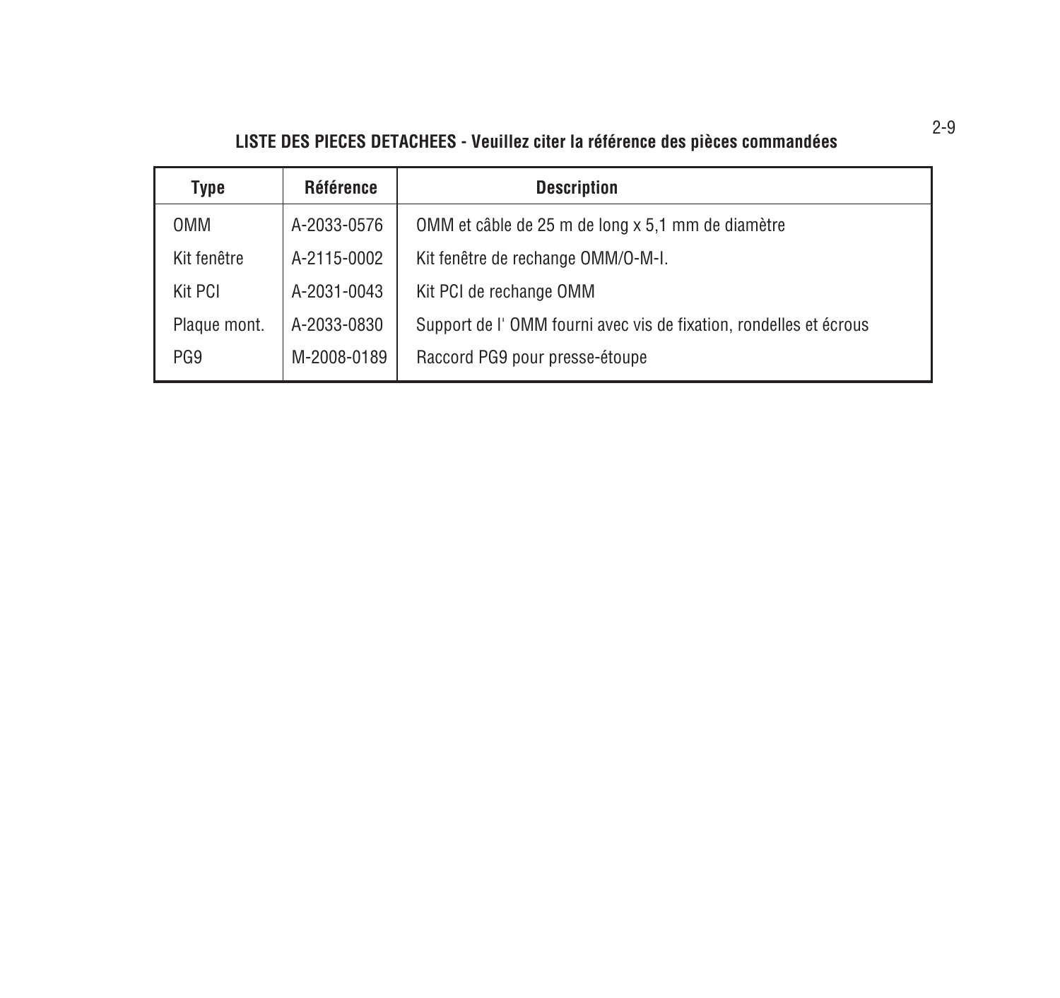**LISTE DES PIECES DETACHEES - Veuillez citer la référence des pièces commandées**

| Type | Référence | Description |
|---|---|---|
| OMM | A-2033-0576 | OMM et câble de 25 m de long x 5,1 mm de diamètre |
| Kit fenêtre | A-2115-0002 | Kit fenêtre de rechange OMM/O-M-I. |
| Kit PCI | A-2031-0043 | Kit PCI de rechange OMM |
| Plaque mont. | A-2033-0830 | Support de l' OMM fourni avec vis de fixation, rondelles et écrous |
| PG9 | M-2008-0189 | Raccord PG9 pour presse-étoupe |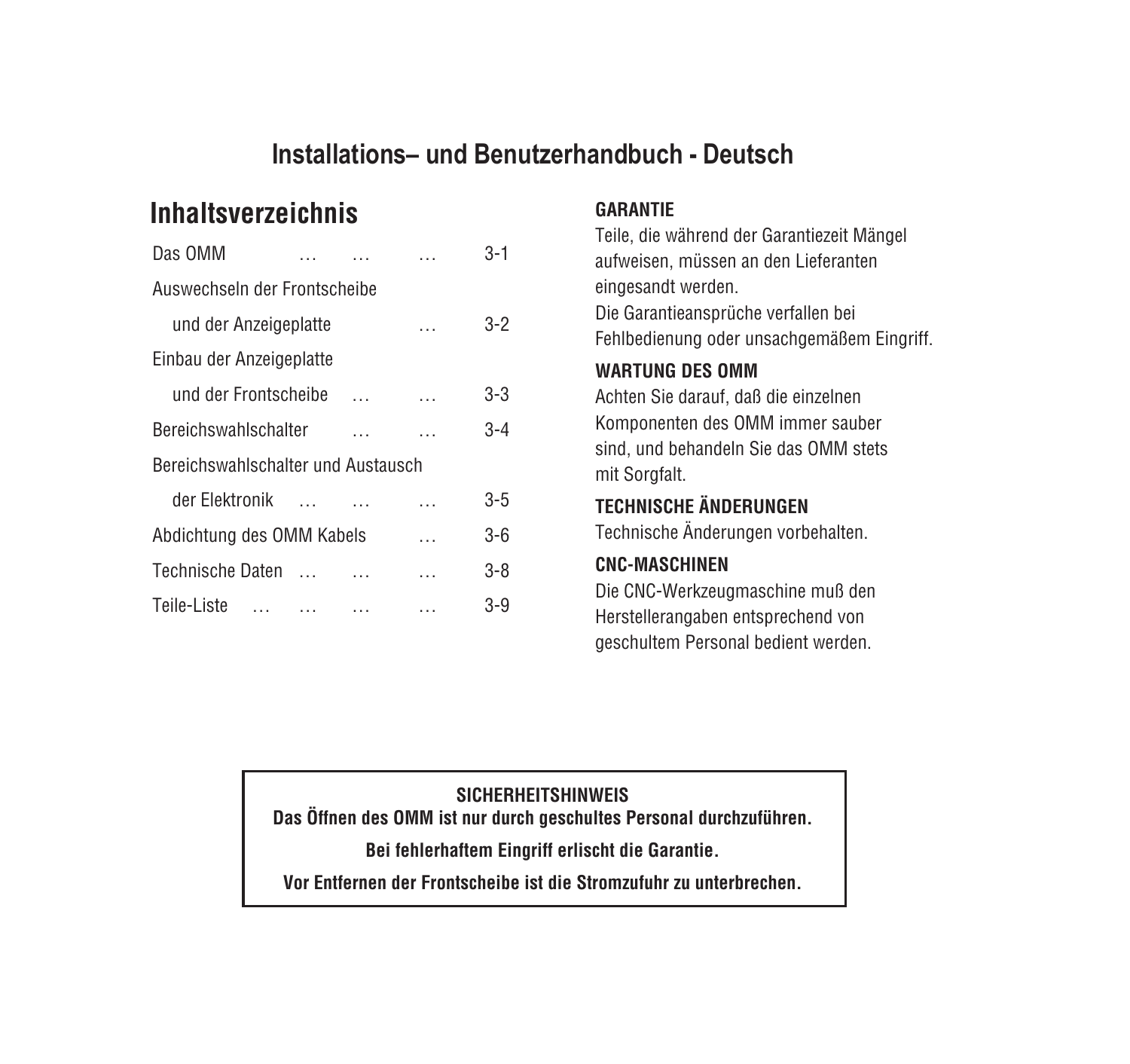# Installations– und Benutzerhandbuch - Deutsch

## Inhaltsverzeichnis

| | |
|---|---|
| Das OMM … … … | 3-1 |
| Auswechseln der Frontscheibe und der Anzeigeplatte … | 3-2 |
| Einbau der Anzeigeplatte und der Frontscheibe … … | 3-3 |
| Bereichswahlschalter … … | 3-4 |
| Bereichswahlschalter und Austausch der Elektronik … … … | 3-5 |
| Abdichtung des OMM Kabels … | 3-6 |
| Technische Daten … … … | 3-8 |
| Teile-Liste … … … … | 3-9 |

**GARANTIE**

Teile, die während der Garantiezeit Mängel aufweisen, müssen an den Lieferanten eingesandt werden.
Die Garantieansprüche verfallen bei Fehlbedienung oder unsachgemäßem Eingriff.

**WARTUNG DES OMM**

Achten Sie darauf, daß die einzelnen Komponenten des OMM immer sauber sind, und behandeln Sie das OMM stets mit Sorgfalt.

**TECHNISCHE ÄNDERUNGEN**

Technische Änderungen vorbehalten.

**CNC-MASCHINEN**

Die CNC-Werkzeugmaschine muß den Herstellerangaben entsprechend von geschultem Personal bedient werden.

**SICHERHEITSHINWEIS**

**Das Öffnen des OMM ist nur durch geschultes Personal durchzuführen.**

**Bei fehlerhaftem Eingriff erlischt die Garantie.**

**Vor Entfernen der Frontscheibe ist die Stromzufuhr zu unterbrechen.**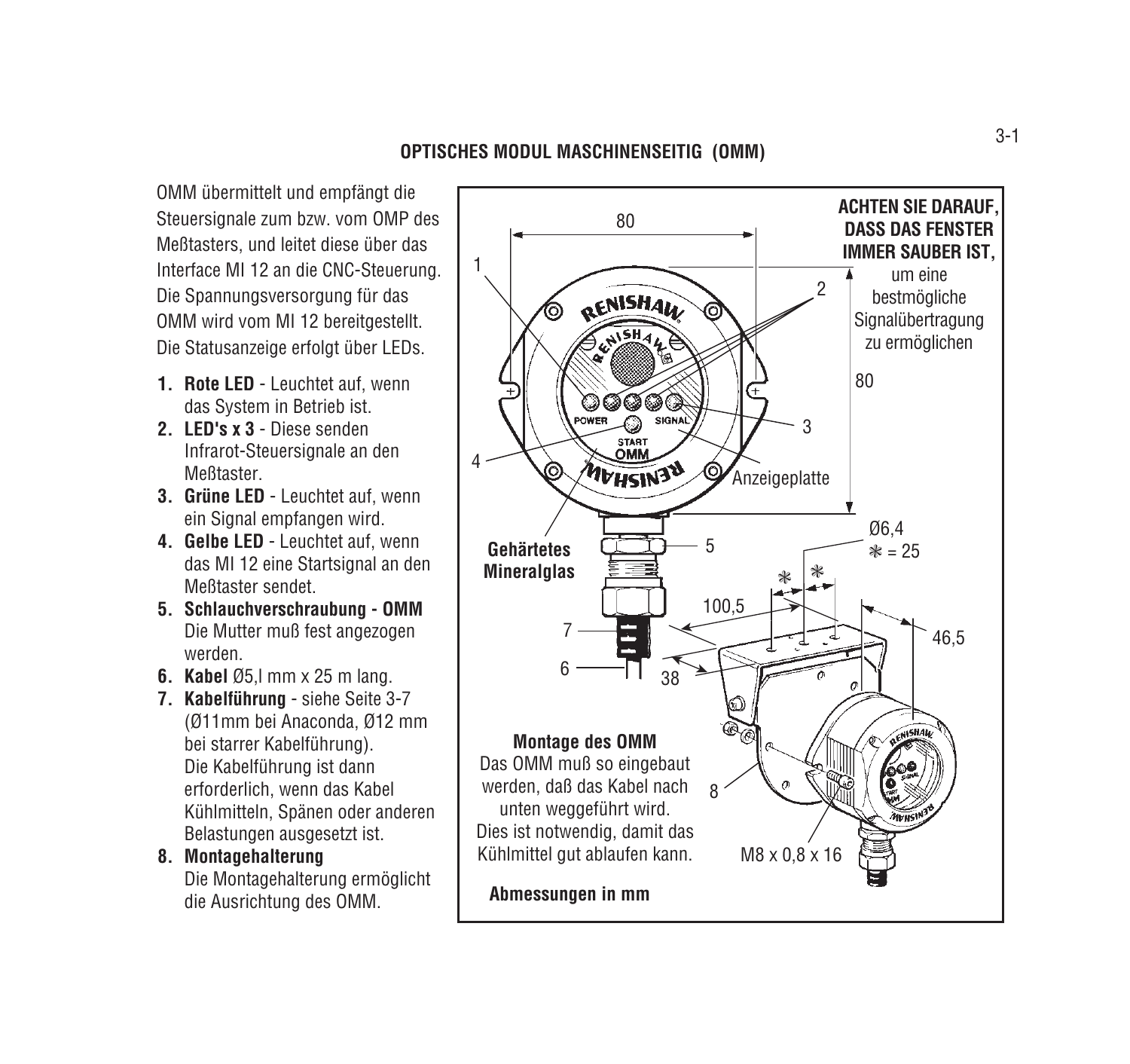## OPTISCHES MODUL MASCHINENSEITIG (OMM)

OMM übermittelt und empfängt die Steuersignale zum bzw. vom OMP des Meßtasters, und leitet diese über das Interface MI 12 an die CNC-Steuerung. Die Spannungsversorgung für das OMM wird vom MI 12 bereitgestellt. Die Statusanzeige erfolgt über LEDs.

1. **Rote LED** - Leuchtet auf, wenn das System in Betrieb ist.
2. **LED's x 3** - Diese senden Infrarot-Steuersignale an den Meßtaster.
3. **Grüne LED** - Leuchtet auf, wenn ein Signal empfangen wird.
4. **Gelbe LED** - Leuchtet auf, wenn das MI 12 eine Startsignal an den Meßtaster sendet.
5. **Schlauchverschraubung - OMM** Die Mutter muß fest angezogen werden.
6. **Kabel** Ø5,l mm x 25 m lang.
7. **Kabelführung** - siehe Seite 3-7 (Ø11mm bei Anaconda, Ø12 mm bei starrer Kabelführung). Die Kabelführung ist dann erforderlich, wenn das Kabel Kühlmitteln, Spänen oder anderen Belastungen ausgesetzt ist.
8. **Montagehalterung** Die Montagehalterung ermöglicht die Ausrichtung des OMM.

**ACHTEN SIE DARAUF, DASS DAS FENSTER IMMER SAUBER IST,** um eine bestmögliche Signalübertragung zu ermöglichen

80

80

1

2

3

4

Anzeigeplatte

POWER SIGNAL START OMM

**Gehärtetes Mineralglas**

5

Ø6,4
✻ = 25

✻ ✻

100,5

46,5

7

6

38

**Montage des OMM**
Das OMM muß so eingebaut werden, daß das Kabel nach unten weggeführt wird. Dies ist notwendig, damit das Kühlmittel gut ablaufen kann.

8

M8 x 0,8 x 16

**Abmessungen in mm**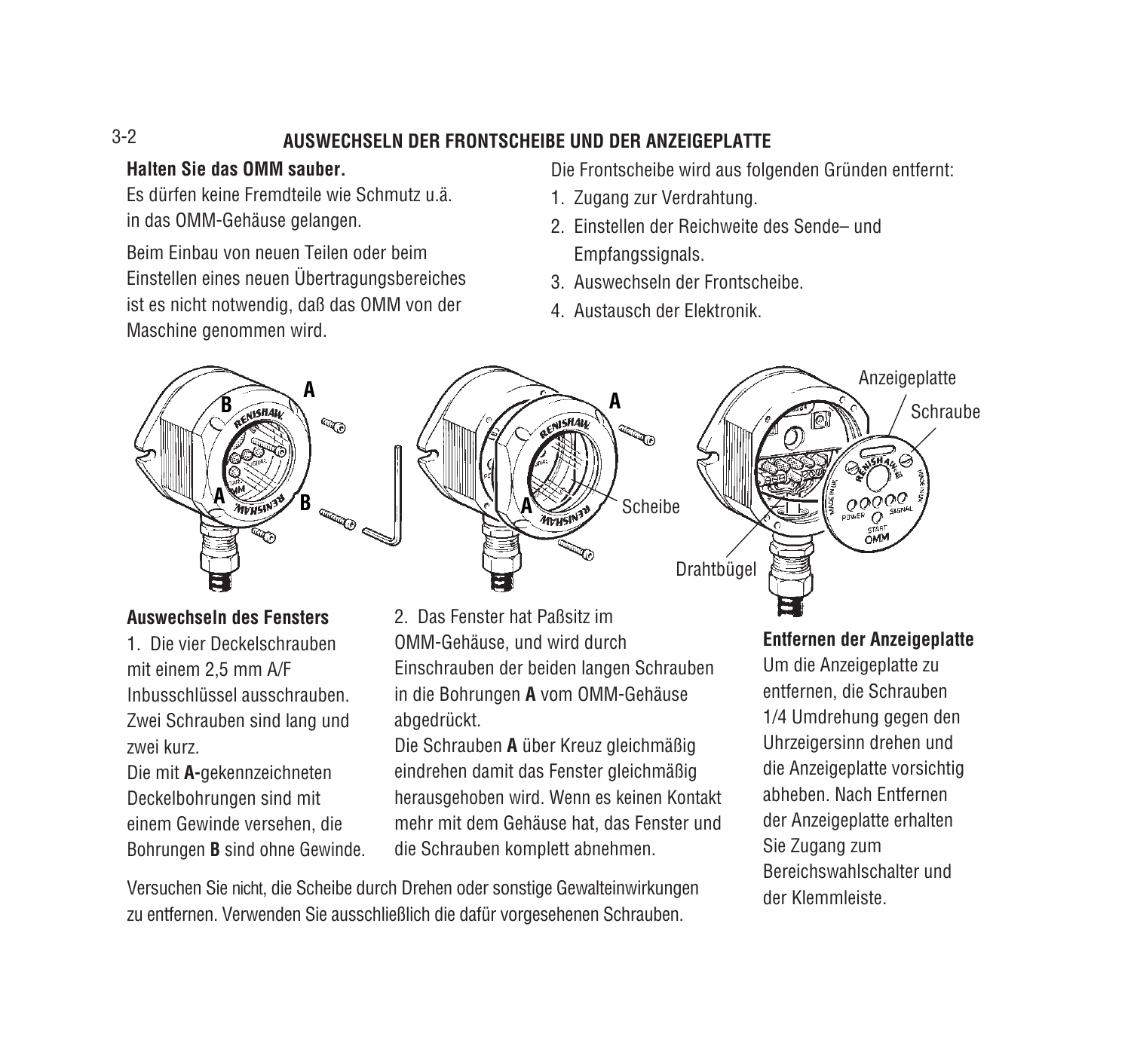# AUSWECHSELN DER FRONTSCHEIBE UND DER ANZEIGEPLATTE

**Halten Sie das OMM sauber.**

Es dürfen keine Fremdteile wie Schmutz u.ä. in das OMM-Gehäuse gelangen.

Beim Einbau von neuen Teilen oder beim Einstellen eines neuen Übertragungsbereiches ist es nicht notwendig, daß das OMM von der Maschine genommen wird.

Die Frontscheibe wird aus folgenden Gründen entfernt:

1. Zugang zur Verdrahtung.
2. Einstellen der Reichweite des Sende– und Empfangssignals.
3. Auswechseln der Frontscheibe.
4. Austausch der Elektronik.

A B A B A A Scheibe Anzeigeplatte Schraube Drahtbügel

**Auswechseln des Fensters**

1. Die vier Deckelschrauben mit einem 2,5 mm A/F Inbusschlüssel ausschrauben. Zwei Schrauben sind lang und zwei kurz.

Die mit **A-**gekennzeichneten Deckelbohrungen sind mit einem Gewinde versehen, die Bohrungen **B** sind ohne Gewinde.

2. Das Fenster hat Paßsitz im OMM-Gehäuse, und wird durch Einschrauben der beiden langen Schrauben in die Bohrungen **A** vom OMM-Gehäuse abgedrückt.

Die Schrauben **A** über Kreuz gleichmäßig eindrehen damit das Fenster gleichmäßig herausgehoben wird. Wenn es keinen Kontakt mehr mit dem Gehäuse hat, das Fenster und die Schrauben komplett abnehmen.

Versuchen Sie nicht, die Scheibe durch Drehen oder sonstige Gewalteinwirkungen zu entfernen. Verwenden Sie ausschließlich die dafür vorgesehenen Schrauben.

**Entfernen der Anzeigeplatte**

Um die Anzeigeplatte zu entfernen, die Schrauben 1/4 Umdrehung gegen den Uhrzeigersinn drehen und die Anzeigeplatte vorsichtig abheben. Nach Entfernen der Anzeigeplatte erhalten Sie Zugang zum Bereichswahlschalter und der Klemmleiste.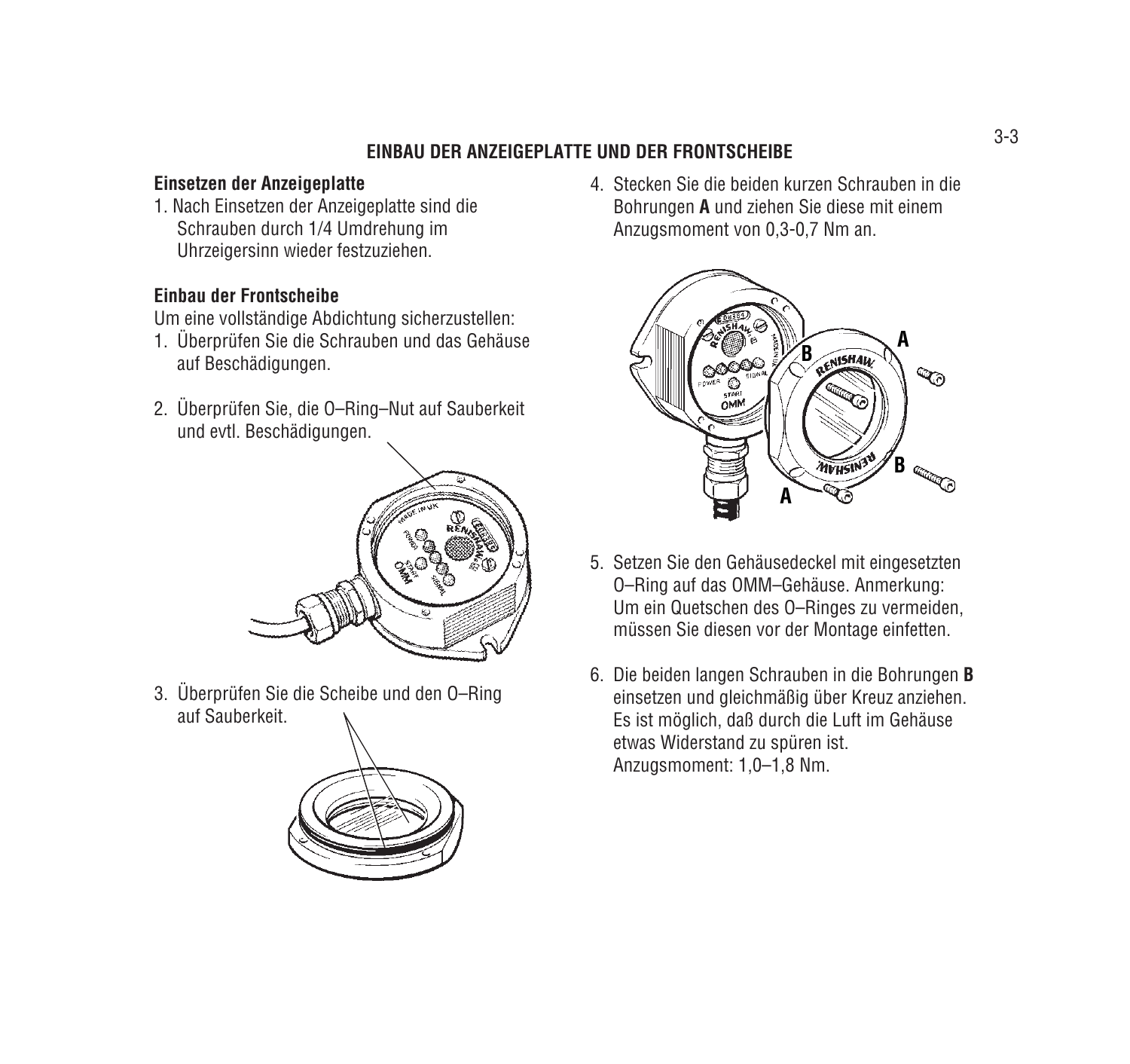# EINBAU DER ANZEIGEPLATTE UND DER FRONTSCHEIBE

**Einsetzen der Anzeigeplatte**

1. Nach Einsetzen der Anzeigeplatte sind die Schrauben durch 1/4 Umdrehung im Uhrzeigersinn wieder festzuziehen.

**Einbau der Frontscheibe**

Um eine vollständige Abdichtung sicherzustellen:

1. Überprüfen Sie die Schrauben und das Gehäuse auf Beschädigungen.
2. Überprüfen Sie, die O–Ring–Nut auf Sauberkeit und evtl. Beschädigungen.
3. Überprüfen Sie die Scheibe und den O–Ring auf Sauberkeit.
4. Stecken Sie die beiden kurzen Schrauben in die Bohrungen **A** und ziehen Sie diese mit einem Anzugsmoment von 0,3-0,7 Nm an.
5. Setzen Sie den Gehäusedeckel mit eingesetzten O–Ring auf das OMM–Gehäuse. Anmerkung: Um ein Quetschen des O–Ringes zu vermeiden, müssen Sie diesen vor der Montage einfetten.
6. Die beiden langen Schrauben in die Bohrungen **B** einsetzen und gleichmäßig über Kreuz anziehen. Es ist möglich, daß durch die Luft im Gehäuse etwas Widerstand zu spüren ist. Anzugsmoment: 1,0–1,8 Nm.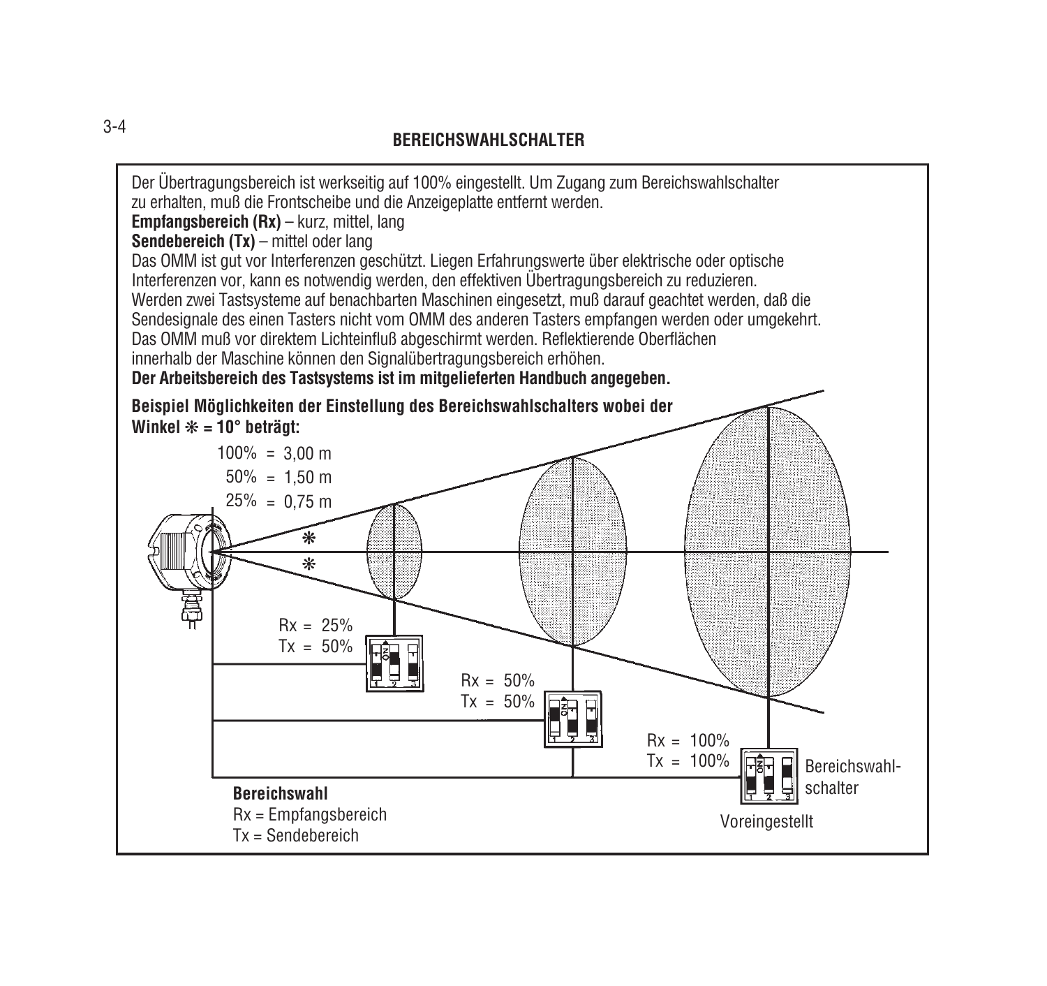## BEREICHSWAHLSCHALTER

Der Übertragungsbereich ist werkseitig auf 100% eingestellt. Um Zugang zum Bereichswahlschalter zu erhalten, muß die Frontscheibe und die Anzeigeplatte entfernt werden.

**Empfangsbereich (Rx)** – kurz, mittel, lang

**Sendebereich (Tx)** – mittel oder lang

Das OMM ist gut vor Interferenzen geschützt. Liegen Erfahrungswerte über elektrische oder optische Interferenzen vor, kann es notwendig werden, den effektiven Übertragungsbereich zu reduzieren.

Werden zwei Tastsysteme auf benachbarten Maschinen eingesetzt, muß darauf geachtet werden, daß die Sendesignale des einen Tasters nicht vom OMM des anderen Tasters empfangen werden oder umgekehrt.

Das OMM muß vor direktem Lichteinfluß abgeschirmt werden. Reflektierende Oberflächen innerhalb der Maschine können den Signalübertragungsbereich erhöhen.

**Der Arbeitsbereich des Tastsystems ist im mitgelieferten Handbuch angegeben.**

**Beispiel Möglichkeiten der Einstellung des Bereichswahlschalters wobei der Winkel ✻ = 10° beträgt:**

100% = 3,00 m
50% = 1,50 m
25% = 0,75 m

Rx = 25%
Tx = 50%

Rx = 50%
Tx = 50%

Rx = 100%
Tx = 100%

Bereichswahlschalter

Voreingestellt

**Bereichswahl**
Rx = Empfangsbereich
Tx = Sendebereich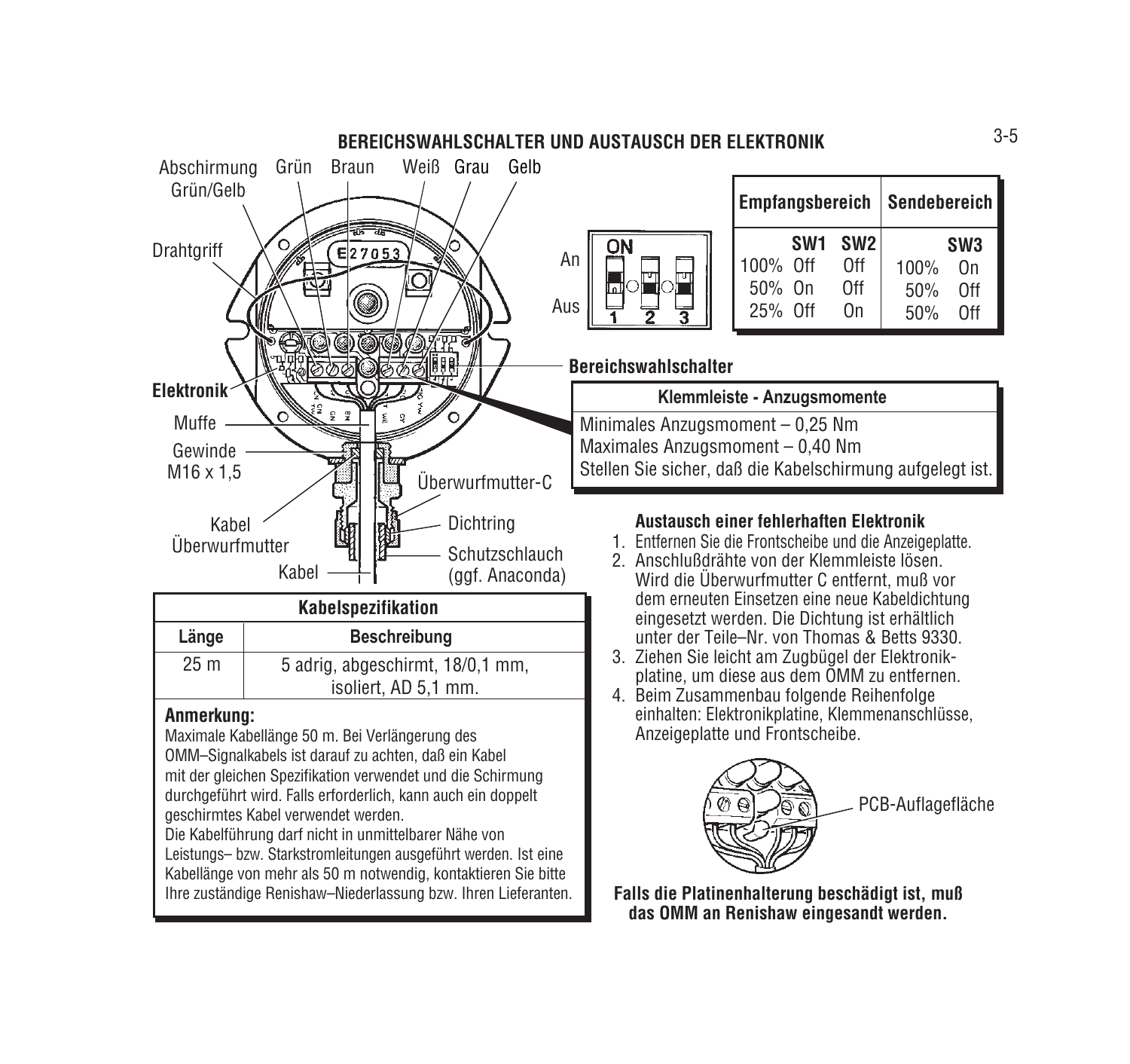# BEREICHSWAHLSCHALTER UND AUSTAUSCH DER ELEKTRONIK

Abschirmung Grün/Gelb — Grün — Braun — Weiß — Grau — Gelb

Drahtgriff

Elektronik

Muffe

Gewinde M16 x 1,5

Kabel Überwurfmutter

Kabel

Überwurfmutter-C

Dichtring

Schutzschlauch (ggf. Anaconda)

An

Aus

Bereichswahlschalter

| Empfangsbereich | SW1 | SW2 | Sendebereich | SW3 |
|---|---|---|---|---|
| 100% | Off | Off | 100% | On |
| 50% | On | Off | 50% | Off |
| 25% | Off | On | 50% | Off |

| Klemmleiste - Anzugsmomente |
|---|
| Minimales Anzugsmoment – 0,25 Nm |
| Maximales Anzugsmoment – 0,40 Nm |
| Stellen Sie sicher, daß die Kabelschirmung aufgelegt ist. |

| Kabelspezifikation | |
|---|---|
| **Länge** | **Beschreibung** |
| 25 m | 5 adrig, abgeschirmt, 18/0,1 mm, isoliert, AD 5,1 mm. |

**Anmerkung:**

Maximale Kabellänge 50 m. Bei Verlängerung des OMM–Signalkabels ist darauf zu achten, daß ein Kabel mit der gleichen Spezifikation verwendet und die Schirmung durchgeführt wird. Falls erforderlich, kann auch ein doppelt geschirmtes Kabel verwendet werden.

Die Kabelführung darf nicht in unmittelbarer Nähe von Leistungs– bzw. Starkstromleitungen ausgeführt werden. Ist eine Kabellänge von mehr als 50 m notwendig, kontaktieren Sie bitte Ihre zuständige Renishaw–Niederlassung bzw. Ihren Lieferanten.

## Austausch einer fehlerhaften Elektronik

1. Entfernen Sie die Frontscheibe und die Anzeigeplatte.
2. Anschlußdrähte von der Klemmleiste lösen. Wird die Überwurfmutter C entfernt, muß vor dem erneuten Einsetzen eine neue Kabeldichtung eingesetzt werden. Die Dichtung ist erhältlich unter der Teile–Nr. von Thomas & Betts 9330.
3. Ziehen Sie leicht am Zugbügel der Elektronikplatine, um diese aus dem OMM zu entfernen.
4. Beim Zusammenbau folgende Reihenfolge einhalten: Elektronikplatine, Klemmenanschlüsse, Anzeigeplatte und Frontscheibe.

PCB-Auflagefläche

**Falls die Platinenhalterung beschädigt ist, muß das OMM an Renishaw eingesandt werden.**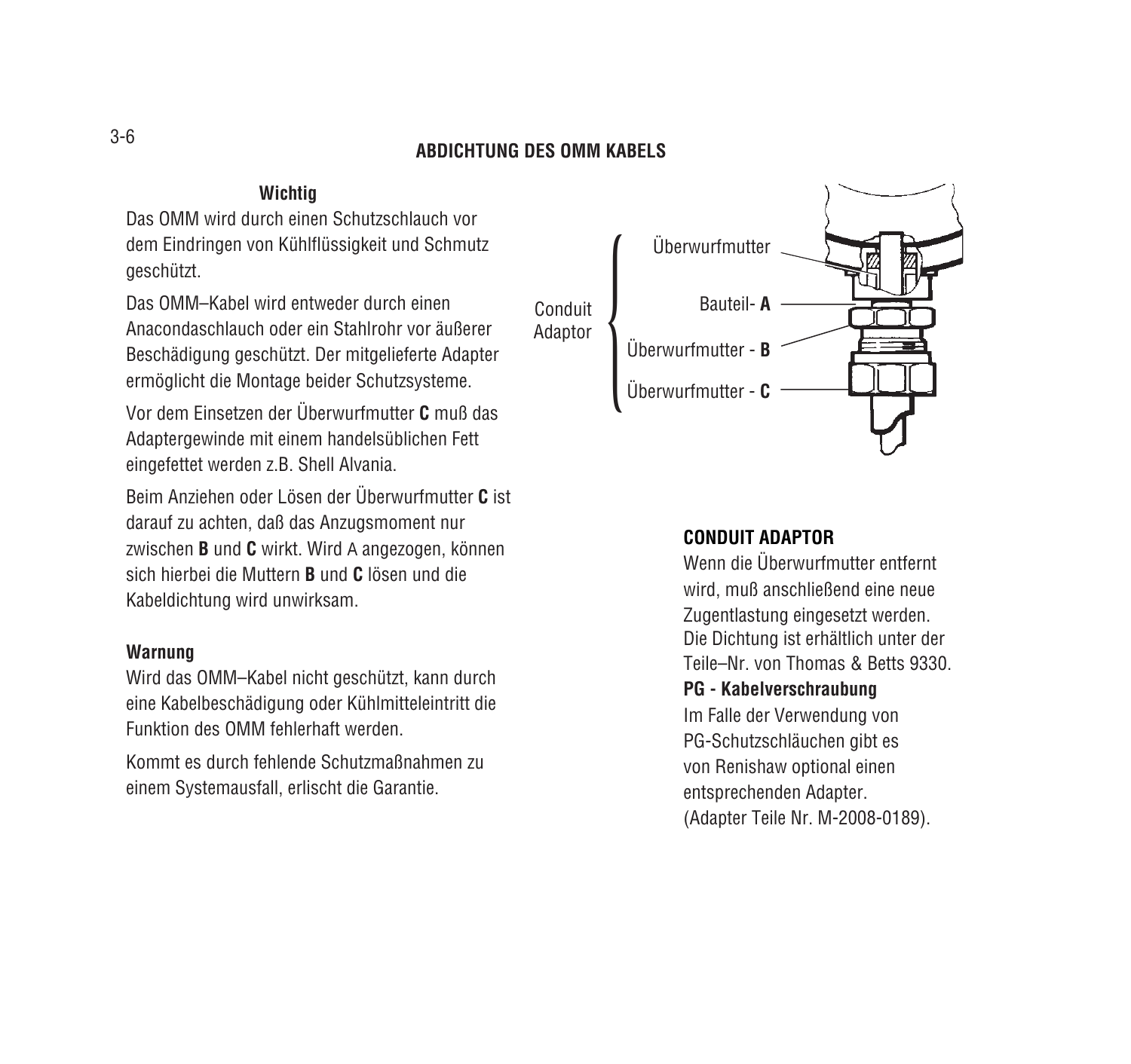## ABDICHTUNG DES OMM KABELS

**Wichtig**

Das OMM wird durch einen Schutzschlauch vor dem Eindringen von Kühlflüssigkeit und Schmutz geschützt.

Das OMM–Kabel wird entweder durch einen Anacondaschlauch oder ein Stahlrohr vor äußerer Beschädigung geschützt. Der mitgelieferte Adapter ermöglicht die Montage beider Schutzsysteme.

Vor dem Einsetzen der Überwurfmutter **C** muß das Adaptergewinde mit einem handelsüblichen Fett eingefettet werden z.B. Shell Alvania.

Beim Anziehen oder Lösen der Überwurfmutter **C** ist darauf zu achten, daß das Anzugsmoment nur zwischen **B** und **C** wirkt. Wird A angezogen, können sich hierbei die Muttern **B** und **C** lösen und die Kabeldichtung wird unwirksam.

**Warnung**

Wird das OMM–Kabel nicht geschützt, kann durch eine Kabelbeschädigung oder Kühlmitteleintritt die Funktion des OMM fehlerhaft werden.

Kommt es durch fehlende Schutzmaßnahmen zu einem Systemausfall, erlischt die Garantie.

Conduit Adaptor
- Überwurfmutter
- Bauteil- **A**
- Überwurfmutter - **B**
- Überwurfmutter - **C**

**CONDUIT ADAPTOR**

Wenn die Überwurfmutter entfernt wird, muß anschließend eine neue Zugentlastung eingesetzt werden. Die Dichtung ist erhältlich unter der Teile–Nr. von Thomas & Betts 9330.

**PG - Kabelverschraubung**

Im Falle der Verwendung von PG-Schutzschläuchen gibt es von Renishaw optional einen entsprechenden Adapter. (Adapter Teile Nr. M-2008-0189).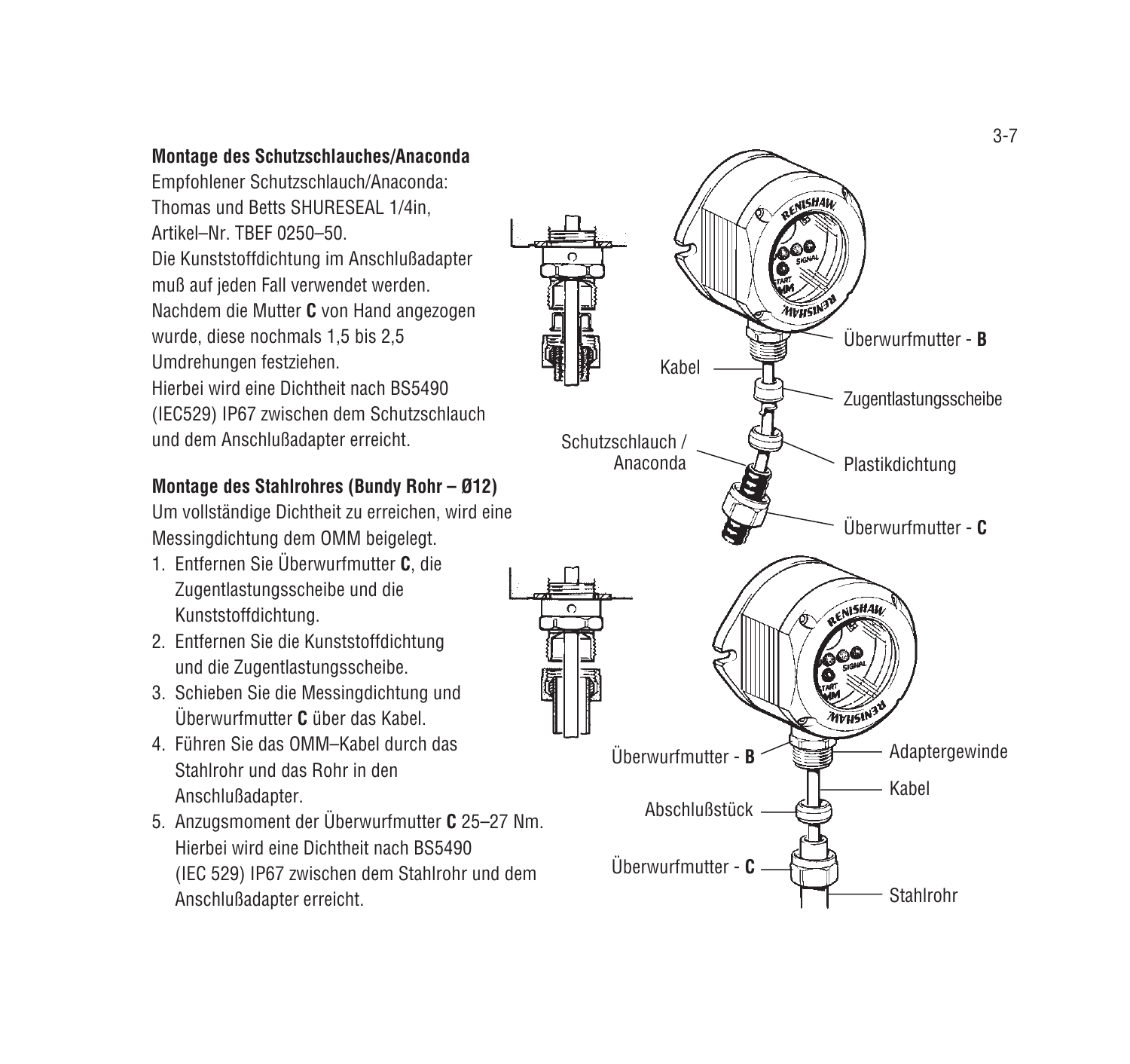**Montage des Schutzschlauches/Anaconda**

Empfohlener Schutzschlauch/Anaconda:
Thomas und Betts SHURESEAL 1/4in,
Artikel–Nr. TBEF 0250–50.
Die Kunststoffdichtung im Anschlußadapter muß auf jeden Fall verwendet werden.
Nachdem die Mutter **C** von Hand angezogen wurde, diese nochmals 1,5 bis 2,5 Umdrehungen festziehen.
Hierbei wird eine Dichtheit nach BS5490 (IEC529) IP67 zwischen dem Schutzschlauch und dem Anschlußadapter erreicht.

**Montage des Stahlrohres (Bundy Rohr – Ø12)**

Um vollständige Dichtheit zu erreichen, wird eine Messingdichtung dem OMM beigelegt.

1. Entfernen Sie Überwurfmutter **C**, die Zugentlastungsscheibe und die Kunststoffdichtung.
2. Entfernen Sie die Kunststoffdichtung und die Zugentlastungsscheibe.
3. Schieben Sie die Messingdichtung und Überwurfmutter **C** über das Kabel.
4. Führen Sie das OMM–Kabel durch das Stahlrohr und das Rohr in den Anschlußadapter.
5. Anzugsmoment der Überwurfmutter **C** 25–27 Nm. Hierbei wird eine Dichtheit nach BS5490 (IEC 529) IP67 zwischen dem Stahlrohr und dem Anschlußadapter erreicht.

Überwurfmutter - **B**
Kabel
Zugentlastungsscheibe
Schutzschlauch / Anaconda
Plastikdichtung
Überwurfmutter - **C**

Überwurfmutter - **B**
Adaptergewinde
Kabel
Abschlußstück
Überwurfmutter - **C**
Stahlrohr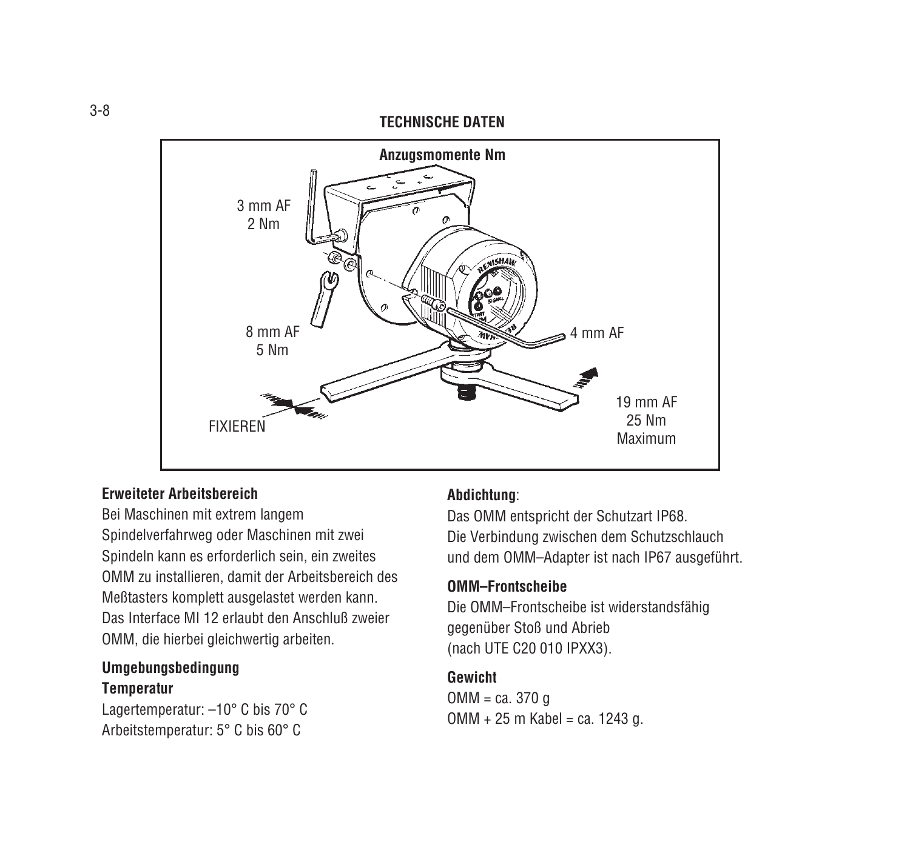## TECHNISCHE DATEN

**Anzugsmomente Nm**

3 mm AF
2 Nm

8 mm AF
5 Nm

4 mm AF

FIXIEREN

19 mm AF
25 Nm
Maximum

### Erweiteter Arbeitsbereich

Bei Maschinen mit extrem langem Spindelverfahrweg oder Maschinen mit zwei Spindeln kann es erforderlich sein, ein zweites OMM zu installieren, damit der Arbeitsbereich des Meßtasters komplett ausgelastet werden kann. Das Interface MI 12 erlaubt den Anschluß zweier OMM, die hierbei gleichwertig arbeiten.

### Umgebungsbedingung

**Temperatur**

Lagertemperatur: –10° C bis 70° C
Arbeitstemperatur: 5° C bis 60° C

### Abdichtung:

Das OMM entspricht der Schutzart IP68.
Die Verbindung zwischen dem Schutzschlauch und dem OMM–Adapter ist nach IP67 ausgeführt.

### OMM–Frontscheibe

Die OMM–Frontscheibe ist widerstandsfähig gegenüber Stoß und Abrieb (nach UTE C20 010 IPXX3).

### Gewicht

OMM = ca. 370 g
OMM + 25 m Kabel = ca. 1243 g.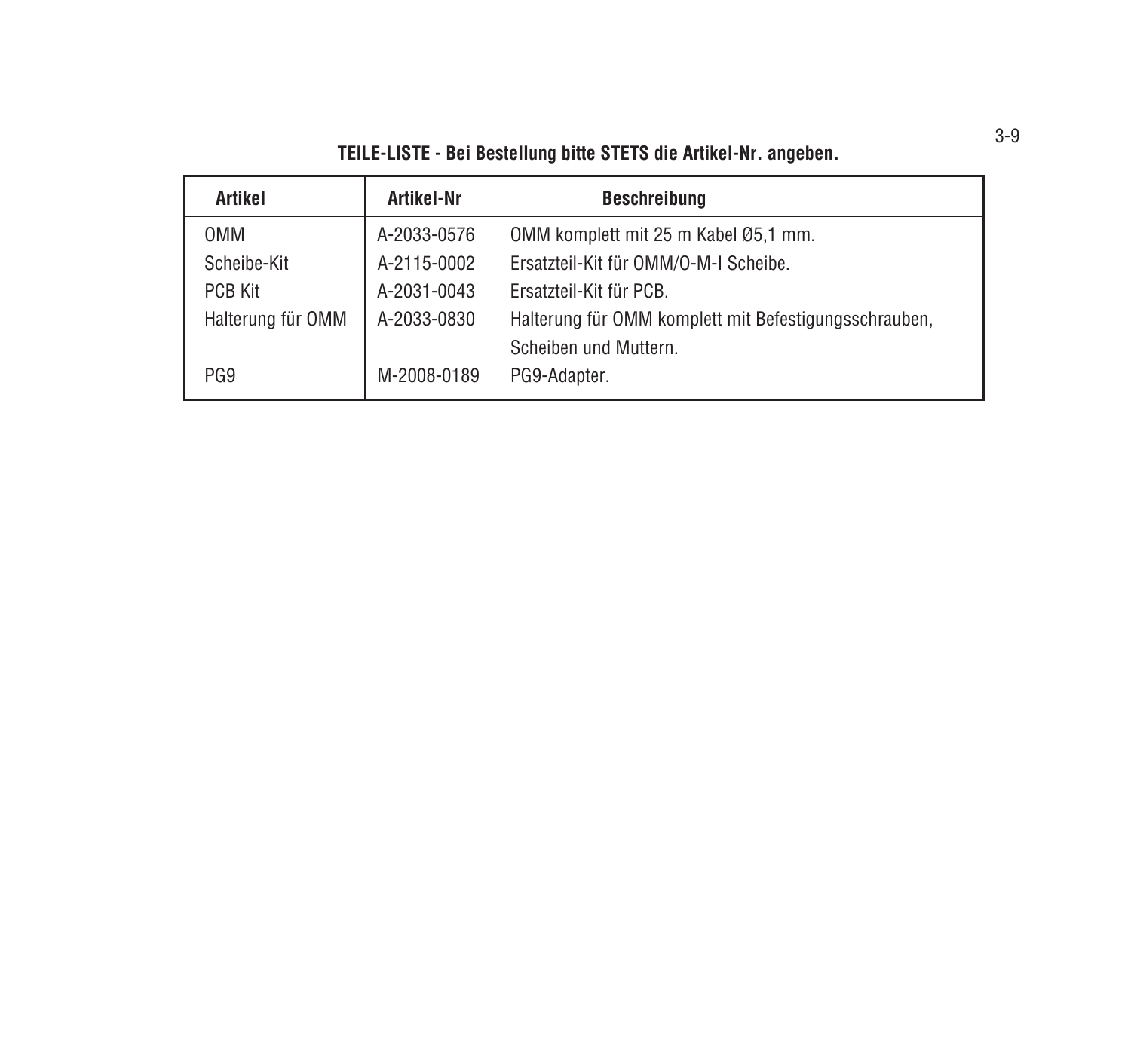**TEILE-LISTE - Bei Bestellung bitte STETS die Artikel-Nr. angeben.**

| Artikel | Artikel-Nr | Beschreibung |
|---|---|---|
| OMM | A-2033-0576 | OMM komplett mit 25 m Kabel Ø5,1 mm. |
| Scheibe-Kit | A-2115-0002 | Ersatzteil-Kit für OMM/O-M-I Scheibe. |
| PCB Kit | A-2031-0043 | Ersatzteil-Kit für PCB. |
| Halterung für OMM | A-2033-0830 | Halterung für OMM komplett mit Befestigungsschrauben, Scheiben und Muttern. |
| PG9 | M-2008-0189 | PG9-Adapter. |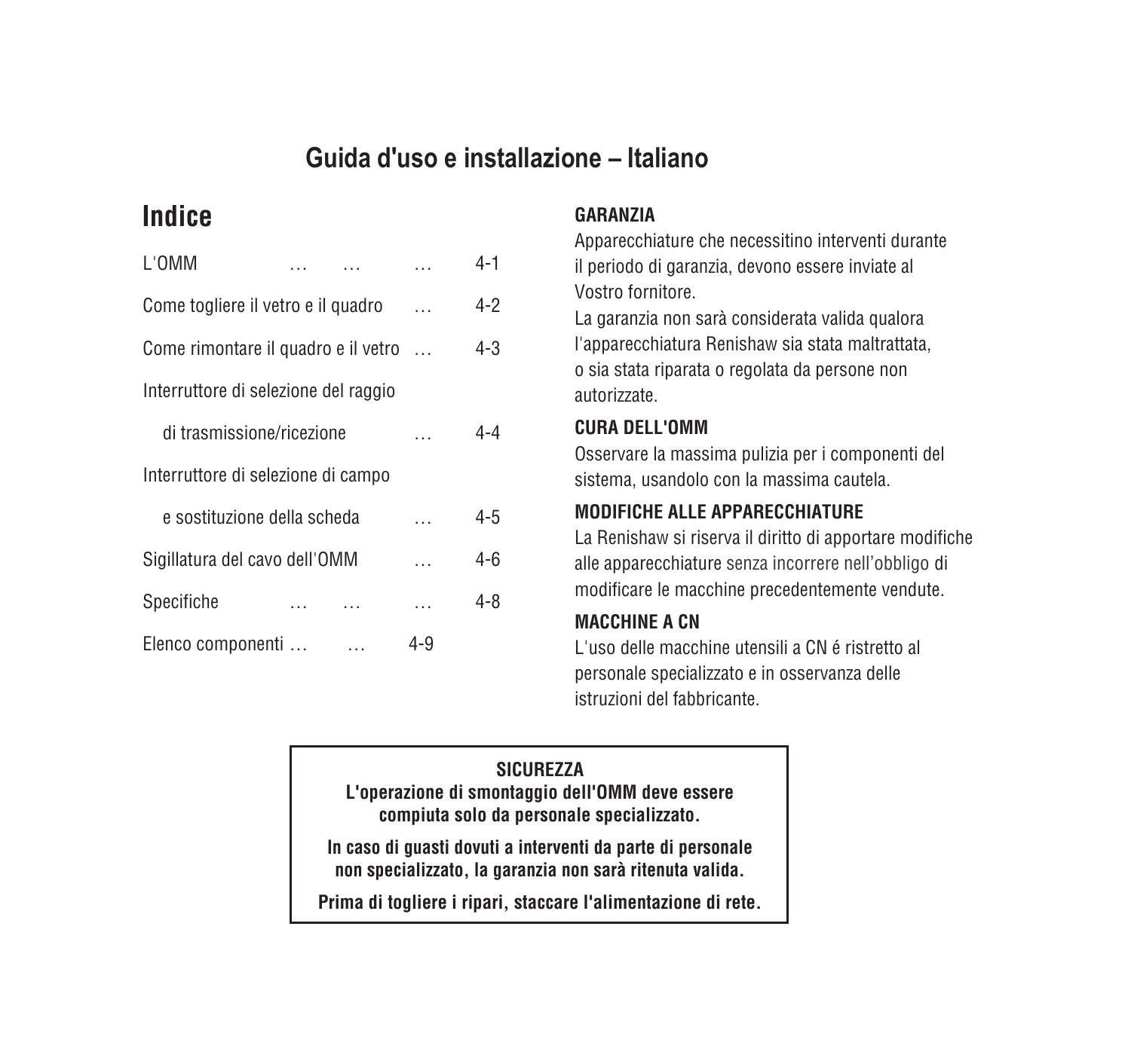# Guida d'uso e installazione – Italiano

## Indice

| | |
|---|---|
| L'OMM … … … | 4-1 |
| Come togliere il vetro e il quadro … | 4-2 |
| Come rimontare il quadro e il vetro … | 4-3 |
| Interruttore di selezione del raggio di trasmissione/ricezione … | 4-4 |
| Interruttore di selezione di campo e sostituzione della scheda … | 4-5 |
| Sigillatura del cavo dell'OMM … | 4-6 |
| Specifiche … … … | 4-8 |
| Elenco componenti … … | 4-9 |

**GARANZIA**

Apparecchiature che necessitino interventi durante il periodo di garanzia, devono essere inviate al Vostro fornitore.
La garanzia non sarà considerata valida qualora l'apparecchiatura Renishaw sia stata maltrattata, o sia stata riparata o regolata da persone non autorizzate.

**CURA DELL'OMM**

Osservare la massima pulizia per i componenti del sistema, usandolo con la massima cautela.

**MODIFICHE ALLE APPARECCHIATURE**

La Renishaw si riserva il diritto di apportare modifiche alle apparecchiature senza incorrere nell'obbligo di modificare le macchine precedentemente vendute.

**MACCHINE A CN**

L'uso delle macchine utensili a CN é ristretto al personale specializzato e in osservanza delle istruzioni del fabbricante.

**SICUREZZA**

**L'operazione di smontaggio dell'OMM deve essere compiuta solo da personale specializzato.**

**In caso di guasti dovuti a interventi da parte di personale non specializzato, la garanzia non sarà ritenuta valida.**

**Prima di togliere i ripari, staccare l'alimentazione di rete.**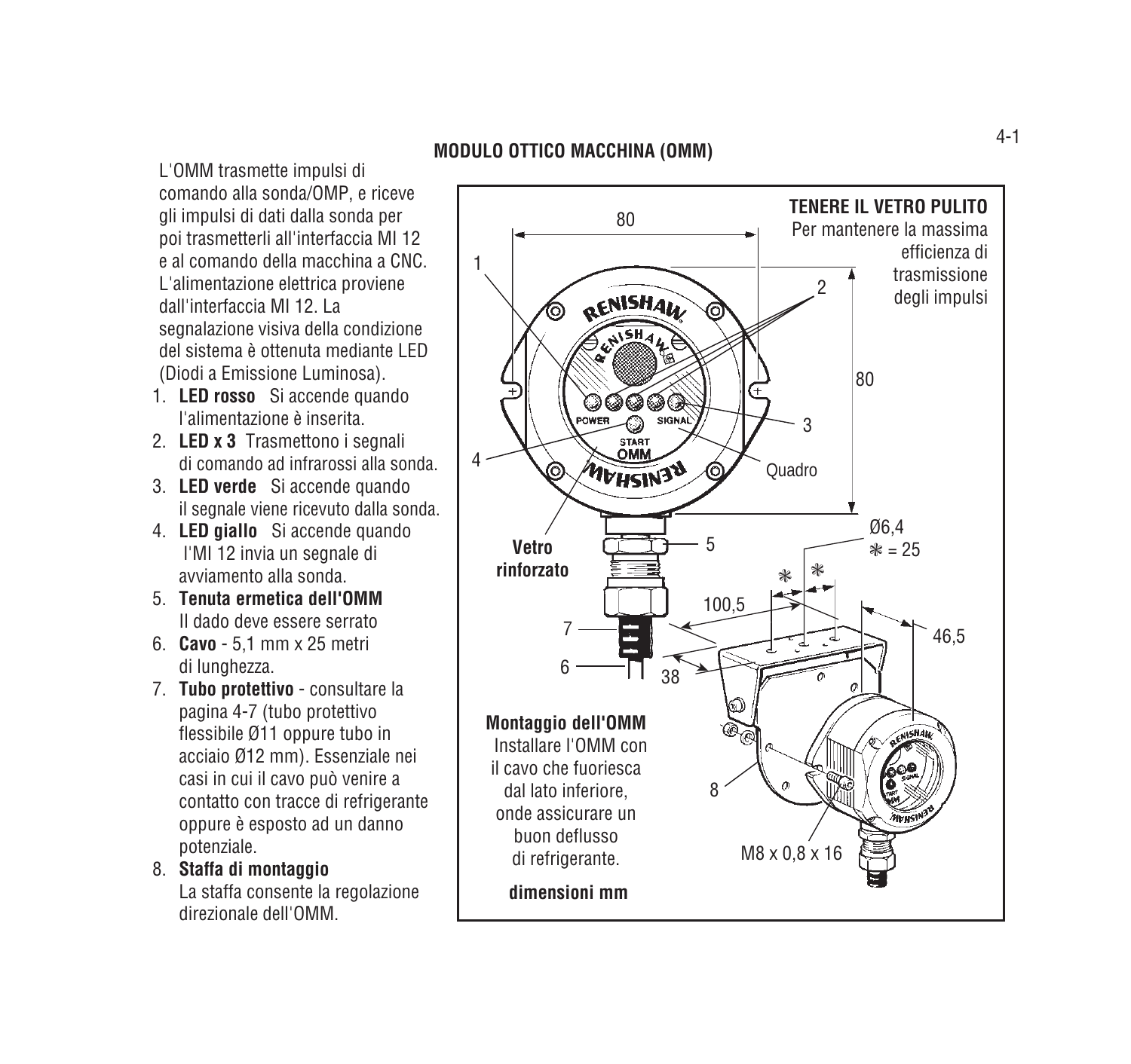## MODULO OTTICO MACCHINA (OMM)

L'OMM trasmette impulsi di comando alla sonda/OMP, e riceve gli impulsi di dati dalla sonda per poi trasmetterli all'interfaccia MI 12 e al comando della macchina a CNC. L'alimentazione elettrica proviene dall'interfaccia MI 12. La segnalazione visiva della condizione del sistema è ottenuta mediante LED (Diodi a Emissione Luminosa).

1. **LED rosso** Si accende quando l'alimentazione è inserita.
2. **LED x 3** Trasmettono i segnali di comando ad infrarossi alla sonda.
3. **LED verde** Si accende quando il segnale viene ricevuto dalla sonda.
4. **LED giallo** Si accende quando l'MI 12 invia un segnale di avviamento alla sonda.
5. **Tenuta ermetica dell'OMM** Il dado deve essere serrato
6. **Cavo** - 5,1 mm x 25 metri di lunghezza.
7. **Tubo protettivo** - consultare la pagina 4-7 (tubo protettivo flessibile Ø11 oppure tubo in acciaio Ø12 mm). Essenziale nei casi in cui il cavo può venire a contatto con tracce di refrigerante oppure è esposto ad un danno potenziale.
8. **Staffa di montaggio** La staffa consente la regolazione direzionale dell'OMM.

**TENERE IL VETRO PULITO**
Per mantenere la massima efficienza di trasmissione degli impulsi

80

80

1

2

3

4

Quadro

POWER SIGNAL START OMM

**Vetro rinforzato**

5

Ø6,4
✻ = 25

✻ ✻

100,5

46,5

7

6

38

**Montaggio dell'OMM**
Installare l'OMM con il cavo che fuoriesca dal lato inferiore, onde assicurare un buon deflusso di refrigerante.

8

M8 x 0,8 x 16

**dimensioni mm**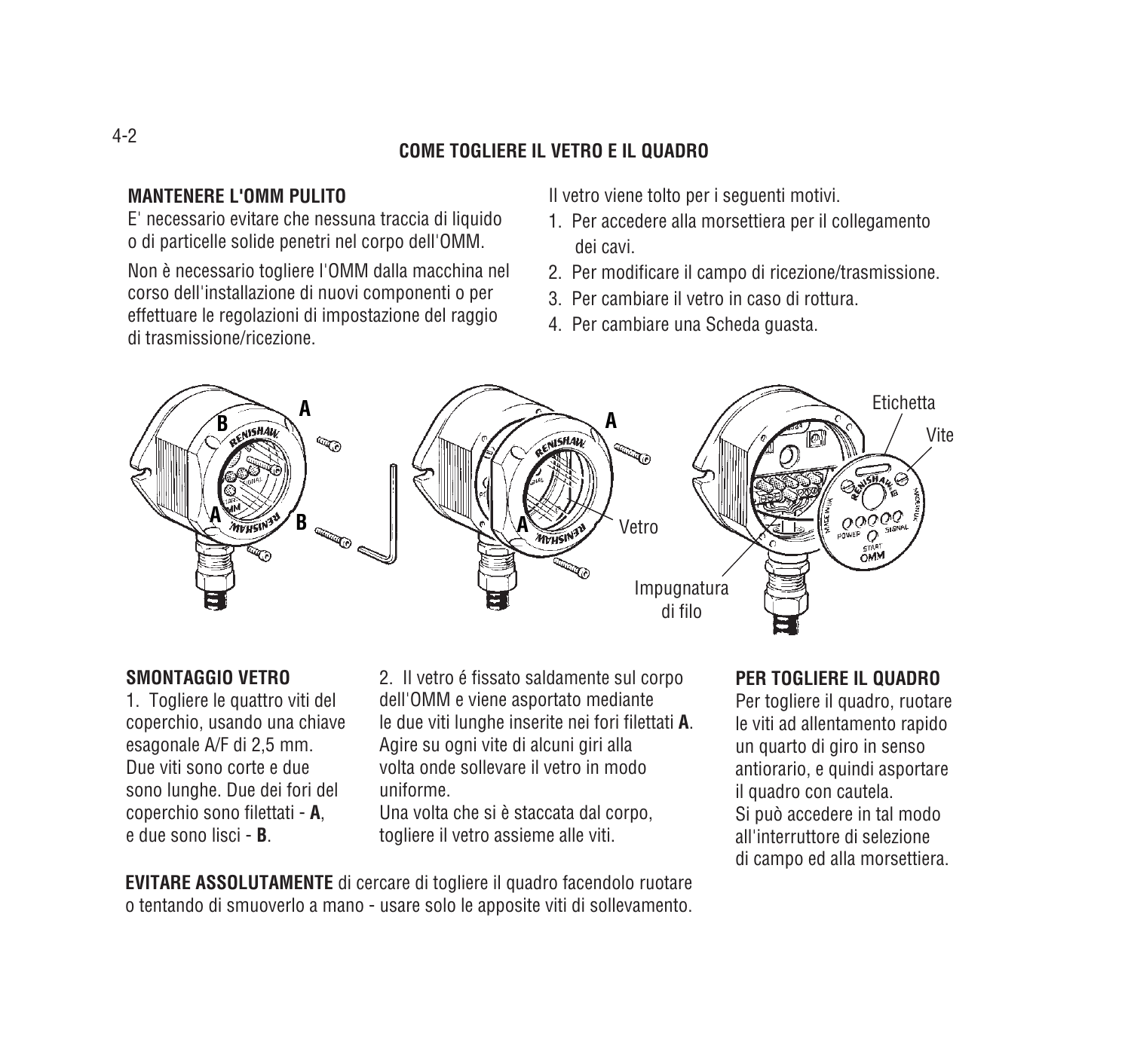# COME TOGLIERE IL VETRO E IL QUADRO

## MANTENERE L'OMM PULITO

E' necessario evitare che nessuna traccia di liquido o di particelle solide penetri nel corpo dell'OMM.

Non è necessario togliere l'OMM dalla macchina nel corso dell'installazione di nuovi componenti o per effettuare le regolazioni di impostazione del raggio di trasmissione/ricezione.

Il vetro viene tolto per i seguenti motivi.

1. Per accedere alla morsettiera per il collegamento dei cavi.
2. Per modificare il campo di ricezione/trasmissione.
3. Per cambiare il vetro in caso di rottura.
4. Per cambiare una Scheda guasta.

## SMONTAGGIO VETRO

1. Togliere le quattro viti del coperchio, usando una chiave esagonale A/F di 2,5 mm. Due viti sono corte e due sono lunghe. Due dei fori del coperchio sono filettati - **A**, e due sono lisci - **B**.

2. Il vetro é fissato saldamente sul corpo dell'OMM e viene asportato mediante le due viti lunghe inserite nei fori filettati **A**. Agire su ogni vite di alcuni giri alla volta onde sollevare il vetro in modo uniforme.
Una volta che si è staccata dal corpo, togliere il vetro assieme alle viti.

**EVITARE ASSOLUTAMENTE** di cercare di togliere il quadro facendolo ruotare o tentando di smuoverlo a mano - usare solo le apposite viti di sollevamento.

## PER TOGLIERE IL QUADRO

Per togliere il quadro, ruotare le viti ad allentamento rapido un quarto di giro in senso antiorario, e quindi asportare il quadro con cautela.
Si può accedere in tal modo all'interruttore di selezione di campo ed alla morsettiera.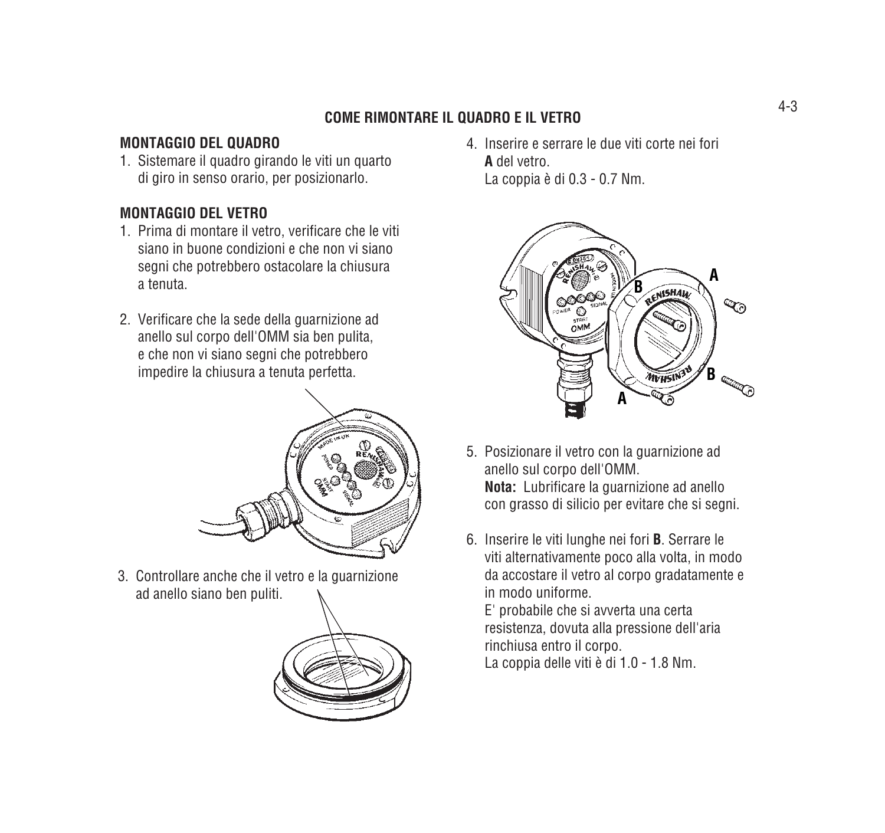## COME RIMONTARE IL QUADRO E IL VETRO

### MONTAGGIO DEL QUADRO

1. Sistemare il quadro girando le viti un quarto di giro in senso orario, per posizionarlo.

### MONTAGGIO DEL VETRO

1. Prima di montare il vetro, verificare che le viti siano in buone condizioni e che non vi siano segni che potrebbero ostacolare la chiusura a tenuta.

2. Verificare che la sede della guarnizione ad anello sul corpo dell'OMM sia ben pulita, e che non vi siano segni che potrebbero impedire la chiusura a tenuta perfetta.

3. Controllare anche che il vetro e la guarnizione ad anello siano ben puliti.

4. Inserire e serrare le due viti corte nei fori **A** del vetro.
   La coppia è di 0.3 - 0.7 Nm.

5. Posizionare il vetro con la guarnizione ad anello sul corpo dell'OMM.
   **Nota:** Lubrificare la guarnizione ad anello con grasso di silicio per evitare che si segni.

6. Inserire le viti lunghe nei fori **B**. Serrare le viti alternativamente poco alla volta, in modo da accostare il vetro al corpo gradatamente e in modo uniforme.
   E' probabile che si avverta una certa resistenza, dovuta alla pressione dell'aria rinchiusa entro il corpo.
   La coppia delle viti è di 1.0 - 1.8 Nm.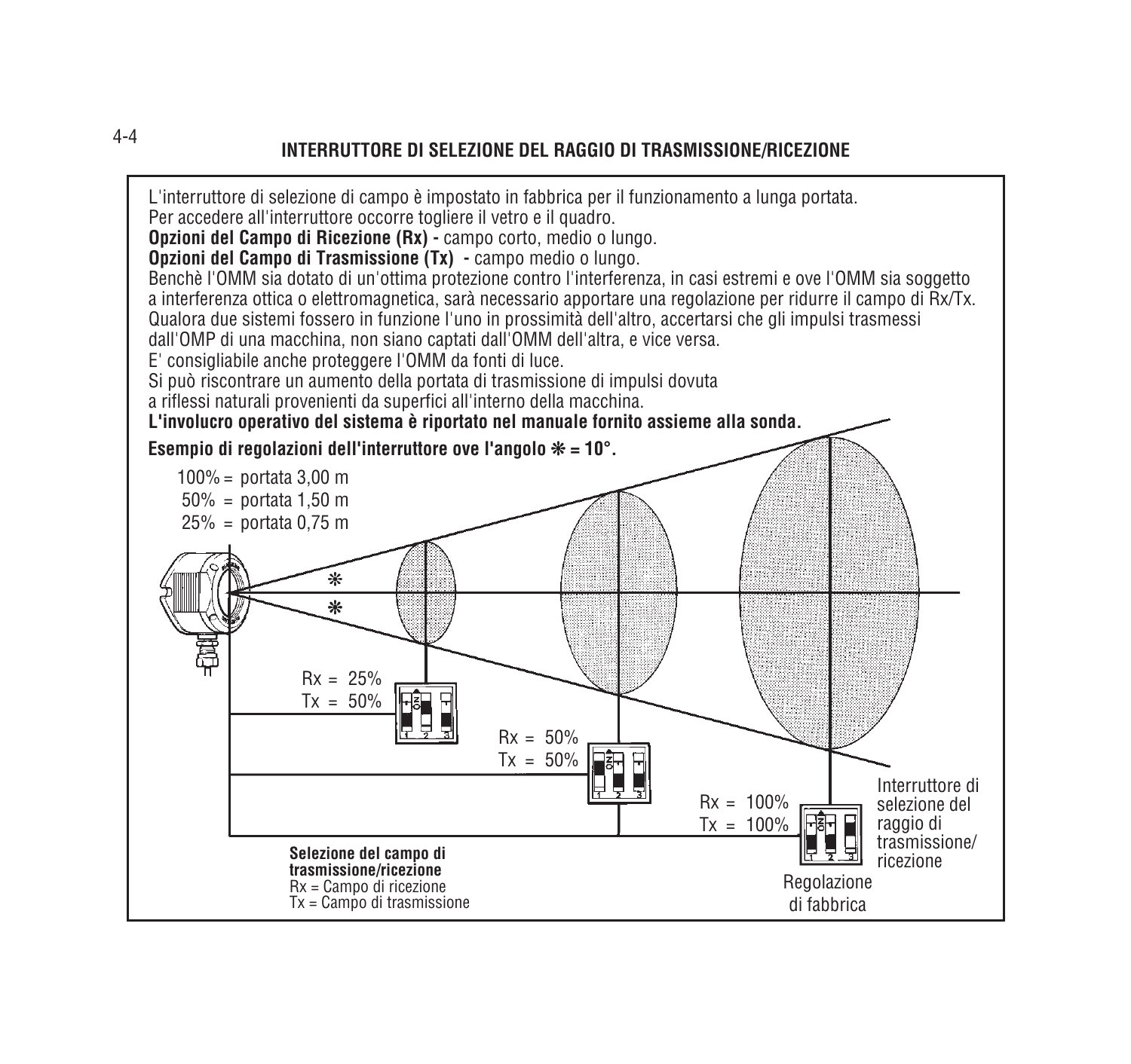## INTERRUTTORE DI SELEZIONE DEL RAGGIO DI TRASMISSIONE/RICEZIONE

L'interruttore di selezione di campo è impostato in fabbrica per il funzionamento a lunga portata.
Per accedere all'interruttore occorre togliere il vetro e il quadro.
**Opzioni del Campo di Ricezione (Rx) -** campo corto, medio o lungo.
**Opzioni del Campo di Trasmissione (Tx) -** campo medio o lungo.
Benchè l'OMM sia dotato di un'ottima protezione contro l'interferenza, in casi estremi e ove l'OMM sia soggetto a interferenza ottica o elettromagnetica, sarà necessario apportare una regolazione per ridurre il campo di Rx/Tx.
Qualora due sistemi fossero in funzione l'uno in prossimità dell'altro, accertarsi che gli impulsi trasmessi dall'OMP di una macchina, non siano captati dall'OMM dell'altra, e vice versa.
E' consigliabile anche proteggere l'OMM da fonti di luce.
Si può riscontrare un aumento della portata di trasmissione di impulsi dovuta a riflessi naturali provenienti da superfici all'interno della macchina.
**L'involucro operativo del sistema è riportato nel manuale fornito assieme alla sonda.**

**Esempio di regolazioni dell'interruttore ove l'angolo ✻ = 10°.**

100% = portata 3,00 m
50% = portata 1,50 m
25% = portata 0,75 m

Rx = 25%
Tx = 50%

Rx = 50%
Tx = 50%

Rx = 100%
Tx = 100%

Regolazione di fabbrica

Interruttore di selezione del raggio di trasmissione/ricezione

**Selezione del campo di trasmissione/ricezione**
Rx = Campo di ricezione
Tx = Campo di trasmissione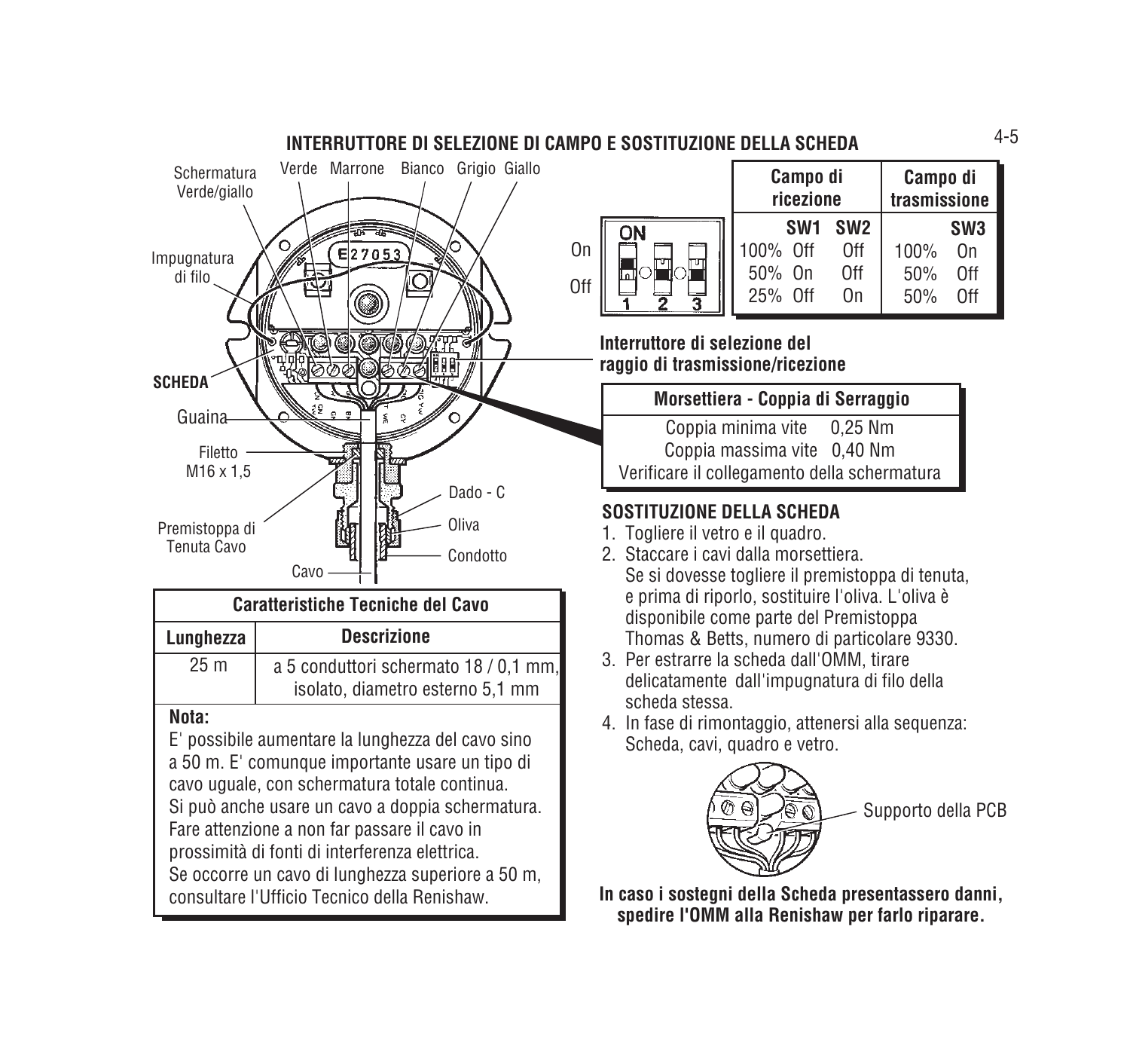## INTERRUTTORE DI SELEZIONE DI CAMPO E SOSTITUZIONE DELLA SCHEDA

Schermatura Verde/giallo, Verde, Marrone, Bianco, Grigio, Giallo

Impugnatura di filo

**SCHEDA**

Guaina

Filetto M16 x 1,5

Premistoppa di Tenuta Cavo

Cavo

Dado - C

Oliva

Condotto

| | Campo di ricezione | | | Campo di trasmissione | |
|---|---|---|---|---|---|
| | | SW1 | SW2 | | SW3 |
| On | 100% | Off | Off | 100% | On |
| Off | 50% | On | Off | 50% | Off |
| | 25% | Off | On | 50% | Off |

**Interruttore di selezione del raggio di trasmissione/ricezione**

| Morsettiera - Coppia di Serraggio |
|---|
| Coppia minima vite 0,25 Nm |
| Coppia massima vite 0,40 Nm |
| Verificare il collegamento della schermatura |

| Caratteristiche Tecniche del Cavo | |
|---|---|
| **Lunghezza** | **Descrizione** |
| 25 m | a 5 conduttori schermato 18 / 0,1 mm, isolato, diametro esterno 5,1 mm |

**Nota:**

E' possibile aumentare la lunghezza del cavo sino a 50 m. E' comunque importante usare un tipo di cavo uguale, con schermatura totale continua. Si può anche usare un cavo a doppia schermatura. Fare attenzione a non far passare il cavo in prossimità di fonti di interferenza elettrica. Se occorre un cavo di lunghezza superiore a 50 m, consultare l'Ufficio Tecnico della Renishaw.

### SOSTITUZIONE DELLA SCHEDA

1. Togliere il vetro e il quadro.
2. Staccare i cavi dalla morsettiera. Se si dovesse togliere il premistoppa di tenuta, e prima di riporlo, sostituire l'oliva. L'oliva è disponibile come parte del Premistoppa Thomas & Betts, numero di particolare 9330.
3. Per estrarre la scheda dall'OMM, tirare delicatamente dall'impugnatura di filo della scheda stessa.
4. In fase di rimontaggio, attenersi alla sequenza: Scheda, cavi, quadro e vetro.

Supporto della PCB

**In caso i sostegni della Scheda presentassero danni, spedire l'OMM alla Renishaw per farlo riparare.**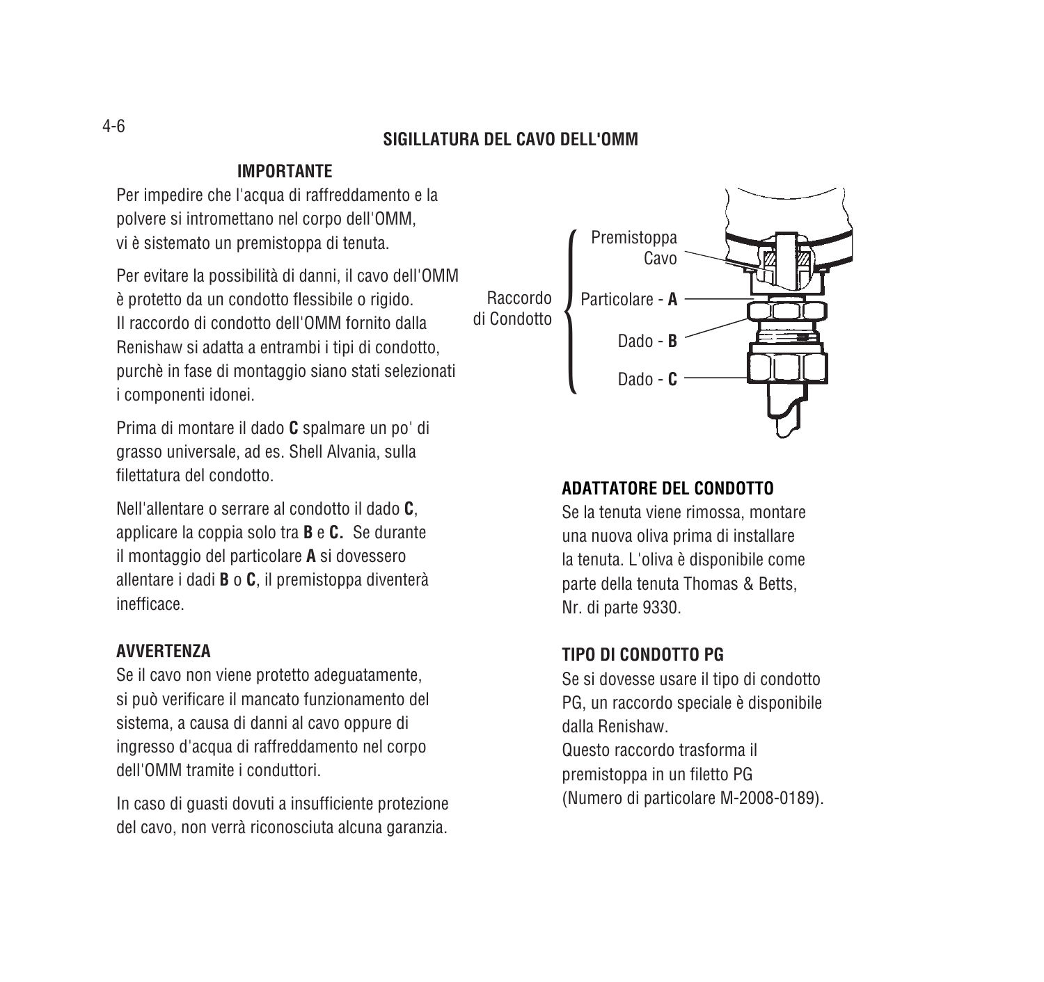## SIGILLATURA DEL CAVO DELL'OMM

### IMPORTANTE

Per impedire che l'acqua di raffreddamento e la polvere si intromettano nel corpo dell'OMM, vi è sistemato un premistoppa di tenuta.

Per evitare la possibilità di danni, il cavo dell'OMM è protetto da un condotto flessibile o rigido. Il raccordo di condotto dell'OMM fornito dalla Renishaw si adatta a entrambi i tipi di condotto, purchè in fase di montaggio siano stati selezionati i componenti idonei.

Prima di montare il dado **C** spalmare un po' di grasso universale, ad es. Shell Alvania, sulla filettatura del condotto.

Nell'allentare o serrare al condotto il dado **C**, applicare la coppia solo tra **B** e **C.** Se durante il montaggio del particolare **A** si dovessero allentare i dadi **B** o **C**, il premistoppa diventerà inefficace.

### AVVERTENZA

Se il cavo non viene protetto adeguatamente, si può verificare il mancato funzionamento del sistema, a causa di danni al cavo oppure di ingresso d'acqua di raffreddamento nel corpo dell'OMM tramite i conduttori.

In caso di guasti dovuti a insufficiente protezione del cavo, non verrà riconosciuta alcuna garanzia.

Raccordo di Condotto: Premistoppa Cavo; Particolare - **A**; Dado - **B**; Dado - **C**

### ADATTATORE DEL CONDOTTO

Se la tenuta viene rimossa, montare una nuova oliva prima di installare la tenuta. L'oliva è disponibile come parte della tenuta Thomas & Betts, Nr. di parte 9330.

### TIPO DI CONDOTTO PG

Se si dovesse usare il tipo di condotto PG, un raccordo speciale è disponibile dalla Renishaw.
Questo raccordo trasforma il premistoppa in un filetto PG (Numero di particolare M-2008-0189).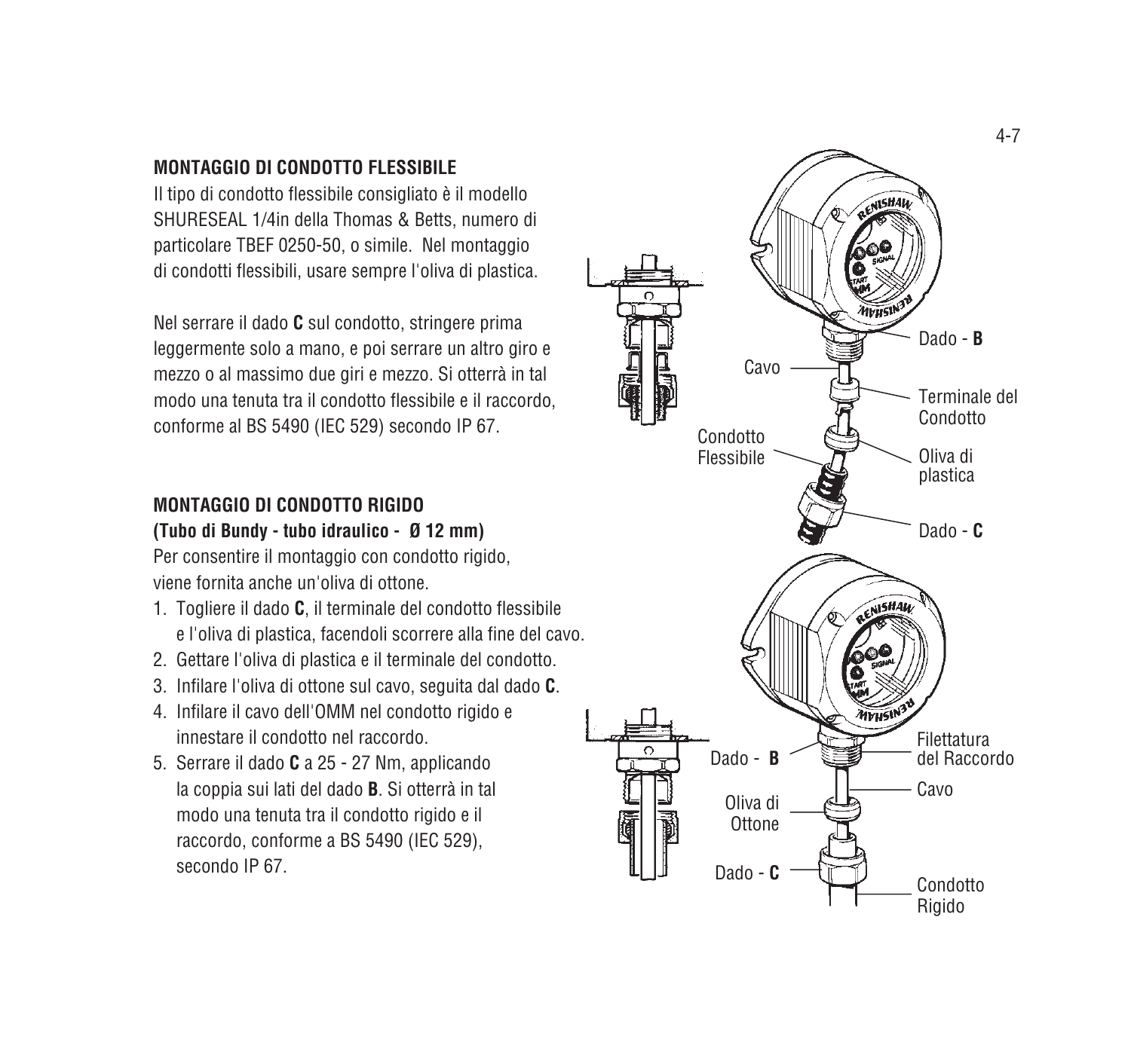## MONTAGGIO DI CONDOTTO FLESSIBILE

Il tipo di condotto flessibile consigliato è il modello SHURESEAL 1/4in della Thomas & Betts, numero di particolare TBEF 0250-50, o simile. Nel montaggio di condotti flessibili, usare sempre l'oliva di plastica.

Nel serrare il dado **C** sul condotto, stringere prima leggermente solo a mano, e poi serrare un altro giro e mezzo o al massimo due giri e mezzo. Si otterrà in tal modo una tenuta tra il condotto flessibile e il raccordo, conforme al BS 5490 (IEC 529) secondo IP 67.

Dado - **B**

Cavo

Terminale del Condotto

Condotto Flessibile

Oliva di plastica

Dado - **C**

## MONTAGGIO DI CONDOTTO RIGIDO

**(Tubo di Bundy - tubo idraulico - Ø 12 mm)**

Per consentire il montaggio con condotto rigido, viene fornita anche un'oliva di ottone.

1. Togliere il dado **C**, il terminale del condotto flessibile e l'oliva di plastica, facendoli scorrere alla fine del cavo.
2. Gettare l'oliva di plastica e il terminale del condotto.
3. Infilare l'oliva di ottone sul cavo, seguita dal dado **C**.
4. Infilare il cavo dell'OMM nel condotto rigido e innestare il condotto nel raccordo.
5. Serrare il dado **C** a 25 - 27 Nm, applicando la coppia sui lati del dado **B**. Si otterrà in tal modo una tenuta tra il condotto rigido e il raccordo, conforme a BS 5490 (IEC 529), secondo IP 67.

Filettatura del Raccordo

Dado - **B**

Cavo

Oliva di Ottone

Dado - **C**

Condotto Rigido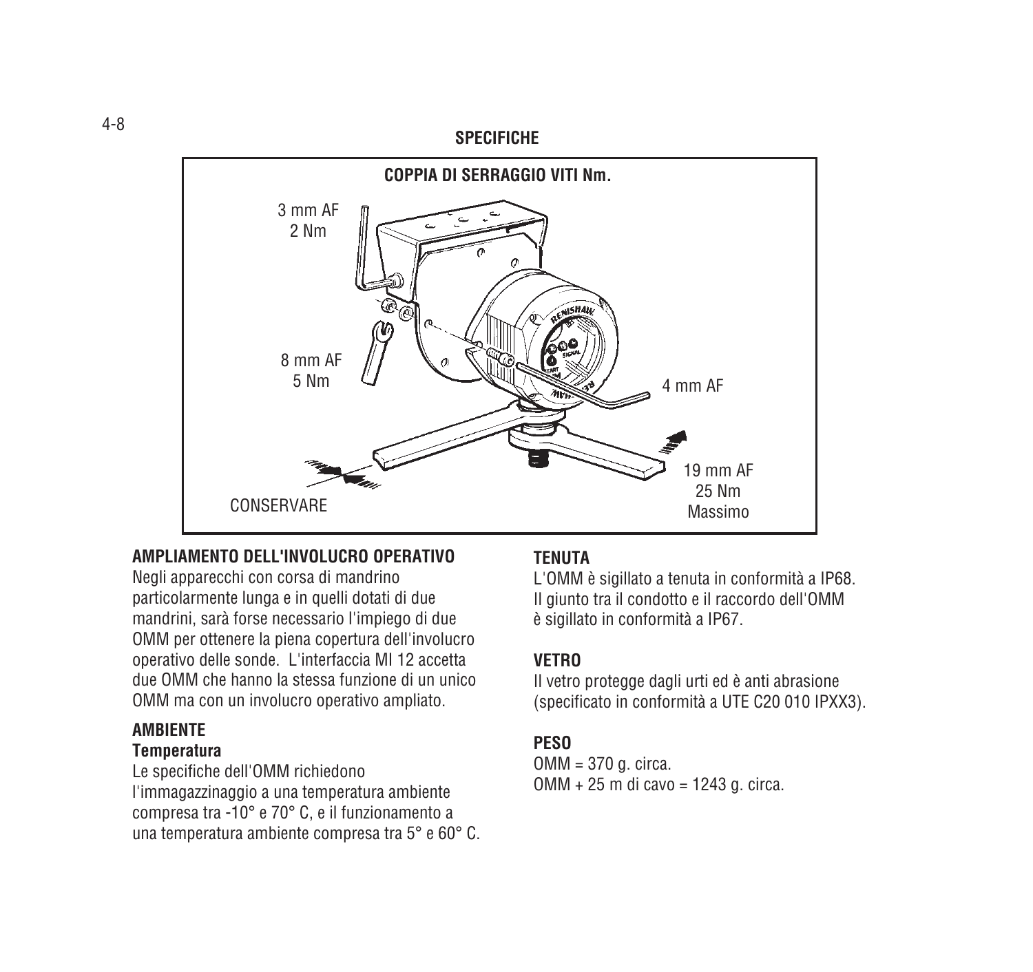## SPECIFICHE

**COPPIA DI SERRAGGIO VITI Nm.**

3 mm AF
2 Nm

8 mm AF
5 Nm

4 mm AF

19 mm AF
25 Nm
Massimo

CONSERVARE

### AMPLIAMENTO DELL'INVOLUCRO OPERATIVO

Negli apparecchi con corsa di mandrino particolarmente lunga e in quelli dotati di due mandrini, sarà forse necessario l'impiego di due OMM per ottenere la piena copertura dell'involucro operativo delle sonde. L'interfaccia MI 12 accetta due OMM che hanno la stessa funzione di un unico OMM ma con un involucro operativo ampliato.

### AMBIENTE

#### Temperatura

Le specifiche dell'OMM richiedono l'immagazzinaggio a una temperatura ambiente compresa tra -10° e 70° C, e il funzionamento a una temperatura ambiente compresa tra 5° e 60° C.

### TENUTA

L'OMM è sigillato a tenuta in conformità a IP68.
Il giunto tra il condotto e il raccordo dell'OMM è sigillato in conformità a IP67.

### VETRO

Il vetro protegge dagli urti ed è anti abrasione (specificato in conformità a UTE C20 010 IPXX3).

### PESO

OMM = 370 g. circa.
OMM + 25 m di cavo = 1243 g. circa.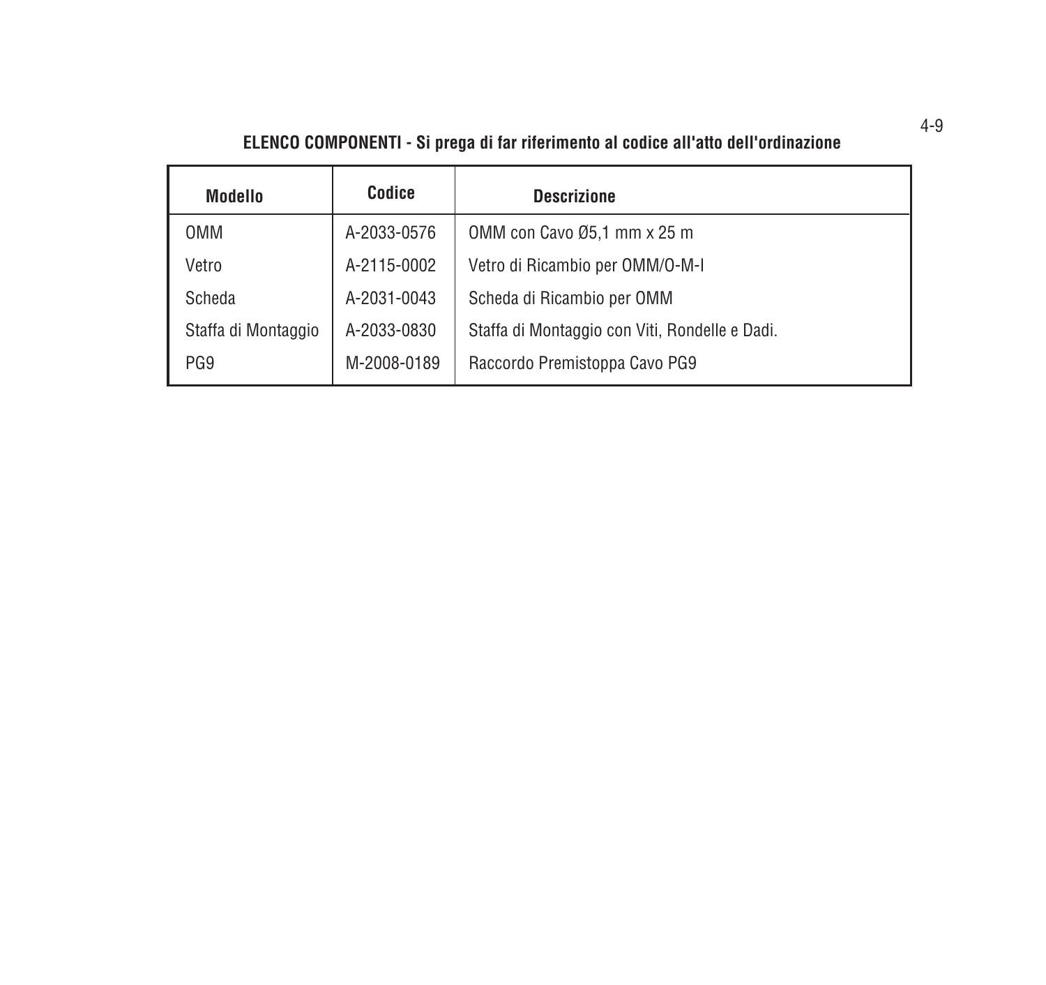**ELENCO COMPONENTI - Si prega di far riferimento al codice all'atto dell'ordinazione**

| Modello | Codice | Descrizione |
|---|---|---|
| OMM | A-2033-0576 | OMM con Cavo Ø5,1 mm x 25 m |
| Vetro | A-2115-0002 | Vetro di Ricambio per OMM/O-M-I |
| Scheda | A-2031-0043 | Scheda di Ricambio per OMM |
| Staffa di Montaggio | A-2033-0830 | Staffa di Montaggio con Viti, Rondelle e Dadi. |
| PG9 | M-2008-0189 | Raccordo Premistoppa Cavo PG9 |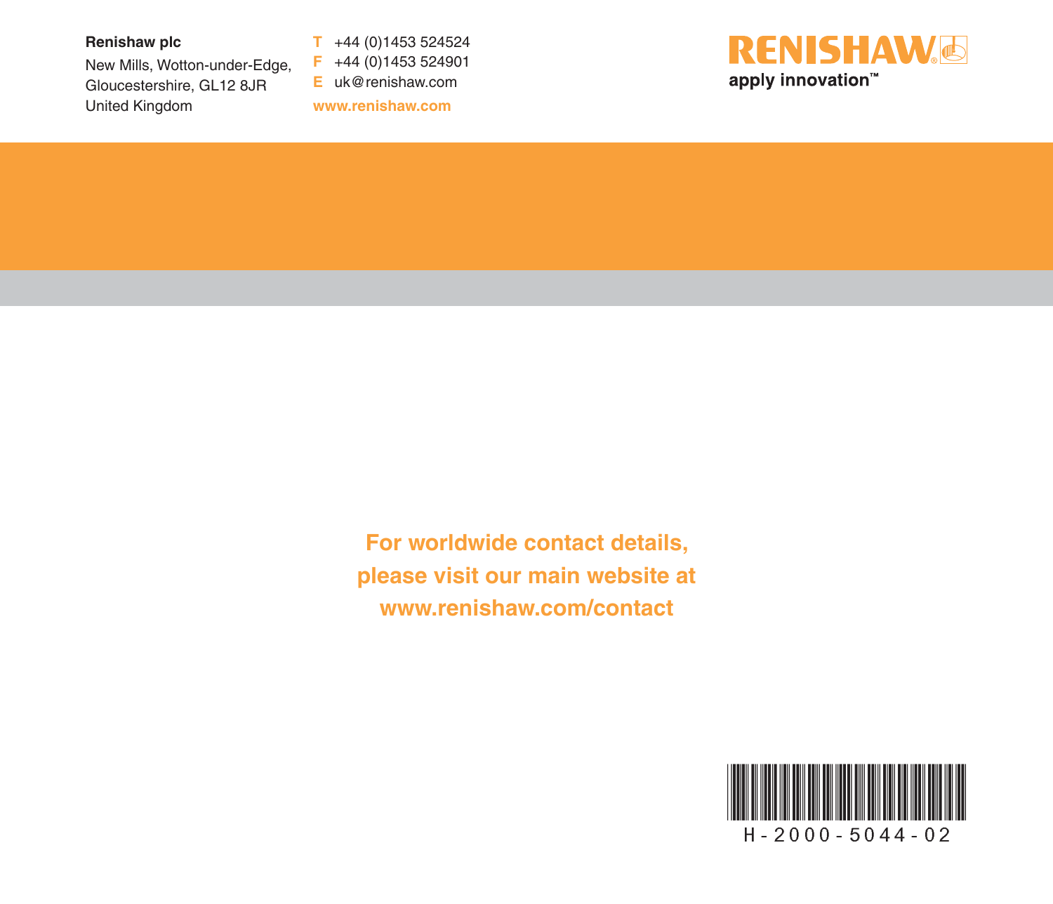**Renishaw plc**

New Mills, Wotton-under-Edge,
Gloucestershire, GL12 8JR
United Kingdom

**T** +44 (0)1453 524524
**F** +44 (0)1453 524901
**E** uk@renishaw.com

**www.renishaw.com**

RENISHAW
apply innovation™

**For worldwide contact details, please visit our main website at www.renishaw.com/contact**

H-2000-5044-02